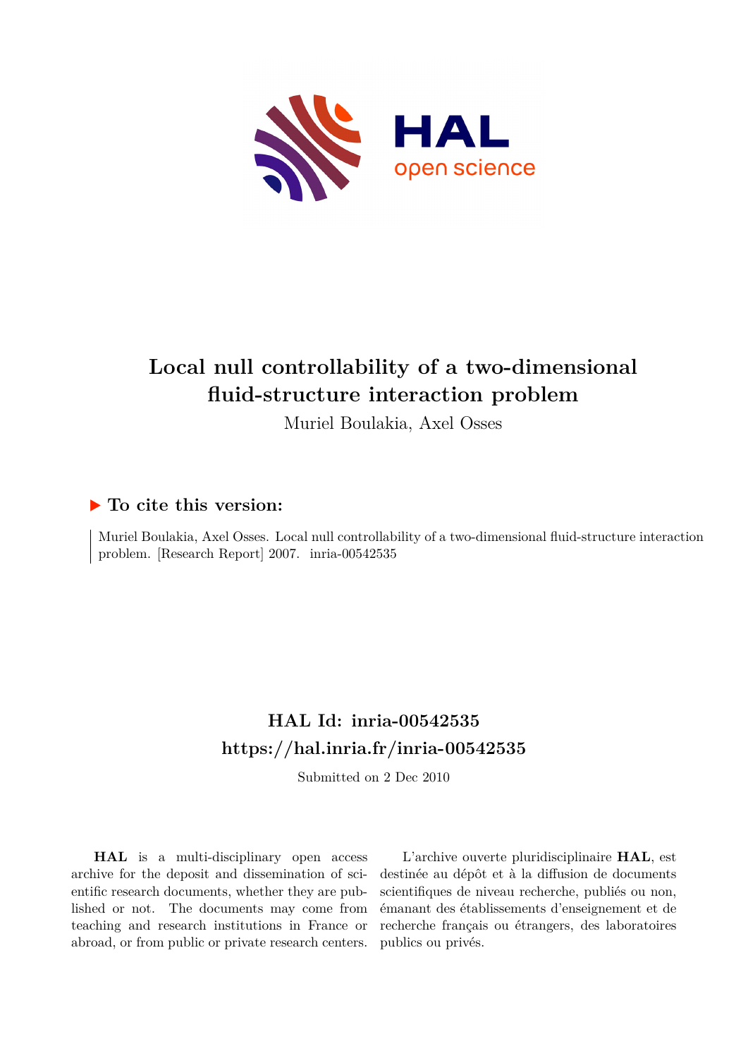# Local null controllability of a two-dimensional fluid-structure interaction problem

Muriel Boulakia, Axel Osses

## ▶ To cite this version:

Muriel Boulakia, Axel Osses. Local null controllability of a two-dimensional fluid-structure interaction problem. [Research Report] 2007. inria-00542535

## HAL Id: inria-00542535
## https://hal.inria.fr/inria-00542535

Submitted on 2 Dec 2010

**HAL** is a multi-disciplinary open access archive for the deposit and dissemination of scientific research documents, whether they are published or not. The documents may come from teaching and research institutions in France or abroad, or from public or private research centers.

L'archive ouverte pluridisciplinaire **HAL**, est destinée au dépôt et à la diffusion de documents scientifiques de niveau recherche, publiés ou non, émanant des établissements d'enseignement et de recherche français ou étrangers, des laboratoires publics ou privés.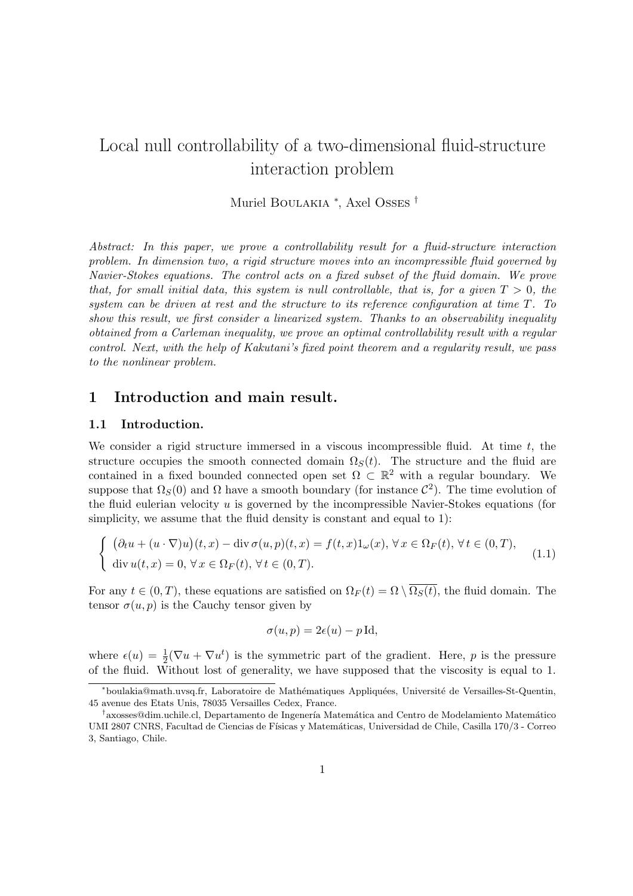# Local null controllability of a two-dimensional fluid-structure interaction problem

Muriel Boulakia [*], Axel Osses [†]

*Abstract: In this paper, we prove a controllability result for a fluid-structure interaction problem. In dimension two, a rigid structure moves into an incompressible fluid governed by Navier-Stokes equations. The control acts on a fixed subset of the fluid domain. We prove that, for small initial data, this system is null controllable, that is, for a given $T > 0$, the system can be driven at rest and the structure to its reference configuration at time $T$. To show this result, we first consider a linearized system. Thanks to an observability inequality obtained from a Carleman inequality, we prove an optimal controllability result with a regular control. Next, with the help of Kakutani's fixed point theorem and a regularity result, we pass to the nonlinear problem.*

## 1 Introduction and main result.

### 1.1 Introduction.

We consider a rigid structure immersed in a viscous incompressible fluid. At time $t$, the structure occupies the smooth connected domain $\Omega_S(t)$. The structure and the fluid are contained in a fixed bounded connected open set $\Omega \subset \mathbb{R}^2$ with a regular boundary. We suppose that $\Omega_S(0)$ and $\Omega$ have a smooth boundary (for instance $\mathcal{C}^2$). The time evolution of the fluid eulerian velocity $u$ is governed by the incompressible Navier-Stokes equations (for simplicity, we assume that the fluid density is constant and equal to 1):

$$
\left\{
\begin{array}{l}
\big(\partial_t u + (u \cdot \nabla) u\big)(t,x) - \operatorname{div} \sigma(u,p)(t,x) = f(t,x) 1_{\omega}(x),\ \forall\, x \in \Omega_F(t),\ \forall\, t \in (0,T), \\
\operatorname{div} u(t,x) = 0,\ \forall\, x \in \Omega_F(t),\ \forall\, t \in (0,T).
\end{array}
\right. \tag{1.1}
$$

For any $t \in (0,T)$, these equations are satisfied on $\Omega_F(t) = \Omega \setminus \overline{\Omega_S(t)}$, the fluid domain. The tensor $\sigma(u,p)$ is the Cauchy tensor given by

$$
\sigma(u,p) = 2\epsilon(u) - p\,\mathrm{Id},
$$

where $\epsilon(u) = \frac{1}{2}(\nabla u + \nabla u^t)$ is the symmetric part of the gradient. Here, $p$ is the pressure of the fluid. Without lost of generality, we have supposed that the viscosity is equal to 1.

[*] boulakia@math.uvsq.fr, Laboratoire de Mathématiques Appliquées, Université de Versailles-St-Quentin, 45 avenue des Etats Unis, 78035 Versailles Cedex, France.

[†] axosses@dim.uchile.cl, Departamento de Ingenería Matemática and Centro de Modelamiento Matemático UMI 2807 CNRS, Facultad de Ciencias de Físicas y Matemáticas, Universidad de Chile, Casilla 170/3 - Correo 3, Santiago, Chile.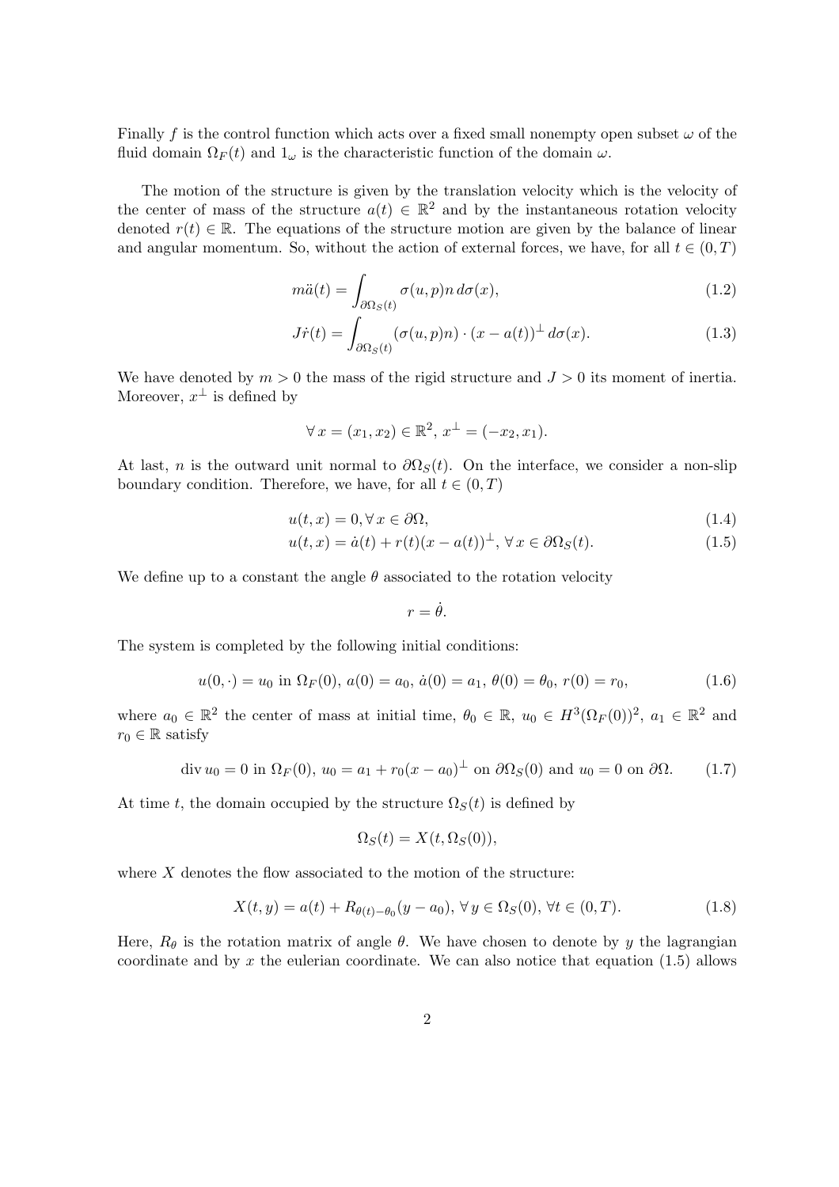Finally $f$ is the control function which acts over a fixed small nonempty open subset $\omega$ of the fluid domain $\Omega_F(t)$ and $1_\omega$ is the characteristic function of the domain $\omega$.

The motion of the structure is given by the translation velocity which is the velocity of the center of mass of the structure $a(t) \in \mathbb{R}^2$ and by the instantaneous rotation velocity denoted $r(t) \in \mathbb{R}$. The equations of the structure motion are given by the balance of linear and angular momentum. So, without the action of external forces, we have, for all $t \in (0,T)$

$$m\ddot{a}(t) = \int_{\partial\Omega_S(t)} \sigma(u,p)n \, d\sigma(x), \tag{1.2}$$

$$J\dot{r}(t) = \int_{\partial\Omega_S(t)} (\sigma(u,p)n) \cdot (x - a(t))^\perp \, d\sigma(x). \tag{1.3}$$

We have denoted by $m > 0$ the mass of the rigid structure and $J > 0$ its moment of inertia. Moreover, $x^\perp$ is defined by

$$\forall \, x = (x_1, x_2) \in \mathbb{R}^2, \; x^\perp = (-x_2, x_1).$$

At last, $n$ is the outward unit normal to $\partial\Omega_S(t)$. On the interface, we consider a non-slip boundary condition. Therefore, we have, for all $t \in (0,T)$

$$u(t,x) = 0, \forall \, x \in \partial\Omega, \tag{1.4}$$

$$u(t,x) = \dot{a}(t) + r(t)(x - a(t))^\perp, \; \forall \, x \in \partial\Omega_S(t). \tag{1.5}$$

We define up to a constant the angle $\theta$ associated to the rotation velocity

$$r = \dot{\theta}.$$

The system is completed by the following initial conditions:

$$u(0,\cdot) = u_0 \text{ in } \Omega_F(0), \; a(0) = a_0, \; \dot{a}(0) = a_1, \; \theta(0) = \theta_0, \; r(0) = r_0, \tag{1.6}$$

where $a_0 \in \mathbb{R}^2$ the center of mass at initial time, $\theta_0 \in \mathbb{R}$, $u_0 \in H^3(\Omega_F(0))^2$, $a_1 \in \mathbb{R}^2$ and $r_0 \in \mathbb{R}$ satisfy

$$\operatorname{div} u_0 = 0 \text{ in } \Omega_F(0), \; u_0 = a_1 + r_0(x - a_0)^\perp \text{ on } \partial\Omega_S(0) \text{ and } u_0 = 0 \text{ on } \partial\Omega. \tag{1.7}$$

At time $t$, the domain occupied by the structure $\Omega_S(t)$ is defined by

$$\Omega_S(t) = X(t, \Omega_S(0)),$$

where $X$ denotes the flow associated to the motion of the structure:

$$X(t,y) = a(t) + R_{\theta(t)-\theta_0}(y - a_0), \; \forall \, y \in \Omega_S(0), \; \forall t \in (0,T). \tag{1.8}$$

Here, $R_\theta$ is the rotation matrix of angle $\theta$. We have chosen to denote by $y$ the lagrangian coordinate and by $x$ the eulerian coordinate. We can also notice that equation (1.5) allows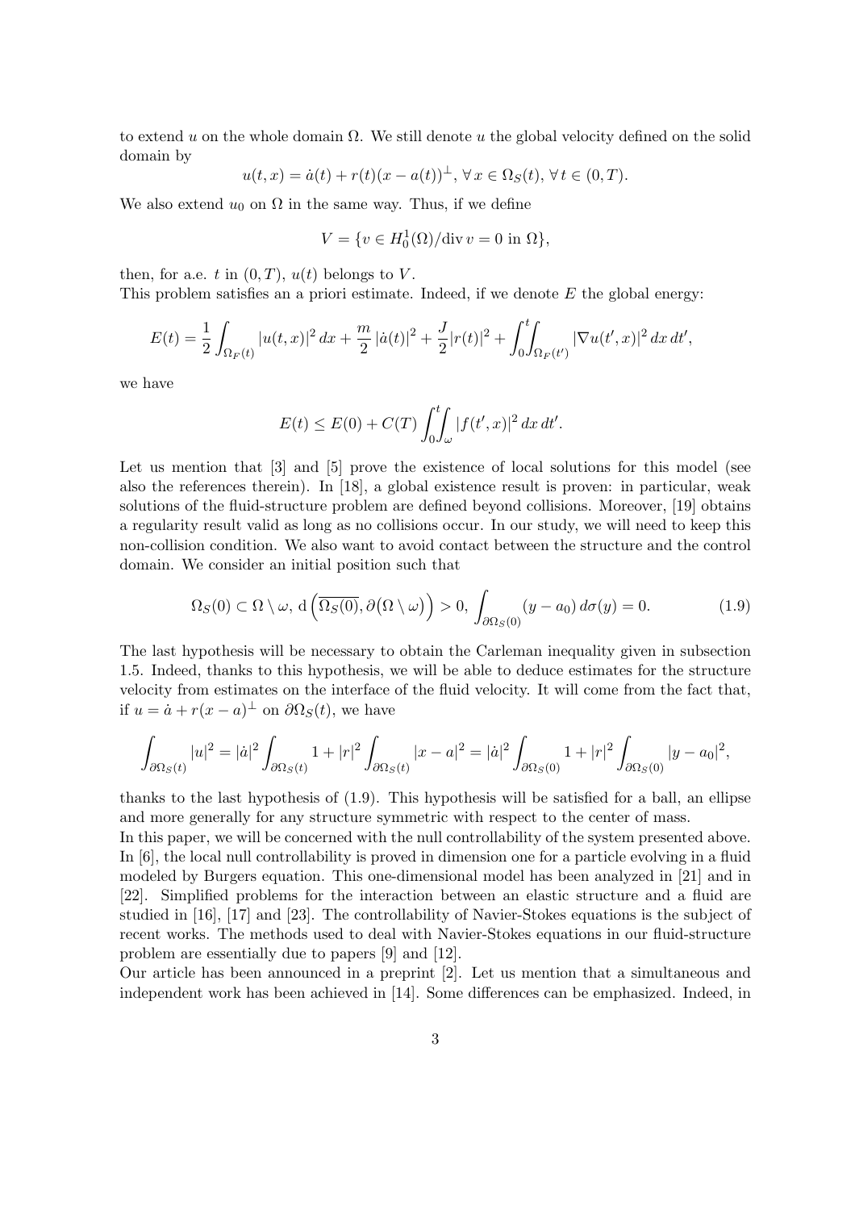to extend $u$ on the whole domain $\Omega$. We still denote $u$ the global velocity defined on the solid domain by

$$u(t,x) = \dot{a}(t) + r(t)(x - a(t))^{\perp},\ \forall\, x \in \Omega_S(t),\ \forall\, t \in (0,T).$$

We also extend $u_0$ on $\Omega$ in the same way. Thus, if we define

$$V = \{v \in H_0^1(\Omega)/\operatorname{div} v = 0 \text{ in } \Omega\},$$

then, for a.e. $t$ in $(0,T)$, $u(t)$ belongs to $V$.
This problem satisfies an a priori estimate. Indeed, if we denote $E$ the global energy:

$$E(t) = \frac{1}{2}\int_{\Omega_F(t)} |u(t,x)|^2\,dx + \frac{m}{2}\,|\dot{a}(t)|^2 + \frac{J}{2}|r(t)|^2 + \int_0^t\!\!\int_{\Omega_F(t')} |\nabla u(t',x)|^2\,dx\,dt',$$

we have

$$E(t) \leq E(0) + C(T)\int_0^t\!\!\int_{\omega} |f(t',x)|^2\,dx\,dt'.$$

Let us mention that [3] and [5] prove the existence of local solutions for this model (see also the references therein). In [18], a global existence result is proven: in particular, weak solutions of the fluid-structure problem are defined beyond collisions. Moreover, [19] obtains a regularity result valid as long as no collisions occur. In our study, we will need to keep this non-collision condition. We also want to avoid contact between the structure and the control domain. We consider an initial position such that

$$\Omega_S(0) \subset \Omega \setminus \omega,\ \mathrm{d}\left(\overline{\Omega_S(0)}, \partial\big(\Omega\setminus\omega\big)\right) > 0,\ \int_{\partial\Omega_S(0)} (y - a_0)\,d\sigma(y) = 0. \tag{1.9}$$

The last hypothesis will be necessary to obtain the Carleman inequality given in subsection 1.5. Indeed, thanks to this hypothesis, we will be able to deduce estimates for the structure velocity from estimates on the interface of the fluid velocity. It will come from the fact that, if $u = \dot{a} + r(x-a)^{\perp}$ on $\partial\Omega_S(t)$, we have

$$\int_{\partial\Omega_S(t)} |u|^2 = |\dot{a}|^2\int_{\partial\Omega_S(t)} 1 + |r|^2\int_{\partial\Omega_S(t)} |x-a|^2 = |\dot{a}|^2\int_{\partial\Omega_S(0)} 1 + |r|^2\int_{\partial\Omega_S(0)} |y-a_0|^2,$$

thanks to the last hypothesis of (1.9). This hypothesis will be satisfied for a ball, an ellipse and more generally for any structure symmetric with respect to the center of mass.
In this paper, we will be concerned with the null controllability of the system presented above. In [6], the local null controllability is proved in dimension one for a particle evolving in a fluid modeled by Burgers equation. This one-dimensional model has been analyzed in [21] and in [22]. Simplified problems for the interaction between an elastic structure and a fluid are studied in [16], [17] and [23]. The controllability of Navier-Stokes equations is the subject of recent works. The methods used to deal with Navier-Stokes equations in our fluid-structure problem are essentially due to papers [9] and [12].
Our article has been announced in a preprint [2]. Let us mention that a simultaneous and independent work has been achieved in [14]. Some differences can be emphasized. Indeed, in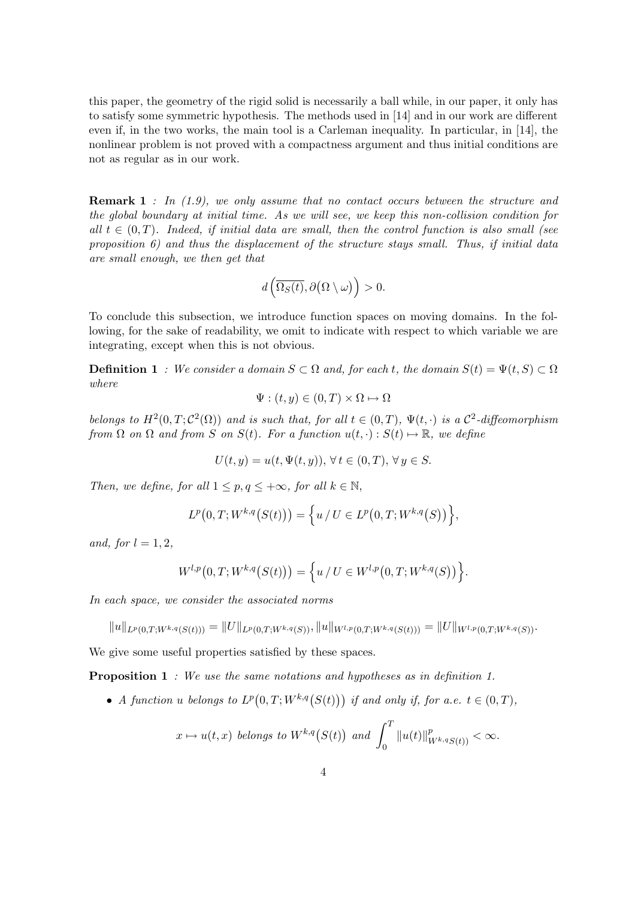this paper, the geometry of the rigid solid is necessarily a ball while, in our paper, it only has to satisfy some symmetric hypothesis. The methods used in [14] and in our work are different even if, in the two works, the main tool is a Carleman inequality. In particular, in [14], the nonlinear problem is not proved with a compactness argument and thus initial conditions are not as regular as in our work.

**Remark 1** *: In (1.9), we only assume that no contact occurs between the structure and the global boundary at initial time. As we will see, we keep this non-collision condition for all $t \in (0,T)$. Indeed, if initial data are small, then the control function is also small (see proposition 6) and thus the displacement of the structure stays small. Thus, if initial data are small enough, we then get that*

$$d\left(\overline{\Omega_S(t)}, \partial\big(\Omega \setminus \omega\big)\right) > 0.$$

To conclude this subsection, we introduce function spaces on moving domains. In the following, for the sake of readability, we omit to indicate with respect to which variable we are integrating, except when this is not obvious.

**Definition 1** *: We consider a domain $S \subset \Omega$ and, for each $t$, the domain $S(t) = \Psi(t, S) \subset \Omega$ where*

$$\Psi : (t, y) \in (0,T) \times \Omega \mapsto \Omega$$

*belongs to $H^2(0,T;\mathcal{C}^2(\Omega))$ and is such that, for all $t \in (0,T)$, $\Psi(t,\cdot)$ is a $\mathcal{C}^2$-diffeomorphism from $\Omega$ on $\Omega$ and from $S$ on $S(t)$. For a function $u(t,\cdot) : S(t) \mapsto \mathbb{R}$, we define*

$$U(t, y) = u(t, \Psi(t, y)),\ \forall\, t \in (0,T),\ \forall\, y \in S.$$

*Then, we define, for all $1 \le p, q \le +\infty$, for all $k \in \mathbb{N}$,*

$$L^p\big(0,T; W^{k,q}\big(S(t)\big)\big) = \Big\{ u \,/\, U \in L^p\big(0,T; W^{k,q}(S)\big) \Big\},$$

*and, for $l = 1, 2$,*

$$W^{l,p}\big(0,T; W^{k,q}\big(S(t)\big)\big) = \Big\{ u \,/\, U \in W^{l,p}\big(0,T; W^{k,q}(S)\big) \Big\}.$$

*In each space, we consider the associated norms*

$$\|u\|_{L^p(0,T;W^{k,q}(S(t)))} = \|U\|_{L^p(0,T;W^{k,q}(S))}, \|u\|_{W^{l,p}(0,T;W^{k,q}(S(t)))} = \|U\|_{W^{l,p}(0,T;W^{k,q}(S))}.$$

We give some useful properties satisfied by these spaces.

**Proposition 1** *: We use the same notations and hypotheses as in definition 1.*

- *A function $u$ belongs to $L^p\big(0,T; W^{k,q}\big(S(t)\big)\big)$ if and only if, for a.e. $t \in (0,T)$,*

$$x \mapsto u(t,x) \text{ belongs to } W^{k,q}\big(S(t)\big) \text{ and } \int_0^T \|u(t)\|^p_{W^{k,q}S(t))} < \infty.$$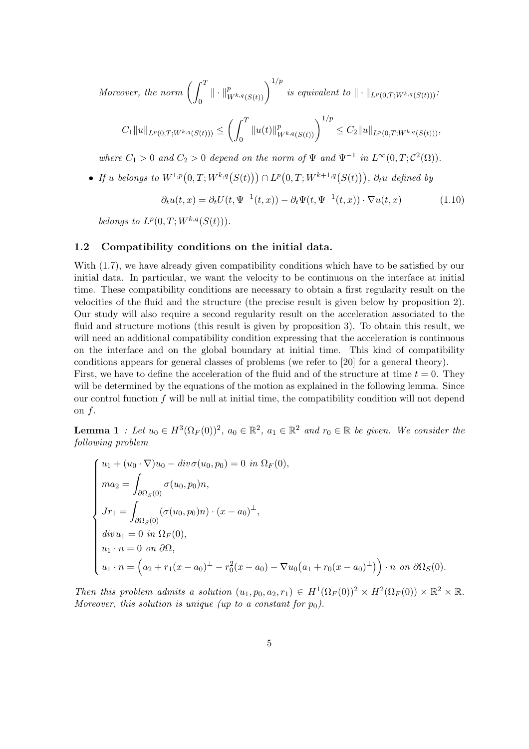*Moreover, the norm* $\left(\int_0^T \|\cdot\|^p_{W^{k,q}(S(t))}\right)^{1/p}$ *is equivalent to* $\|\cdot\|_{L^p(0,T;W^{k,q}(S(t)))}$*:*

$$C_1\|u\|_{L^p(0,T;W^{k,q}(S(t)))} \leq \left(\int_0^T \|u(t)\|^p_{W^{k,q}(S(t))}\right)^{1/p} \leq C_2\|u\|_{L^p(0,T;W^{k,q}(S(t)))},$$

*where* $C_1 > 0$ *and* $C_2 > 0$ *depend on the norm of* $\Psi$ *and* $\Psi^{-1}$ *in* $L^\infty(0,T;\mathcal{C}^2(\Omega))$*.*

- *If* $u$ *belongs to* $W^{1,p}\big(0,T;W^{k,q}\big(S(t)\big)\big) \cap L^p\big(0,T;W^{k+1,q}\big(S(t)\big)\big)$*,* $\partial_t u$ *defined by*

$$\partial_t u(t,x) = \partial_t U(t,\Psi^{-1}(t,x)) - \partial_t \Psi(t,\Psi^{-1}(t,x)) \cdot \nabla u(t,x) \tag{1.10}$$

  *belongs to* $L^p(0,T;W^{k,q}(S(t)))$*.*

### 1.2 Compatibility conditions on the initial data.

With (1.7), we have already given compatibility conditions which have to be satisfied by our initial data. In particular, we want the velocity to be continuous on the interface at initial time. These compatibility conditions are necessary to obtain a first regularity result on the velocities of the fluid and the structure (the precise result is given below by proposition 2). Our study will also require a second regularity result on the acceleration associated to the fluid and structure motions (this result is given by proposition 3). To obtain this result, we will need an additional compatibility condition expressing that the acceleration is continuous on the interface and on the global boundary at initial time. This kind of compatibility conditions appears for general classes of problems (we refer to [20] for a general theory).
First, we have to define the acceleration of the fluid and of the structure at time $t = 0$. They will be determined by the equations of the motion as explained in the following lemma. Since our control function $f$ will be null at initial time, the compatibility condition will not depend on $f$.

**Lemma 1** *: Let* $u_0 \in H^3(\Omega_F(0))^2$*,* $a_0 \in \mathbb{R}^2$*,* $a_1 \in \mathbb{R}^2$ *and* $r_0 \in \mathbb{R}$ *be given. We consider the following problem*

$$\begin{cases} u_1 + (u_0 \cdot \nabla)u_0 - div\,\sigma(u_0,p_0) = 0 \text{ in } \Omega_F(0), \\ ma_2 = \displaystyle\int_{\partial\Omega_S(0)} \sigma(u_0,p_0)n, \\ Jr_1 = \displaystyle\int_{\partial\Omega_S(0)} (\sigma(u_0,p_0)n)\cdot(x-a_0)^\perp, \\ div\, u_1 = 0 \text{ in } \Omega_F(0), \\ u_1 \cdot n = 0 \text{ on } \partial\Omega, \\ u_1 \cdot n = \Big(a_2 + r_1(x-a_0)^\perp - r_0^2(x-a_0) - \nabla u_0\big(a_1 + r_0(x-a_0)^\perp\big)\Big)\cdot n \text{ on } \partial\Omega_S(0). \end{cases}$$

*Then this problem admits a solution* $(u_1,p_0,a_2,r_1) \in H^1(\Omega_F(0))^2 \times H^2(\Omega_F(0)) \times \mathbb{R}^2 \times \mathbb{R}$*. Moreover, this solution is unique (up to a constant for* $p_0$*).*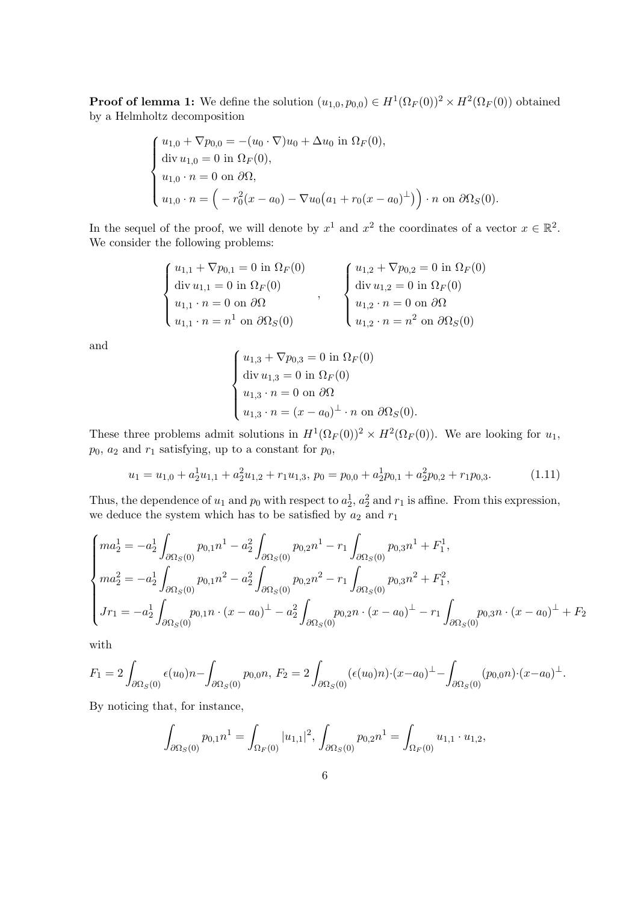**Proof of lemma 1:** We define the solution $(u_{1,0}, p_{0,0}) \in H^1(\Omega_F(0))^2 \times H^2(\Omega_F(0))$ obtained by a Helmholtz decomposition

$$
\begin{cases}
u_{1,0} + \nabla p_{0,0} = -(u_0 \cdot \nabla) u_0 + \Delta u_0 \text{ in } \Omega_F(0),\\
\operatorname{div} u_{1,0} = 0 \text{ in } \Omega_F(0),\\
u_{1,0} \cdot n = 0 \text{ on } \partial\Omega,\\
u_{1,0} \cdot n = \Big( -r_0^2 (x - a_0) - \nabla u_0 \big( a_1 + r_0 (x - a_0)^\perp \big) \Big) \cdot n \text{ on } \partial\Omega_S(0).
\end{cases}
$$

In the sequel of the proof, we will denote by $x^1$ and $x^2$ the coordinates of a vector $x \in \mathbb{R}^2$. We consider the following problems:

$$
\begin{cases}
u_{1,1} + \nabla p_{0,1} = 0 \text{ in } \Omega_F(0)\\
\operatorname{div} u_{1,1} = 0 \text{ in } \Omega_F(0)\\
u_{1,1} \cdot n = 0 \text{ on } \partial\Omega\\
u_{1,1} \cdot n = n^1 \text{ on } \partial\Omega_S(0)
\end{cases}
,\qquad
\begin{cases}
u_{1,2} + \nabla p_{0,2} = 0 \text{ in } \Omega_F(0)\\
\operatorname{div} u_{1,2} = 0 \text{ in } \Omega_F(0)\\
u_{1,2} \cdot n = 0 \text{ on } \partial\Omega\\
u_{1,2} \cdot n = n^2 \text{ on } \partial\Omega_S(0)
\end{cases}
$$

and

$$
\begin{cases}
u_{1,3} + \nabla p_{0,3} = 0 \text{ in } \Omega_F(0)\\
\operatorname{div} u_{1,3} = 0 \text{ in } \Omega_F(0)\\
u_{1,3} \cdot n = 0 \text{ on } \partial\Omega\\
u_{1,3} \cdot n = (x - a_0)^\perp \cdot n \text{ on } \partial\Omega_S(0).
\end{cases}
$$

These three problems admit solutions in $H^1(\Omega_F(0))^2 \times H^2(\Omega_F(0))$. We are looking for $u_1$, $p_0$, $a_2$ and $r_1$ satisfying, up to a constant for $p_0$,

$$
u_1 = u_{1,0} + a_2^1 u_{1,1} + a_2^2 u_{1,2} + r_1 u_{1,3},\; p_0 = p_{0,0} + a_2^1 p_{0,1} + a_2^2 p_{0,2} + r_1 p_{0,3}. \tag{1.11}
$$

Thus, the dependence of $u_1$ and $p_0$ with respect to $a_2^1$, $a_2^2$ and $r_1$ is affine. From this expression, we deduce the system which has to be satisfied by $a_2$ and $r_1$

$$
\begin{cases}
m a_2^1 = -a_2^1 \displaystyle\int_{\partial\Omega_S(0)} p_{0,1} n^1 - a_2^2 \int_{\partial\Omega_S(0)} p_{0,2} n^1 - r_1 \int_{\partial\Omega_S(0)} p_{0,3} n^1 + F_1^1,\\
m a_2^2 = -a_2^1 \displaystyle\int_{\partial\Omega_S(0)} p_{0,1} n^2 - a_2^2 \int_{\partial\Omega_S(0)} p_{0,2} n^2 - r_1 \int_{\partial\Omega_S(0)} p_{0,3} n^2 + F_1^2,\\
J r_1 = -a_2^1 \displaystyle\int_{\partial\Omega_S(0)} p_{0,1} n \cdot (x - a_0)^\perp - a_2^2 \int_{\partial\Omega_S(0)} p_{0,2} n \cdot (x - a_0)^\perp - r_1 \int_{\partial\Omega_S(0)} p_{0,3} n \cdot (x - a_0)^\perp + F_2
\end{cases}
$$

with

$$
F_1 = 2 \int_{\partial\Omega_S(0)} \epsilon(u_0) n - \int_{\partial\Omega_S(0)} p_{0,0} n,\; F_2 = 2 \int_{\partial\Omega_S(0)} (\epsilon(u_0) n) \cdot (x - a_0)^\perp - \int_{\partial\Omega_S(0)} (p_{0,0} n) \cdot (x - a_0)^\perp.
$$

By noticing that, for instance,

$$
\int_{\partial\Omega_S(0)} p_{0,1} n^1 = \int_{\Omega_F(0)} |u_{1,1}|^2,\; \int_{\partial\Omega_S(0)} p_{0,2} n^1 = \int_{\Omega_F(0)} u_{1,1} \cdot u_{1,2},
$$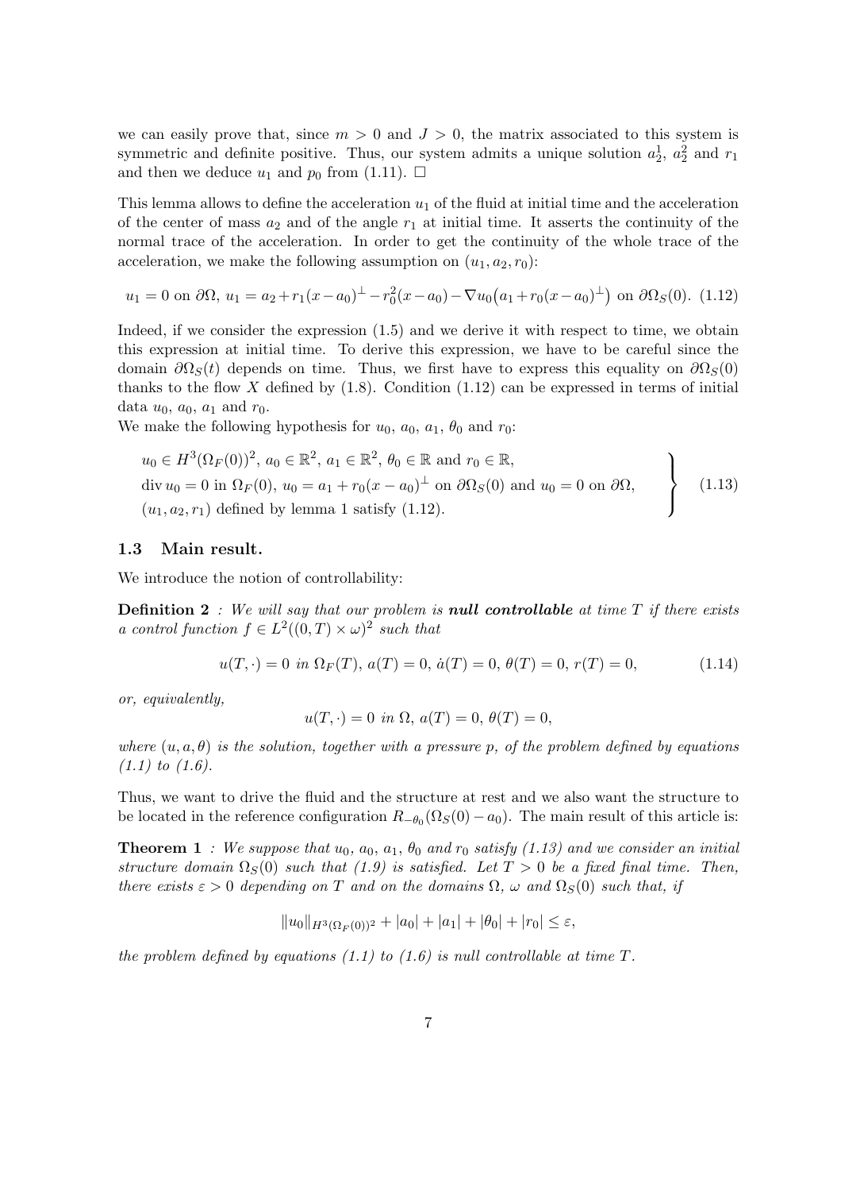we can easily prove that, since $m > 0$ and $J > 0$, the matrix associated to this system is symmetric and definite positive. Thus, our system admits a unique solution $a_2^1$, $a_2^2$ and $r_1$ and then we deduce $u_1$ and $p_0$ from (1.11). $\Box$

This lemma allows to define the acceleration $u_1$ of the fluid at initial time and the acceleration of the center of mass $a_2$ and of the angle $r_1$ at initial time. It asserts the continuity of the normal trace of the acceleration. In order to get the continuity of the whole trace of the acceleration, we make the following assumption on $(u_1, a_2, r_0)$:

$$u_1 = 0 \text{ on } \partial\Omega,\ u_1 = a_2 + r_1(x-a_0)^\perp - r_0^2(x-a_0) - \nabla u_0\big(a_1 + r_0(x-a_0)^\perp\big) \text{ on } \partial\Omega_S(0). \quad (1.12)$$

Indeed, if we consider the expression (1.5) and we derive it with respect to time, we obtain this expression at initial time. To derive this expression, we have to be careful since the domain $\partial\Omega_S(t)$ depends on time. Thus, we first have to express this equality on $\partial\Omega_S(0)$ thanks to the flow $X$ defined by (1.8). Condition (1.12) can be expressed in terms of initial data $u_0$, $a_0$, $a_1$ and $r_0$.

We make the following hypothesis for $u_0$, $a_0$, $a_1$, $\theta_0$ and $r_0$:

$$\left.\begin{array}{l} u_0 \in H^3(\Omega_F(0))^2,\ a_0 \in \mathbb{R}^2,\ a_1 \in \mathbb{R}^2,\ \theta_0 \in \mathbb{R} \text{ and } r_0 \in \mathbb{R}, \\ \operatorname{div} u_0 = 0 \text{ in } \Omega_F(0),\ u_0 = a_1 + r_0(x-a_0)^\perp \text{ on } \partial\Omega_S(0) \text{ and } u_0 = 0 \text{ on } \partial\Omega, \\ (u_1, a_2, r_1) \text{ defined by lemma 1 satisfy (1.12).} \end{array}\right\} \quad (1.13)$$

### 1.3 Main result.

We introduce the notion of controllability:

**Definition 2** *: We will say that our problem is* ***null controllable*** *at time $T$ if there exists a control function $f \in L^2((0,T)\times\omega)^2$ such that*

$$u(T,\cdot) = 0 \text{ in } \Omega_F(T),\ a(T) = 0,\ \dot{a}(T) = 0,\ \theta(T) = 0,\ r(T) = 0, \quad (1.14)$$

*or, equivalently,*

$$u(T,\cdot) = 0 \text{ in } \Omega,\ a(T) = 0,\ \theta(T) = 0,$$

*where $(u, a, \theta)$ is the solution, together with a pressure $p$, of the problem defined by equations (1.1) to (1.6).*

Thus, we want to drive the fluid and the structure at rest and we also want the structure to be located in the reference configuration $R_{-\theta_0}(\Omega_S(0) - a_0)$. The main result of this article is:

**Theorem 1** *: We suppose that $u_0$, $a_0$, $a_1$, $\theta_0$ and $r_0$ satisfy (1.13) and we consider an initial structure domain $\Omega_S(0)$ such that (1.9) is satisfied. Let $T > 0$ be a fixed final time. Then, there exists $\varepsilon > 0$ depending on $T$ and on the domains $\Omega$, $\omega$ and $\Omega_S(0)$ such that, if*

$$\|u_0\|_{H^3(\Omega_F(0))^2} + |a_0| + |a_1| + |\theta_0| + |r_0| \leq \varepsilon,$$

*the problem defined by equations (1.1) to (1.6) is null controllable at time $T$.*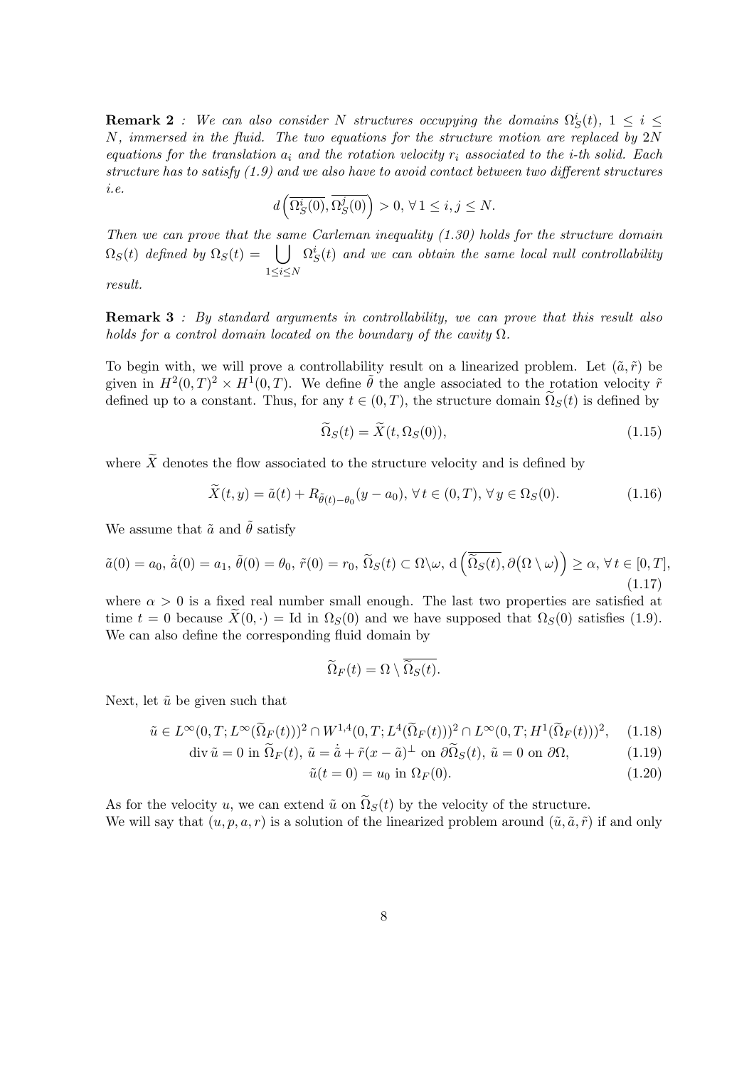**Remark 2** *: We can also consider $N$ structures occupying the domains $\Omega_S^i(t)$, $1 \leq i \leq N$, immersed in the fluid. The two equations for the structure motion are replaced by $2N$ equations for the translation $a_i$ and the rotation velocity $r_i$ associated to the $i$-th solid. Each structure has to satisfy (1.9) and we also have to avoid contact between two different structures i.e.*

$$d\left(\overline{\Omega_S^i(0)}, \overline{\Omega_S^j(0)}\right) > 0, \, \forall \, 1 \leq i, j \leq N.$$

*Then we can prove that the same Carleman inequality (1.30) holds for the structure domain $\Omega_S(t)$ defined by $\Omega_S(t) = \bigcup_{1 \leq i \leq N} \Omega_S^i(t)$ and we can obtain the same local null controllability result.*

**Remark 3** *: By standard arguments in controllability, we can prove that this result also holds for a control domain located on the boundary of the cavity $\Omega$.*

To begin with, we will prove a controllability result on a linearized problem. Let $(\tilde{a}, \tilde{r})$ be given in $H^2(0,T)^2 \times H^1(0,T)$. We define $\tilde{\theta}$ the angle associated to the rotation velocity $\tilde{r}$ defined up to a constant. Thus, for any $t \in (0,T)$, the structure domain $\widetilde{\Omega}_S(t)$ is defined by

$$\widetilde{\Omega}_S(t) = \widetilde{X}(t, \Omega_S(0)), \tag{1.15}$$

where $\widetilde{X}$ denotes the flow associated to the structure velocity and is defined by

$$\widetilde{X}(t,y) = \tilde{a}(t) + R_{\tilde{\theta}(t)-\theta_0}(y - a_0), \, \forall \, t \in (0,T), \, \forall \, y \in \Omega_S(0). \tag{1.16}$$

We assume that $\tilde{a}$ and $\tilde{\theta}$ satisfy

$$\tilde{a}(0) = a_0, \, \dot{\tilde{a}}(0) = a_1, \, \tilde{\theta}(0) = \theta_0, \, \tilde{r}(0) = r_0, \, \widetilde{\Omega}_S(t) \subset \Omega \backslash \omega, \, \mathrm{d}\left(\overline{\widetilde{\Omega}_S(t)}, \partial\big(\Omega \setminus \omega\big)\right) \geq \alpha, \, \forall \, t \in [0,T], \tag{1.17}$$

where $\alpha > 0$ is a fixed real number small enough. The last two properties are satisfied at time $t = 0$ because $\widetilde{X}(0, \cdot) = \mathrm{Id}$ in $\Omega_S(0)$ and we have supposed that $\Omega_S(0)$ satisfies (1.9). We can also define the corresponding fluid domain by

$$\widetilde{\Omega}_F(t) = \Omega \setminus \overline{\widetilde{\Omega}_S(t)}.$$

Next, let $\tilde{u}$ be given such that

$$\tilde{u} \in L^\infty(0,T; L^\infty(\widetilde{\Omega}_F(t)))^2 \cap W^{1,4}(0,T; L^4(\widetilde{\Omega}_F(t)))^2 \cap L^\infty(0,T; H^1(\widetilde{\Omega}_F(t)))^2, \tag{1.18}$$

$$\operatorname{div} \tilde{u} = 0 \text{ in } \widetilde{\Omega}_F(t), \; \tilde{u} = \dot{\tilde{a}} + \tilde{r}(x - \tilde{a})^\perp \text{ on } \partial\widetilde{\Omega}_S(t), \; \tilde{u} = 0 \text{ on } \partial\Omega, \tag{1.19}$$

$$\tilde{u}(t = 0) = u_0 \text{ in } \Omega_F(0). \tag{1.20}$$

As for the velocity $u$, we can extend $\tilde{u}$ on $\widetilde{\Omega}_S(t)$ by the velocity of the structure.
We will say that $(u, p, a, r)$ is a solution of the linearized problem around $(\tilde{u}, \tilde{a}, \tilde{r})$ if and only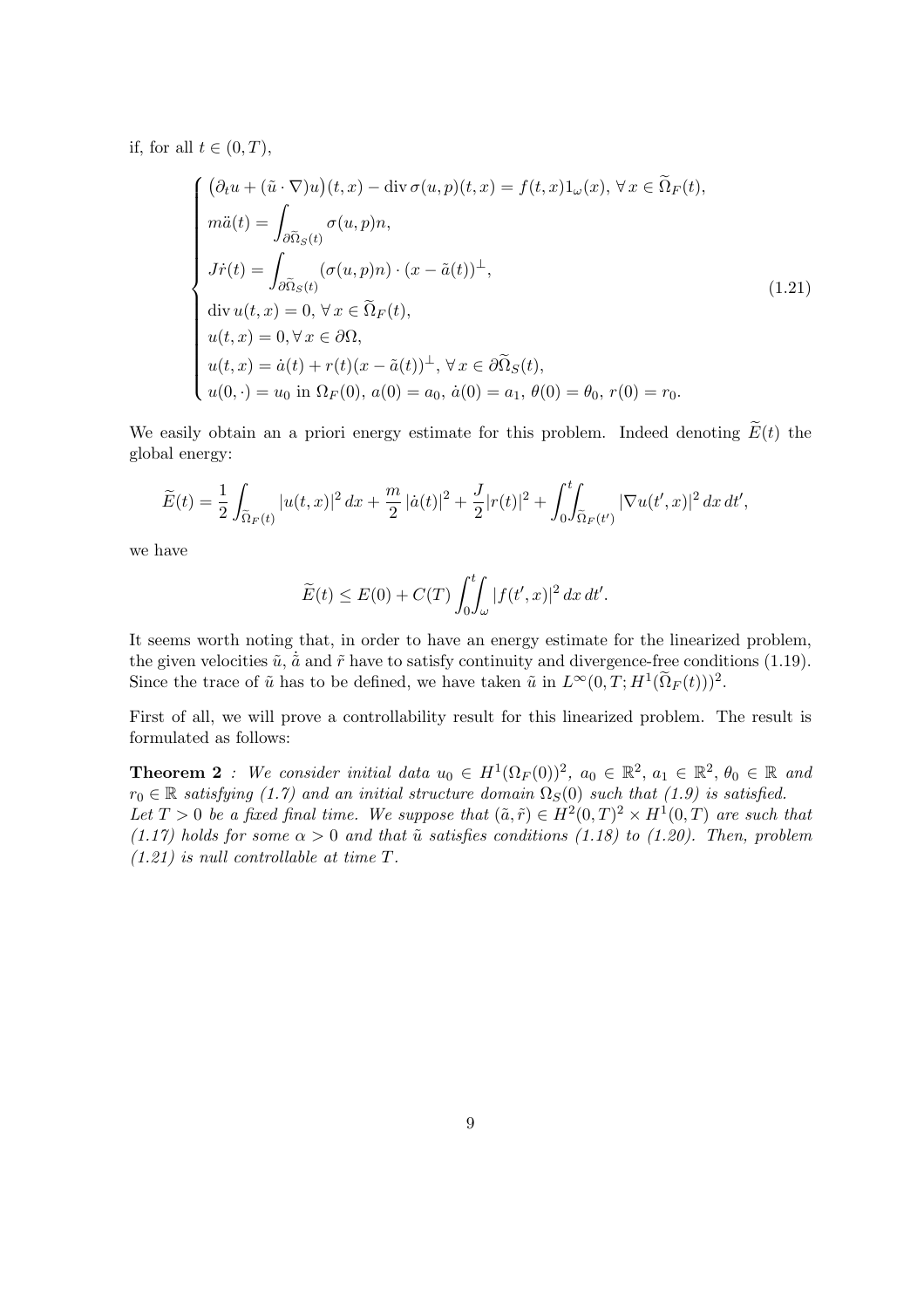if, for all $t \in (0,T)$,

$$
\begin{cases}
\big(\partial_t u + (\tilde{u}\cdot\nabla)u\big)(t,x) - \operatorname{div}\sigma(u,p)(t,x) = f(t,x)1_\omega(x),\ \forall\, x \in \widetilde{\Omega}_F(t),\\
m\ddot{a}(t) = \displaystyle\int_{\partial\widetilde{\Omega}_S(t)} \sigma(u,p)n,\\
J\dot{r}(t) = \displaystyle\int_{\partial\widetilde{\Omega}_S(t)} (\sigma(u,p)n)\cdot(x-\tilde{a}(t))^\perp,\\
\operatorname{div} u(t,x) = 0,\ \forall\, x \in \widetilde{\Omega}_F(t),\\
u(t,x) = 0, \forall\, x \in \partial\Omega,\\
u(t,x) = \dot{a}(t) + r(t)(x-\tilde{a}(t))^\perp,\ \forall\, x \in \partial\widetilde{\Omega}_S(t),\\
u(0,\cdot) = u_0 \text{ in } \Omega_F(0),\ a(0) = a_0,\ \dot{a}(0) = a_1,\ \theta(0) = \theta_0,\ r(0) = r_0.
\end{cases}
\tag{1.21}
$$

We easily obtain an a priori energy estimate for this problem. Indeed denoting $\widetilde{E}(t)$ the global energy:

$$
\widetilde{E}(t) = \frac{1}{2}\int_{\widetilde{\Omega}_F(t)} |u(t,x)|^2\,dx + \frac{m}{2}\,|\dot{a}(t)|^2 + \frac{J}{2}|r(t)|^2 + \int_0^t\!\!\int_{\widetilde{\Omega}_F(t')} |\nabla u(t',x)|^2\,dx\,dt',
$$

we have

$$
\widetilde{E}(t) \le E(0) + C(T)\int_0^t\!\!\int_\omega |f(t',x)|^2\,dx\,dt'.
$$

It seems worth noting that, in order to have an energy estimate for the linearized problem, the given velocities $\tilde{u}$, $\dot{\tilde{a}}$ and $\tilde{r}$ have to satisfy continuity and divergence-free conditions (1.19). Since the trace of $\tilde{u}$ has to be defined, we have taken $\tilde{u}$ in $L^\infty(0,T;H^1(\widetilde{\Omega}_F(t)))^2$.

First of all, we will prove a controllability result for this linearized problem. The result is formulated as follows:

**Theorem 2** *: We consider initial data $u_0 \in H^1(\Omega_F(0))^2$, $a_0 \in \mathbb{R}^2$, $a_1 \in \mathbb{R}^2$, $\theta_0 \in \mathbb{R}$ and $r_0 \in \mathbb{R}$ satisfying (1.7) and an initial structure domain $\Omega_S(0)$ such that (1.9) is satisfied. Let $T > 0$ be a fixed final time. We suppose that $(\tilde{a},\tilde{r}) \in H^2(0,T)^2 \times H^1(0,T)$ are such that (1.17) holds for some $\alpha > 0$ and that $\tilde{u}$ satisfies conditions (1.18) to (1.20). Then, problem (1.21) is null controllable at time $T$.*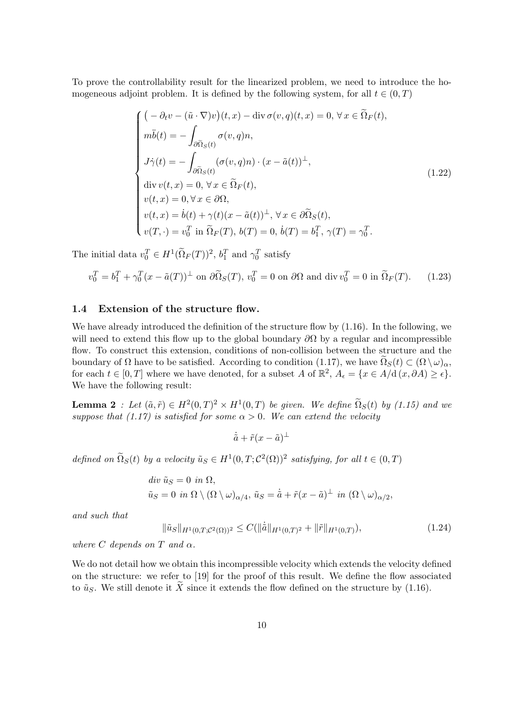To prove the controllability result for the linearized problem, we need to introduce the homogeneous adjoint problem. It is defined by the following system, for all $t \in (0,T)$

$$
\begin{cases}
\big( -\partial_t v - (\tilde{u} \cdot \nabla) v \big)(t,x) - \operatorname{div} \sigma(v,q)(t,x) = 0, \, \forall \, x \in \widetilde{\Omega}_F(t), \\
m\ddot{b}(t) = - \displaystyle\int_{\partial \widetilde{\Omega}_S(t)} \sigma(v,q) n, \\
J\dot{\gamma}(t) = - \displaystyle\int_{\partial \widetilde{\Omega}_S(t)} (\sigma(v,q)n) \cdot (x - \tilde{a}(t))^{\perp}, \\
\operatorname{div} v(t,x) = 0, \, \forall \, x \in \widetilde{\Omega}_F(t), \\
v(t,x) = 0, \forall \, x \in \partial \Omega, \\
v(t,x) = \dot{b}(t) + \gamma(t)(x - \tilde{a}(t))^{\perp}, \, \forall \, x \in \partial \widetilde{\Omega}_S(t), \\
v(T,\cdot) = v_0^T \text{ in } \widetilde{\Omega}_F(T), \, b(T) = 0, \, \dot{b}(T) = b_1^T, \, \gamma(T) = \gamma_0^T.
\end{cases}
\tag{1.22}
$$

The initial data $v_0^T \in H^1(\widetilde{\Omega}_F(T))^2$, $b_1^T$ and $\gamma_0^T$ satisfy

$$
v_0^T = b_1^T + \gamma_0^T (x - \tilde{a}(T))^{\perp} \text{ on } \partial \widetilde{\Omega}_S(T), \, v_0^T = 0 \text{ on } \partial \Omega \text{ and } \operatorname{div} v_0^T = 0 \text{ in } \widetilde{\Omega}_F(T). \tag{1.23}
$$

### 1.4 Extension of the structure flow.

We have already introduced the definition of the structure flow by (1.16). In the following, we will need to extend this flow up to the global boundary $\partial\Omega$ by a regular and incompressible flow. To construct this extension, conditions of non-collision between the structure and the boundary of $\Omega$ have to be satisfied. According to condition (1.17), we have $\widetilde{\Omega}_S(t) \subset (\Omega \setminus \omega)_\alpha$, for each $t \in [0,T]$ where we have denoted, for a subset $A$ of $\mathbb{R}^2$, $A_\epsilon = \{x \in A / \mathrm{d}\,(x, \partial A) \geq \epsilon\}$. We have the following result:

**Lemma 2** *: Let $(\tilde{a}, \tilde{r}) \in H^2(0,T)^2 \times H^1(0,T)$ be given. We define $\widetilde{\Omega}_S(t)$ by (1.15) and we suppose that (1.17) is satisfied for some $\alpha > 0$. We can extend the velocity*

$$
\dot{\tilde{a}} + \tilde{r}(x - \tilde{a})^{\perp}
$$

*defined on $\widetilde{\Omega}_S(t)$ by a velocity $\tilde{u}_S \in H^1(0,T; \mathcal{C}^2(\Omega))^2$ satisfying, for all $t \in (0,T)$*

$$
\begin{aligned}
&div \; \tilde{u}_S = 0 \; in \; \Omega, \\
&\tilde{u}_S = 0 \; in \; \Omega \setminus (\Omega \setminus \omega)_{\alpha/4}, \; \tilde{u}_S = \dot{\tilde{a}} + \tilde{r}(x - \tilde{a})^{\perp} \; in \; (\Omega \setminus \omega)_{\alpha/2},
\end{aligned}
$$

*and such that*

$$
\|\tilde{u}_S\|_{H^1(0,T;\mathcal{C}^2(\Omega))^2} \leq C(\|\dot{\tilde{a}}\|_{H^1(0,T)^2} + \|\tilde{r}\|_{H^1(0,T)}), \tag{1.24}
$$

*where $C$ depends on $T$ and $\alpha$.*

We do not detail how we obtain this incompressible velocity which extends the velocity defined on the structure: we refer to [19] for the proof of this result. We define the flow associated to $\tilde{u}_S$. We still denote it $\widetilde{X}$ since it extends the flow defined on the structure by (1.16).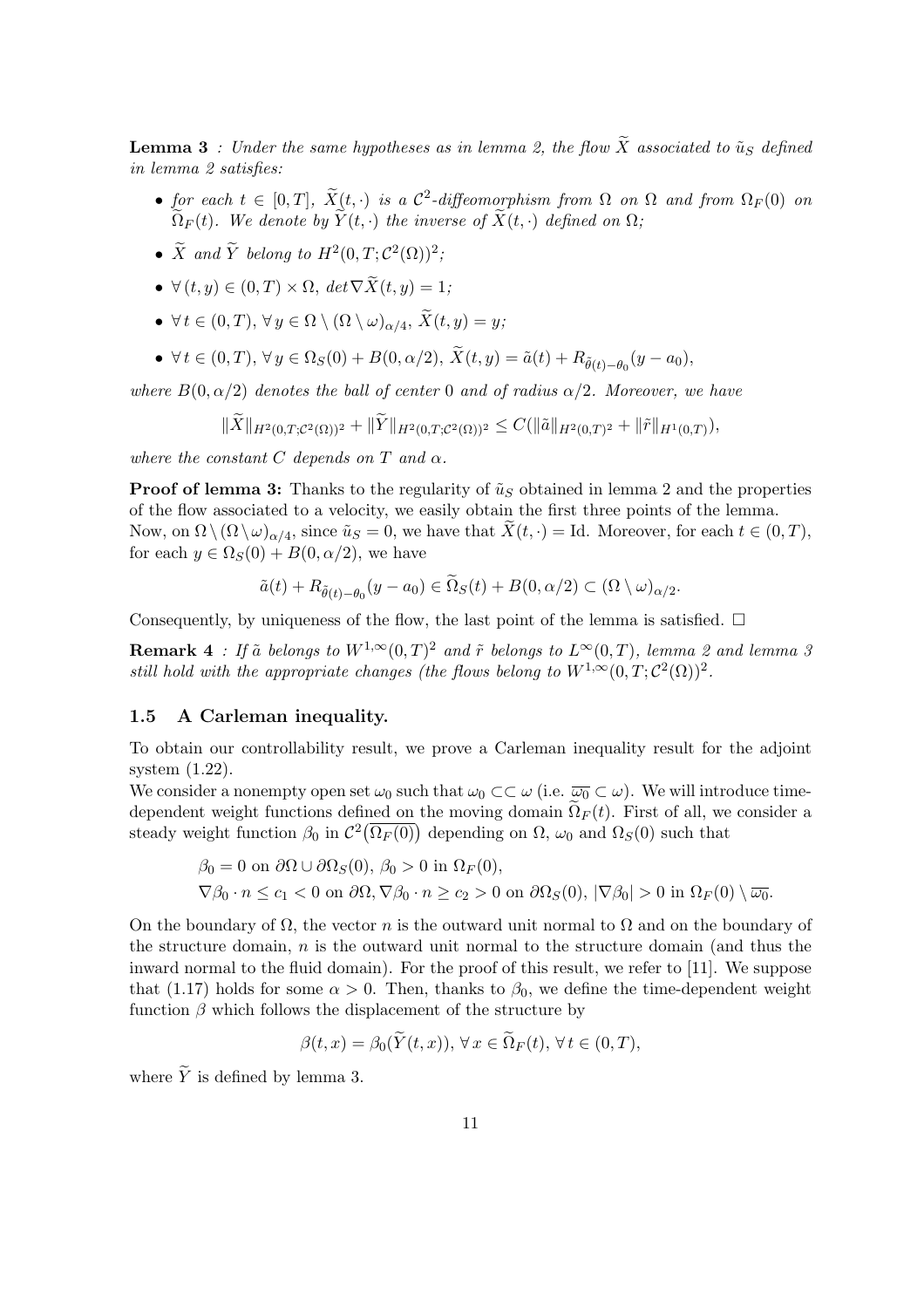**Lemma 3** *: Under the same hypotheses as in lemma 2, the flow $\widetilde{X}$ associated to $\tilde{u}_S$ defined in lemma 2 satisfies:*

- *for each $t \in [0,T]$, $\widetilde{X}(t,\cdot)$ is a $\mathcal{C}^2$-diffeomorphism from $\Omega$ on $\Omega$ and from $\Omega_F(0)$ on $\widetilde{\Omega}_F(t)$. We denote by $\widetilde{Y}(t,\cdot)$ the inverse of $\widetilde{X}(t,\cdot)$ defined on $\Omega$;*
- *$\widetilde{X}$ and $\widetilde{Y}$ belong to $H^2(0,T;\mathcal{C}^2(\Omega))^2$;*
- *$\forall\,(t,y) \in (0,T)\times\Omega$, $det\nabla\widetilde{X}(t,y) = 1$;*
- *$\forall\, t \in (0,T)$, $\forall\, y \in \Omega \setminus (\Omega\setminus\omega)_{\alpha/4}$, $\widetilde{X}(t,y) = y$;*
- *$\forall\, t \in (0,T)$, $\forall\, y \in \Omega_S(0) + B(0,\alpha/2)$, $\widetilde{X}(t,y) = \tilde{a}(t) + R_{\tilde{\theta}(t)-\theta_0}(y - a_0)$,*

*where $B(0,\alpha/2)$ denotes the ball of center $0$ and of radius $\alpha/2$. Moreover, we have*

$$\|\widetilde{X}\|_{H^2(0,T;\mathcal{C}^2(\Omega))^2} + \|\widetilde{Y}\|_{H^2(0,T;\mathcal{C}^2(\Omega))^2} \leq C(\|\tilde{a}\|_{H^2(0,T)^2} + \|\tilde{r}\|_{H^1(0,T)}),$$

*where the constant $C$ depends on $T$ and $\alpha$.*

**Proof of lemma 3:** Thanks to the regularity of $\tilde{u}_S$ obtained in lemma 2 and the properties of the flow associated to a velocity, we easily obtain the first three points of the lemma. Now, on $\Omega\setminus(\Omega\setminus\omega)_{\alpha/4}$, since $\tilde{u}_S = 0$, we have that $\widetilde{X}(t,\cdot) = \text{Id}$. Moreover, for each $t \in (0,T)$, for each $y \in \Omega_S(0) + B(0,\alpha/2)$, we have

$$\tilde{a}(t) + R_{\tilde{\theta}(t)-\theta_0}(y - a_0) \in \widetilde{\Omega}_S(t) + B(0,\alpha/2) \subset (\Omega\setminus\omega)_{\alpha/2}.$$

Consequently, by uniqueness of the flow, the last point of the lemma is satisfied. $\Box$

**Remark 4** *: If $\tilde{a}$ belongs to $W^{1,\infty}(0,T)^2$ and $\tilde{r}$ belongs to $L^\infty(0,T)$, lemma 2 and lemma 3 still hold with the appropriate changes (the flows belong to $W^{1,\infty}(0,T;\mathcal{C}^2(\Omega))^2$.*

### 1.5 A Carleman inequality.

To obtain our controllability result, we prove a Carleman inequality result for the adjoint system (1.22).

We consider a nonempty open set $\omega_0$ such that $\omega_0 \subset\subset \omega$ (i.e. $\overline{\omega_0} \subset \omega$). We will introduce time-dependent weight functions defined on the moving domain $\widetilde{\Omega}_F(t)$. First of all, we consider a steady weight function $\beta_0$ in $\mathcal{C}^2\big(\overline{\Omega_F(0)}\big)$ depending on $\Omega$, $\omega_0$ and $\Omega_S(0)$ such that

$$\begin{aligned}
&\beta_0 = 0 \text{ on } \partial\Omega \cup \partial\Omega_S(0),\ \beta_0 > 0 \text{ in } \Omega_F(0),\\
&\nabla\beta_0 \cdot n \leq c_1 < 0 \text{ on } \partial\Omega, \nabla\beta_0 \cdot n \geq c_2 > 0 \text{ on } \partial\Omega_S(0),\ |\nabla\beta_0| > 0 \text{ in } \Omega_F(0)\setminus\overline{\omega_0}.
\end{aligned}$$

On the boundary of $\Omega$, the vector $n$ is the outward unit normal to $\Omega$ and on the boundary of the structure domain, $n$ is the outward unit normal to the structure domain (and thus the inward normal to the fluid domain). For the proof of this result, we refer to [11]. We suppose that (1.17) holds for some $\alpha > 0$. Then, thanks to $\beta_0$, we define the time-dependent weight function $\beta$ which follows the displacement of the structure by

$$\beta(t,x) = \beta_0(\widetilde{Y}(t,x)),\ \forall\, x \in \widetilde{\Omega}_F(t),\ \forall\, t \in (0,T),$$

where $\widetilde{Y}$ is defined by lemma 3.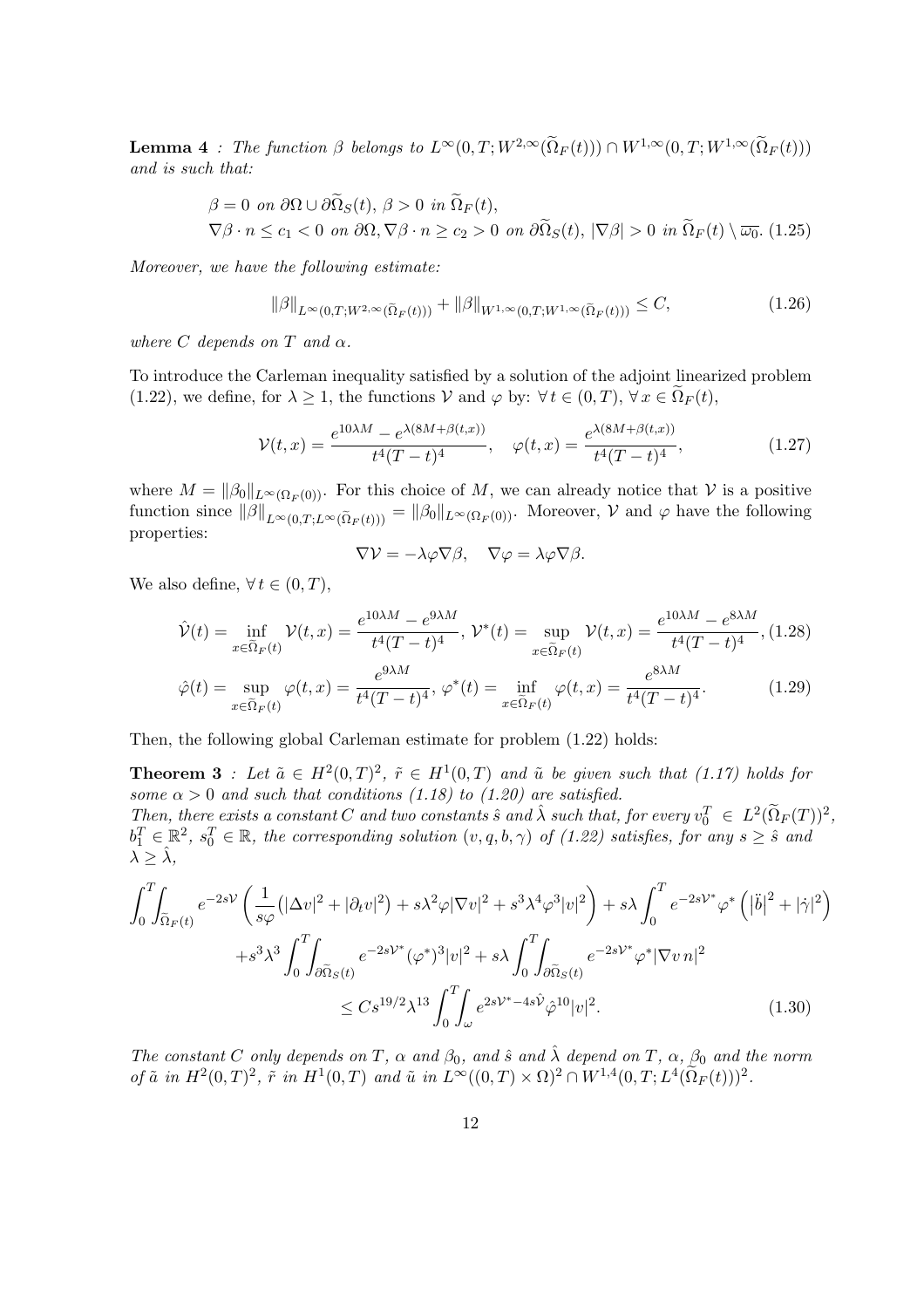**Lemma 4** *: The function $\beta$ belongs to $L^\infty(0,T;W^{2,\infty}(\widetilde{\Omega}_F(t))) \cap W^{1,\infty}(0,T;W^{1,\infty}(\widetilde{\Omega}_F(t)))$ and is such that:*

$$
\begin{aligned}
&\beta = 0 \text{ on } \partial\Omega \cup \partial\widetilde{\Omega}_S(t),\ \beta > 0 \text{ in } \widetilde{\Omega}_F(t),\\
&\nabla\beta \cdot n \le c_1 < 0 \text{ on } \partial\Omega, \nabla\beta\cdot n \ge c_2 > 0 \text{ on } \partial\widetilde{\Omega}_S(t),\ |\nabla\beta| > 0 \text{ in } \widetilde{\Omega}_F(t)\setminus\overline{\omega_0}. \quad (1.25)
\end{aligned}
$$

*Moreover, we have the following estimate:*

$$
\|\beta\|_{L^\infty(0,T;W^{2,\infty}(\widetilde{\Omega}_F(t)))} + \|\beta\|_{W^{1,\infty}(0,T;W^{1,\infty}(\widetilde{\Omega}_F(t)))} \le C, \tag{1.26}
$$

*where $C$ depends on $T$ and $\alpha$.*

To introduce the Carleman inequality satisfied by a solution of the adjoint linearized problem (1.22), we define, for $\lambda \ge 1$, the functions $\mathcal{V}$ and $\varphi$ by: $\forall\, t \in (0,T)$, $\forall\, x \in \widetilde{\Omega}_F(t)$,

$$
\mathcal{V}(t,x) = \frac{e^{10\lambda M} - e^{\lambda(8M+\beta(t,x))}}{t^4(T-t)^4}, \quad \varphi(t,x) = \frac{e^{\lambda(8M+\beta(t,x))}}{t^4(T-t)^4}, \tag{1.27}
$$

where $M = \|\beta_0\|_{L^\infty(\Omega_F(0))}$. For this choice of $M$, we can already notice that $\mathcal{V}$ is a positive function since $\|\beta\|_{L^\infty(0,T;L^\infty(\widetilde{\Omega}_F(t)))} = \|\beta_0\|_{L^\infty(\Omega_F(0))}$. Moreover, $\mathcal{V}$ and $\varphi$ have the following properties:

$$
\nabla\mathcal{V} = -\lambda\varphi\nabla\beta, \quad \nabla\varphi = \lambda\varphi\nabla\beta.
$$

We also define, $\forall\, t \in (0,T)$,

$$
\hat{\mathcal{V}}(t) = \inf_{x\in\widetilde{\Omega}_F(t)} \mathcal{V}(t,x) = \frac{e^{10\lambda M} - e^{9\lambda M}}{t^4(T-t)^4},\ \mathcal{V}^*(t) = \sup_{x\in\widetilde{\Omega}_F(t)} \mathcal{V}(t,x) = \frac{e^{10\lambda M} - e^{8\lambda M}}{t^4(T-t)^4}, \tag{1.28}
$$

$$
\hat{\varphi}(t) = \sup_{x\in\widetilde{\Omega}_F(t)} \varphi(t,x) = \frac{e^{9\lambda M}}{t^4(T-t)^4},\ \varphi^*(t) = \inf_{x\in\widetilde{\Omega}_F(t)} \varphi(t,x) = \frac{e^{8\lambda M}}{t^4(T-t)^4}. \tag{1.29}
$$

Then, the following global Carleman estimate for problem (1.22) holds:

**Theorem 3** *: Let $\tilde{a} \in H^2(0,T)^2$, $\tilde{r} \in H^1(0,T)$ and $\tilde{u}$ be given such that (1.17) holds for some $\alpha > 0$ and such that conditions (1.18) to (1.20) are satisfied.*
*Then, there exists a constant $C$ and two constants $\hat{s}$ and $\hat{\lambda}$ such that, for every $v_0^T \in L^2(\widetilde{\Omega}_F(T))^2$, $b_1^T \in \mathbb{R}^2$, $s_0^T \in \mathbb{R}$, the corresponding solution $(v,q,b,\gamma)$ of (1.22) satisfies, for any $s \ge \hat{s}$ and $\lambda \ge \hat{\lambda}$,*

$$
\begin{aligned}
\int_0^T\!\!\int_{\widetilde{\Omega}_F(t)} e^{-2s\mathcal{V}} \left( \frac{1}{s\varphi}\left(|\Delta v|^2 + |\partial_t v|^2\right) + s\lambda^2\varphi|\nabla v|^2 + s^3\lambda^4\varphi^3|v|^2 \right) + s\lambda \int_0^T e^{-2s\mathcal{V}^*}\varphi^*\left(\left|\ddot{b}\right|^2 + |\dot{\gamma}|^2\right)\\
+ s^3\lambda^3 \int_0^T\!\!\int_{\partial\widetilde{\Omega}_S(t)} e^{-2s\mathcal{V}^*}(\varphi^*)^3|v|^2 + s\lambda\int_0^T\!\!\int_{\partial\widetilde{\Omega}_S(t)} e^{-2s\mathcal{V}^*}\varphi^*|\nabla v\, n|^2\\
\le C s^{19/2}\lambda^{13}\int_0^T\!\!\int_\omega e^{2s\mathcal{V}^* - 4s\hat{\mathcal{V}}}\hat{\varphi}^{10}|v|^2.
\end{aligned} \tag{1.30}
$$

*The constant $C$ only depends on $T$, $\alpha$ and $\beta_0$, and $\hat{s}$ and $\hat{\lambda}$ depend on $T$, $\alpha$, $\beta_0$ and the norm of $\tilde{a}$ in $H^2(0,T)^2$, $\tilde{r}$ in $H^1(0,T)$ and $\tilde{u}$ in $L^\infty((0,T)\times\Omega)^2 \cap W^{1,4}(0,T;L^4(\widetilde{\Omega}_F(t)))^2$.*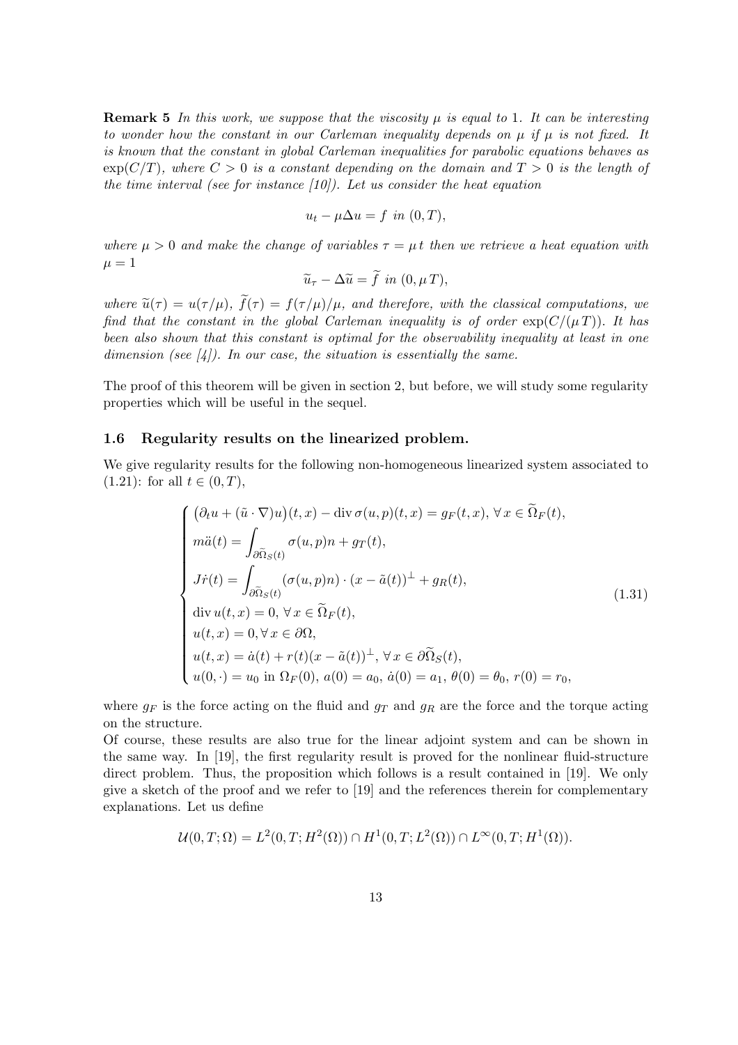**Remark 5** *In this work, we suppose that the viscosity $\mu$ is equal to 1. It can be interesting to wonder how the constant in our Carleman inequality depends on $\mu$ if $\mu$ is not fixed. It is known that the constant in global Carleman inequalities for parabolic equations behaves as $\exp(C/T)$, where $C > 0$ is a constant depending on the domain and $T > 0$ is the length of the time interval (see for instance [10]). Let us consider the heat equation*

$$u_t - \mu \Delta u = f \ \text{in} \ (0, T),$$

*where $\mu > 0$ and make the change of variables $\tau = \mu\, t$ then we retrieve a heat equation with $\mu = 1$*

$$\widetilde{u}_\tau - \Delta \widetilde{u} = \widetilde{f} \ \text{in} \ (0, \mu\, T),$$

*where $\widetilde{u}(\tau) = u(\tau/\mu)$, $\widetilde{f}(\tau) = f(\tau/\mu)/\mu$, and therefore, with the classical computations, we find that the constant in the global Carleman inequality is of order $\exp(C/(\mu\, T))$. It has been also shown that this constant is optimal for the observability inequality at least in one dimension (see [4]). In our case, the situation is essentially the same.*

The proof of this theorem will be given in section 2, but before, we will study some regularity properties which will be useful in the sequel.

### 1.6 Regularity results on the linearized problem.

We give regularity results for the following non-homogeneous linearized system associated to (1.21): for all $t \in (0, T)$,

$$\begin{cases} \big(\partial_t u + (\tilde{u} \cdot \nabla) u\big)(t, x) - \operatorname{div} \sigma(u, p)(t, x) = g_F(t, x), \ \forall\, x \in \widetilde{\Omega}_F(t), \\ m\ddot{a}(t) = \displaystyle\int_{\partial \widetilde{\Omega}_S(t)} \sigma(u, p) n + g_T(t), \\ J\dot{r}(t) = \displaystyle\int_{\partial \widetilde{\Omega}_S(t)} (\sigma(u, p) n) \cdot (x - \tilde{a}(t))^{\perp} + g_R(t), \\ \operatorname{div} u(t, x) = 0, \ \forall\, x \in \widetilde{\Omega}_F(t), \\ u(t, x) = 0, \forall\, x \in \partial\Omega, \\ u(t, x) = \dot{a}(t) + r(t)(x - \tilde{a}(t))^{\perp}, \ \forall\, x \in \partial \widetilde{\Omega}_S(t), \\ u(0, \cdot) = u_0 \text{ in } \Omega_F(0),\ a(0) = a_0,\ \dot{a}(0) = a_1,\ \theta(0) = \theta_0,\ r(0) = r_0, \end{cases} \tag{1.31}$$

where $g_F$ is the force acting on the fluid and $g_T$ and $g_R$ are the force and the torque acting on the structure.
Of course, these results are also true for the linear adjoint system and can be shown in the same way. In [19], the first regularity result is proved for the nonlinear fluid-structure direct problem. Thus, the proposition which follows is a result contained in [19]. We only give a sketch of the proof and we refer to [19] and the references therein for complementary explanations. Let us define

$$\mathcal{U}(0, T; \Omega) = L^2(0, T; H^2(\Omega)) \cap H^1(0, T; L^2(\Omega)) \cap L^\infty(0, T; H^1(\Omega)).$$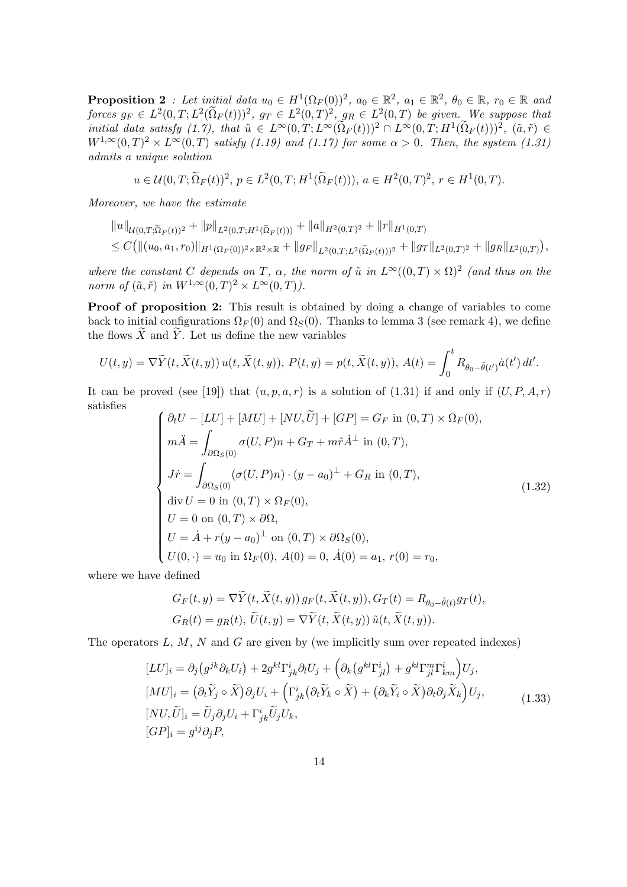**Proposition 2** *: Let initial data $u_0 \in H^1(\Omega_F(0))^2$, $a_0 \in \mathbb{R}^2$, $a_1 \in \mathbb{R}^2$, $\theta_0 \in \mathbb{R}$, $r_0 \in \mathbb{R}$ and forces $g_F \in L^2(0,T;L^2(\widetilde{\Omega}_F(t)))^2$, $g_T \in L^2(0,T)^2$, $g_R \in L^2(0,T)$ be given. We suppose that initial data satisfy (1.7), that $\tilde{u} \in L^\infty(0,T;L^\infty(\widetilde{\Omega}_F(t)))^2 \cap L^\infty(0,T;H^1(\widetilde{\Omega}_F(t)))^2$, $(\tilde{a},\tilde{r}) \in W^{1,\infty}(0,T)^2 \times L^\infty(0,T)$ satisfy (1.19) and (1.17) for some $\alpha > 0$. Then, the system (1.31) admits a unique solution*

$$u \in \mathcal{U}(0,T;\widetilde{\Omega}_F(t))^2,\ p \in L^2(0,T;H^1(\widetilde{\Omega}_F(t))),\ a \in H^2(0,T)^2,\ r \in H^1(0,T).$$

*Moreover, we have the estimate*

$$\begin{aligned}
&\|u\|_{\mathcal{U}(0,T;\widetilde{\Omega}_F(t))^2} + \|p\|_{L^2(0,T;H^1(\widetilde{\Omega}_F(t)))} + \|a\|_{H^2(0,T)^2} + \|r\|_{H^1(0,T)} \\
&\leq C\big(\|(u_0,a_1,r_0)\|_{H^1(\Omega_F(0))^2\times\mathbb{R}^2\times\mathbb{R}} + \|g_F\|_{L^2(0,T;L^2(\widetilde{\Omega}_F(t)))^2} + \|g_T\|_{L^2(0,T)^2} + \|g_R\|_{L^2(0,T)}\big),
\end{aligned}$$

*where the constant $C$ depends on $T$, $\alpha$, the norm of $\tilde{u}$ in $L^\infty((0,T)\times\Omega)^2$ (and thus on the norm of $(\tilde{a},\tilde{r})$ in $W^{1,\infty}(0,T)^2 \times L^\infty(0,T)$).*

**Proof of proposition 2:** This result is obtained by doing a change of variables to come back to initial configurations $\Omega_F(0)$ and $\Omega_S(0)$. Thanks to lemma 3 (see remark 4), we define the flows $\widetilde{X}$ and $\widetilde{Y}$. Let us define the new variables

$$U(t,y) = \nabla\widetilde{Y}(t,\widetilde{X}(t,y))\,u(t,\widetilde{X}(t,y)),\ P(t,y) = p(t,\widetilde{X}(t,y)),\ A(t) = \int_0^t R_{\theta_0-\tilde{\theta}(t')}\dot{a}(t')\,dt'.$$

It can be proved (see [19]) that $(u,p,a,r)$ is a solution of (1.31) if and only if $(U,P,A,r)$ satisfies

$$\begin{cases}
\partial_t U - [LU] + [MU] + [NU,\widetilde{U}] + [GP] = G_F \text{ in } (0,T)\times\Omega_F(0), \\
m\ddot{A} = \displaystyle\int_{\partial\Omega_S(0)} \sigma(U,P)n + G_T + m\tilde{r}\dot{A}^\perp \text{ in } (0,T), \\
J\dot{r} = \displaystyle\int_{\partial\Omega_S(0)} (\sigma(U,P)n)\cdot(y-a_0)^\perp + G_R \text{ in } (0,T), \\
\operatorname{div} U = 0 \text{ in } (0,T)\times\Omega_F(0), \\
U = 0 \text{ on } (0,T)\times\partial\Omega, \\
U = \dot{A} + r(y-a_0)^\perp \text{ on } (0,T)\times\partial\Omega_S(0), \\
U(0,\cdot) = u_0 \text{ in } \Omega_F(0),\ A(0) = 0,\ \dot{A}(0) = a_1,\ r(0) = r_0,
\end{cases} \tag{1.32}$$

where we have defined

$$\begin{aligned}
&G_F(t,y) = \nabla\widetilde{Y}(t,\widetilde{X}(t,y))\,g_F(t,\widetilde{X}(t,y)), G_T(t) = R_{\theta_0-\tilde{\theta}(t)}g_T(t), \\
&G_R(t) = g_R(t),\ \widetilde{U}(t,y) = \nabla\widetilde{Y}(t,\widetilde{X}(t,y))\,\tilde{u}(t,\widetilde{X}(t,y)).
\end{aligned}$$

The operators $L$, $M$, $N$ and $G$ are given by (we implicitly sum over repeated indexes)

$$\begin{aligned}
&[LU]_i = \partial_j\big(g^{jk}\partial_k U_i\big) + 2g^{kl}\Gamma^i_{jk}\partial_l U_j + \Big(\partial_k\big(g^{kl}\Gamma^i_{jl}\big) + g^{kl}\Gamma^m_{jl}\Gamma^i_{km}\Big)U_j, \\
&[MU]_i = \big(\partial_t\widetilde{Y}_j\circ\widetilde{X}\big)\partial_j U_i + \Big(\Gamma^i_{jk}\big(\partial_t\widetilde{Y}_k\circ\widetilde{X}\big) + \big(\partial_k\widetilde{Y}_i\circ\widetilde{X}\big)\partial_t\partial_j\widetilde{X}_k\Big)U_j, \\
&[NU,\widetilde{U}]_i = \widetilde{U}_j\partial_j U_i + \Gamma^i_{jk}\widetilde{U}_j U_k, \\
&[GP]_i = g^{ij}\partial_j P,
\end{aligned} \tag{1.33}$$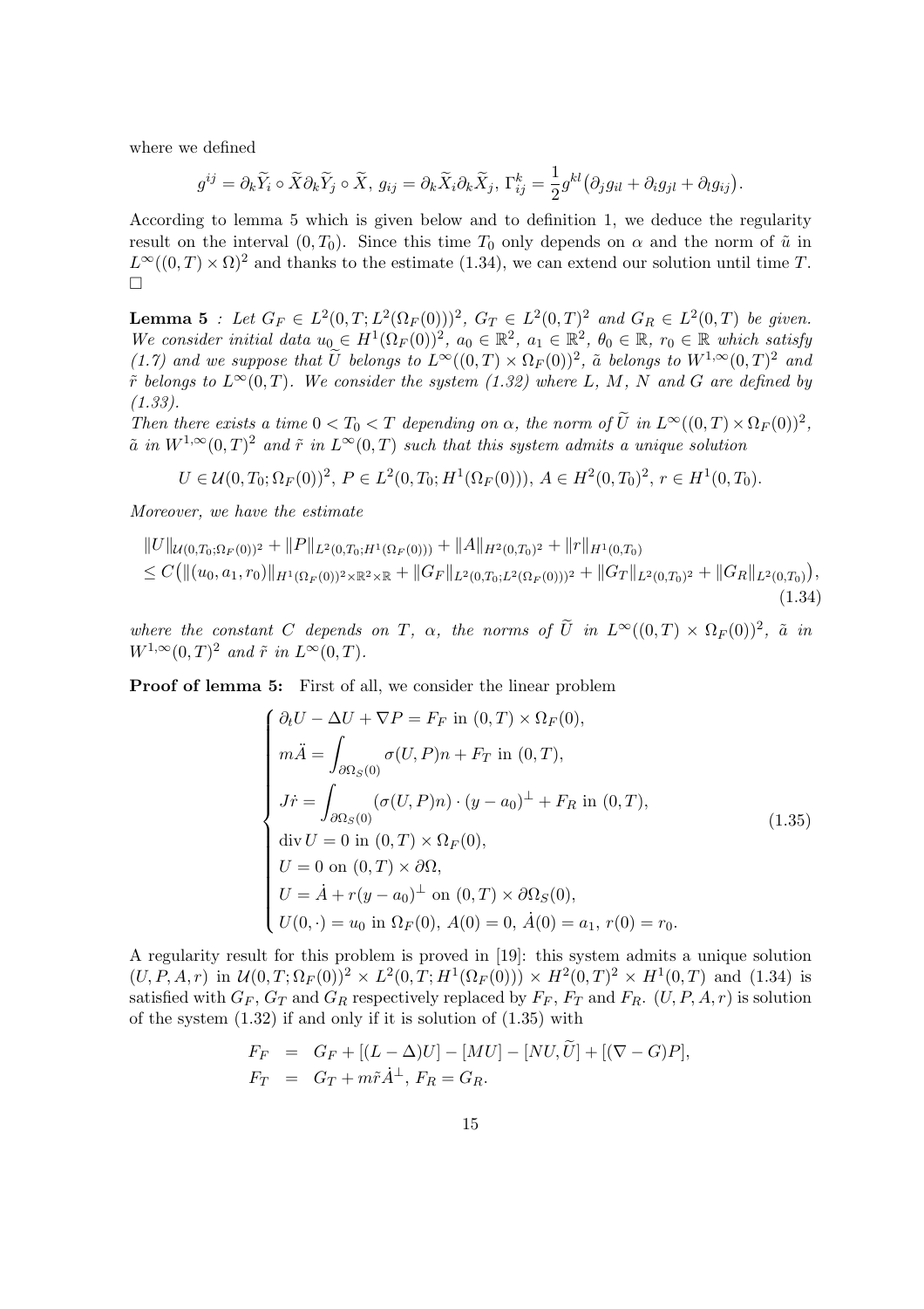where we defined

$$g^{ij} = \partial_k \widetilde{Y}_i \circ \widetilde{X} \partial_k \widetilde{Y}_j \circ \widetilde{X},\ g_{ij} = \partial_k \widetilde{X}_i \partial_k \widetilde{X}_j,\ \Gamma^k_{ij} = \frac{1}{2} g^{kl} \big(\partial_j g_{il} + \partial_i g_{jl} + \partial_l g_{ij}\big).$$

According to lemma 5 which is given below and to definition 1, we deduce the regularity result on the interval $(0, T_0)$. Since this time $T_0$ only depends on $\alpha$ and the norm of $\tilde{u}$ in $L^\infty((0,T)\times\Omega)^2$ and thanks to the estimate (1.34), we can extend our solution until time $T$. $\square$

**Lemma 5** *: Let $G_F \in L^2(0,T; L^2(\Omega_F(0)))^2$, $G_T \in L^2(0,T)^2$ and $G_R \in L^2(0,T)$ be given. We consider initial data $u_0 \in H^1(\Omega_F(0))^2$, $a_0 \in \mathbb{R}^2$, $a_1 \in \mathbb{R}^2$, $\theta_0 \in \mathbb{R}$, $r_0 \in \mathbb{R}$ which satisfy (1.7) and we suppose that $\widetilde{U}$ belongs to $L^\infty((0,T)\times\Omega_F(0))^2$, $\tilde{a}$ belongs to $W^{1,\infty}(0,T)^2$ and $\tilde{r}$ belongs to $L^\infty(0,T)$. We consider the system (1.32) where $L$, $M$, $N$ and $G$ are defined by (1.33).*

*Then there exists a time $0 < T_0 < T$ depending on $\alpha$, the norm of $\widetilde{U}$ in $L^\infty((0,T)\times\Omega_F(0))^2$, $\tilde{a}$ in $W^{1,\infty}(0,T)^2$ and $\tilde{r}$ in $L^\infty(0,T)$ such that this system admits a unique solution*

$$U \in \mathcal{U}(0,T_0;\Omega_F(0))^2,\ P \in L^2(0,T_0;H^1(\Omega_F(0))),\ A \in H^2(0,T_0)^2,\ r \in H^1(0,T_0).$$

*Moreover, we have the estimate*

$$\begin{aligned}
&\|U\|_{\mathcal{U}(0,T_0;\Omega_F(0))^2} + \|P\|_{L^2(0,T_0;H^1(\Omega_F(0)))} + \|A\|_{H^2(0,T_0)^2} + \|r\|_{H^1(0,T_0)} \\
&\leq C\big(\|(u_0,a_1,r_0)\|_{H^1(\Omega_F(0))^2\times\mathbb{R}^2\times\mathbb{R}} + \|G_F\|_{L^2(0,T_0;L^2(\Omega_F(0)))^2} + \|G_T\|_{L^2(0,T_0)^2} + \|G_R\|_{L^2(0,T_0)}\big),
\end{aligned} \tag{1.34}$$

*where the constant $C$ depends on $T$, $\alpha$, the norms of $\widetilde{U}$ in $L^\infty((0,T)\times\Omega_F(0))^2$, $\tilde{a}$ in $W^{1,\infty}(0,T)^2$ and $\tilde{r}$ in $L^\infty(0,T)$.*

**Proof of lemma 5:** First of all, we consider the linear problem

$$\begin{cases}
\partial_t U - \Delta U + \nabla P = F_F \text{ in } (0,T)\times\Omega_F(0), \\
m\ddot{A} = \displaystyle\int_{\partial\Omega_S(0)} \sigma(U,P)n + F_T \text{ in } (0,T), \\
J\dot{r} = \displaystyle\int_{\partial\Omega_S(0)} (\sigma(U,P)n)\cdot(y-a_0)^\perp + F_R \text{ in } (0,T), \\
\operatorname{div} U = 0 \text{ in } (0,T)\times\Omega_F(0), \\
U = 0 \text{ on } (0,T)\times\partial\Omega, \\
U = \dot{A} + r(y-a_0)^\perp \text{ on } (0,T)\times\partial\Omega_S(0), \\
U(0,\cdot) = u_0 \text{ in } \Omega_F(0),\ A(0) = 0,\ \dot{A}(0) = a_1,\ r(0) = r_0.
\end{cases} \tag{1.35}$$

A regularity result for this problem is proved in [19]: this system admits a unique solution $(U,P,A,r)$ in $\mathcal{U}(0,T;\Omega_F(0))^2 \times L^2(0,T;H^1(\Omega_F(0))) \times H^2(0,T)^2 \times H^1(0,T)$ and (1.34) is satisfied with $G_F$, $G_T$ and $G_R$ respectively replaced by $F_F$, $F_T$ and $F_R$. $(U,P,A,r)$ is solution of the system (1.32) if and only if it is solution of (1.35) with

$$\begin{aligned}
F_F &= G_F + [(L-\Delta)U] - [MU] - [NU,\widetilde{U}] + [(\nabla - G)P], \\
F_T &= G_T + m\tilde{r}\dot{A}^\perp,\ F_R = G_R.
\end{aligned}$$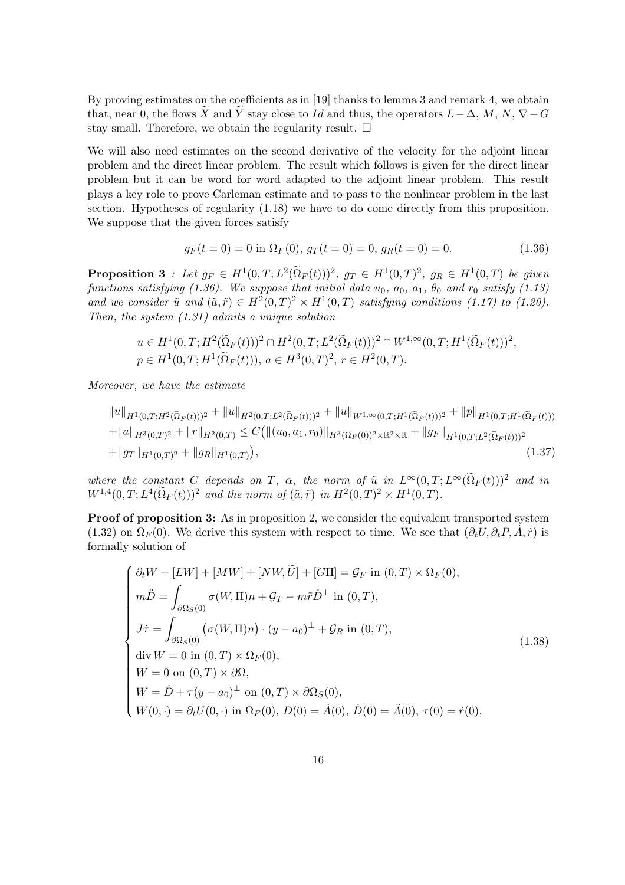By proving estimates on the coefficients as in [19] thanks to lemma 3 and remark 4, we obtain that, near 0, the flows $\widetilde{X}$ and $\widetilde{Y}$ stay close to $Id$ and thus, the operators $L - \Delta$, $M$, $N$, $\nabla - G$ stay small. Therefore, we obtain the regularity result. $\square$

We will also need estimates on the second derivative of the velocity for the adjoint linear problem and the direct linear problem. The result which follows is given for the direct linear problem but it can be word for word adapted to the adjoint linear problem. This result plays a key role to prove Carleman estimate and to pass to the nonlinear problem in the last section. Hypotheses of regularity (1.18) we have to do come directly from this proposition. We suppose that the given forces satisfy

$$g_F(t=0) = 0 \text{ in } \Omega_F(0),\ g_T(t=0) = 0,\ g_R(t=0) = 0. \tag{1.36}$$

**Proposition 3** *: Let $g_F \in H^1(0,T;L^2(\widetilde{\Omega}_F(t)))^2$, $g_T \in H^1(0,T)^2$, $g_R \in H^1(0,T)$ be given functions satisfying (1.36). We suppose that initial data $u_0$, $a_0$, $a_1$, $\theta_0$ and $r_0$ satisfy (1.13) and we consider $\tilde{u}$ and $(\tilde{a}, \tilde{r}) \in H^2(0,T)^2 \times H^1(0,T)$ satisfying conditions (1.17) to (1.20). Then, the system (1.31) admits a unique solution*

$$u \in H^1(0,T;H^2(\widetilde{\Omega}_F(t)))^2 \cap H^2(0,T;L^2(\widetilde{\Omega}_F(t)))^2 \cap W^{1,\infty}(0,T;H^1(\widetilde{\Omega}_F(t)))^2,$$
$$p \in H^1(0,T;H^1(\widetilde{\Omega}_F(t))),\ a \in H^3(0,T)^2,\ r \in H^2(0,T).$$

*Moreover, we have the estimate*

$$\begin{aligned}
&\|u\|_{H^1(0,T;H^2(\widetilde{\Omega}_F(t)))^2} + \|u\|_{H^2(0,T;L^2(\widetilde{\Omega}_F(t)))^2} + \|u\|_{W^{1,\infty}(0,T;H^1(\widetilde{\Omega}_F(t)))^2} + \|p\|_{H^1(0,T;H^1(\widetilde{\Omega}_F(t)))} \\
&+\|a\|_{H^3(0,T)^2} + \|r\|_{H^2(0,T)} \leq C\big(\|(u_0, a_1, r_0)\|_{H^3(\Omega_F(0))^2 \times \mathbb{R}^2 \times \mathbb{R}} + \|g_F\|_{H^1(0,T;L^2(\widetilde{\Omega}_F(t)))^2} \\
&+\|g_T\|_{H^1(0,T)^2} + \|g_R\|_{H^1(0,T)}\big),
\end{aligned} \tag{1.37}$$

*where the constant $C$ depends on $T$, $\alpha$, the norm of $\tilde{u}$ in $L^\infty(0,T;L^\infty(\widetilde{\Omega}_F(t)))^2$ and in $W^{1,4}(0,T;L^4(\widetilde{\Omega}_F(t)))^2$ and the norm of $(\tilde{a}, \tilde{r})$ in $H^2(0,T)^2 \times H^1(0,T)$.*

**Proof of proposition 3:** As in proposition 2, we consider the equivalent transported system (1.32) on $\Omega_F(0)$. We derive this system with respect to time. We see that $(\partial_t U, \partial_t P, \dot{A}, \dot{r})$ is formally solution of

$$\begin{cases}
\partial_t W - [LW] + [MW] + [NW, \widetilde{U}] + [G\Pi] = \mathcal{G}_F \text{ in } (0,T) \times \Omega_F(0), \\
m\ddot{D} = \displaystyle\int_{\partial\Omega_S(0)} \sigma(W, \Pi)n + \mathcal{G}_T - m\tilde{r}\dot{D}^\perp \text{ in } (0,T), \\
J\dot{\tau} = \displaystyle\int_{\partial\Omega_S(0)} \big(\sigma(W, \Pi)n\big) \cdot (y - a_0)^\perp + \mathcal{G}_R \text{ in } (0,T), \\
\operatorname{div} W = 0 \text{ in } (0,T) \times \Omega_F(0), \\
W = 0 \text{ on } (0,T) \times \partial\Omega, \\
W = \dot{D} + \tau(y - a_0)^\perp \text{ on } (0,T) \times \partial\Omega_S(0), \\
W(0,\cdot) = \partial_t U(0,\cdot) \text{ in } \Omega_F(0),\ D(0) = \dot{A}(0),\ \dot{D}(0) = \ddot{A}(0),\ \tau(0) = \dot{r}(0),
\end{cases} \tag{1.38}$$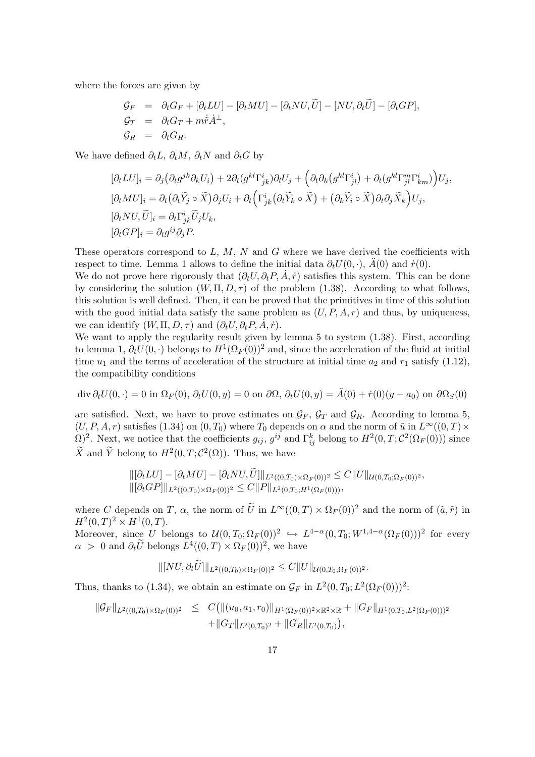where the forces are given by

$$
\begin{aligned}
\mathcal{G}_F &= \partial_t G_F + [\partial_t L U] - [\partial_t M U] - [\partial_t N U, \widetilde{U}] - [N U, \partial_t \widetilde{U}] - [\partial_t G P],\\
\mathcal{G}_T &= \partial_t G_T + m \dot{\tilde{r}} \dot{A}^{\perp},\\
\mathcal{G}_R &= \partial_t G_R.
\end{aligned}
$$

We have defined $\partial_t L$, $\partial_t M$, $\partial_t N$ and $\partial_t G$ by

$$
\begin{aligned}
&[\partial_t L U]_i = \partial_j\big(\partial_t g^{jk} \partial_k U_i\big) + 2\partial_t (g^{kl}\Gamma^i_{jk})\partial_l U_j + \Big(\partial_t \partial_k\big(g^{kl}\Gamma^i_{jl}\big) + \partial_t (g^{kl}\Gamma^m_{jl}\Gamma^i_{km})\Big)U_j,\\
&[\partial_t M U]_i = \partial_t\big(\partial_t \widetilde{Y}_j \circ \widetilde{X}\big)\partial_j U_i + \partial_t\Big(\Gamma^i_{jk}\big(\partial_t \widetilde{Y}_k \circ \widetilde{X}\big) + \big(\partial_k \widetilde{Y}_i \circ \widetilde{X}\big)\partial_t \partial_j \widetilde{X}_k\Big)U_j,\\
&[\partial_t N U, \widetilde{U}]_i = \partial_t \Gamma^i_{jk} \widetilde{U}_j U_k,\\
&[\partial_t G P]_i = \partial_t g^{ij} \partial_j P.
\end{aligned}
$$

These operators correspond to $L$, $M$, $N$ and $G$ where we have derived the coefficients with respect to time. Lemma 1 allows to define the initial data $\partial_t U(0,\cdot)$, $\ddot{A}(0)$ and $\dot{r}(0)$.

We do not prove here rigorously that $(\partial_t U, \partial_t P, \dot{A}, \dot{r})$ satisfies this system. This can be done by considering the solution $(W, \Pi, D, \tau)$ of the problem (1.38). According to what follows, this solution is well defined. Then, it can be proved that the primitives in time of this solution with the good initial data satisfy the same problem as $(U, P, A, r)$ and thus, by uniqueness, we can identify $(W, \Pi, D, \tau)$ and $(\partial_t U, \partial_t P, \dot{A}, \dot{r})$.

We want to apply the regularity result given by lemma 5 to system (1.38). First, according to lemma 1, $\partial_t U(0,\cdot)$ belongs to $H^1(\Omega_F(0))^2$ and, since the acceleration of the fluid at initial time $u_1$ and the terms of acceleration of the structure at initial time $a_2$ and $r_1$ satisfy (1.12), the compatibility conditions

$$
\operatorname{div} \partial_t U(0,\cdot) = 0 \text{ in } \Omega_F(0),\ \partial_t U(0,y) = 0 \text{ on } \partial\Omega,\ \partial_t U(0,y) = \ddot{A}(0) + \dot{r}(0)(y - a_0) \text{ on } \partial\Omega_S(0)
$$

are satisfied. Next, we have to prove estimates on $\mathcal{G}_F$, $\mathcal{G}_T$ and $\mathcal{G}_R$. According to lemma 5, $(U, P, A, r)$ satisfies (1.34) on $(0, T_0)$ where $T_0$ depends on $\alpha$ and the norm of $\tilde{u}$ in $L^\infty((0,T)\times\Omega)^2$. Next, we notice that the coefficients $g_{ij}$, $g^{ij}$ and $\Gamma^k_{ij}$ belong to $H^2(0,T;\mathcal{C}^2(\Omega_F(0)))$ since $\widetilde{X}$ and $\widetilde{Y}$ belong to $H^2(0,T;\mathcal{C}^2(\Omega))$. Thus, we have

$$
\begin{aligned}
&\|[\partial_t L U] - [\partial_t M U] - [\partial_t N U, \widetilde{U}]\|_{L^2((0,T_0)\times\Omega_F(0))^2} \le C\|U\|_{\mathcal{U}(0,T_0;\Omega_F(0))^2},\\
&\|[\partial_t G P]\|_{L^2((0,T_0)\times\Omega_F(0))^2} \le C\|P\|_{L^2(0,T_0;H^1(\Omega_F(0)))},
\end{aligned}
$$

where $C$ depends on $T$, $\alpha$, the norm of $\widetilde{U}$ in $L^\infty((0,T)\times\Omega_F(0))^2$ and the norm of $(\tilde{a}, \tilde{r})$ in $H^2(0,T)^2 \times H^1(0,T)$.

Moreover, since $U$ belongs to $\mathcal{U}(0,T_0;\Omega_F(0))^2 \hookrightarrow L^{4-\alpha}(0,T_0;W^{1,4-\alpha}(\Omega_F(0)))^2$ for every $\alpha > 0$ and $\partial_t \widetilde{U}$ belongs $L^4((0,T)\times\Omega_F(0))^2$, we have

$$
\|[N U, \partial_t \widetilde{U}]\|_{L^2((0,T_0)\times\Omega_F(0))^2} \le C\|U\|_{\mathcal{U}(0,T_0;\Omega_F(0))^2}.
$$

Thus, thanks to (1.34), we obtain an estimate on $\mathcal{G}_F$ in $L^2(0,T_0;L^2(\Omega_F(0)))^2$:

$$
\begin{aligned}
\|\mathcal{G}_F\|_{L^2((0,T_0)\times\Omega_F(0))^2} \le\ & C\big(\|(u_0, a_1, r_0)\|_{H^1(\Omega_F(0))^2\times\mathbb{R}^2\times\mathbb{R}} + \|G_F\|_{H^1(0,T_0;L^2(\Omega_F(0)))^2}\\
&+ \|G_T\|_{L^2(0,T_0)^2} + \|G_R\|_{L^2(0,T_0)}\big),
\end{aligned}
$$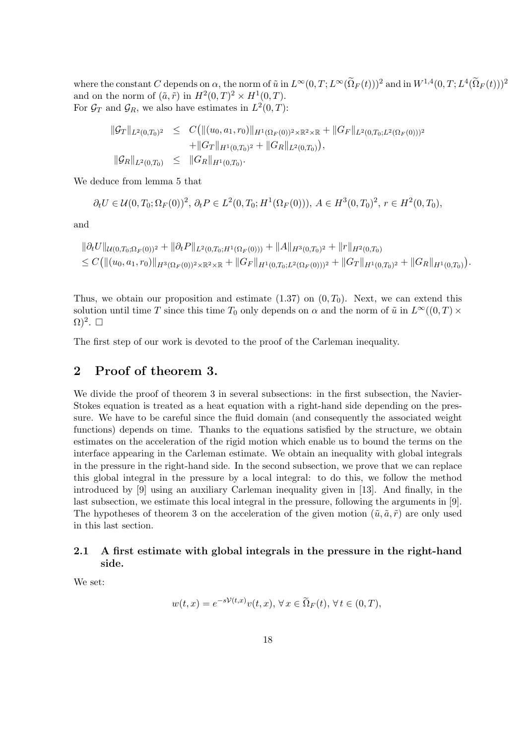where the constant $C$ depends on $\alpha$, the norm of $\tilde{u}$ in $L^\infty(0,T;L^\infty(\widetilde{\Omega}_F(t)))^2$ and in $W^{1,4}(0,T;L^4(\widetilde{\Omega}_F(t)))^2$ and on the norm of $(\tilde{a},\tilde{r})$ in $H^2(0,T)^2 \times H^1(0,T)$.
For $\mathcal{G}_T$ and $\mathcal{G}_R$, we also have estimates in $L^2(0,T)$:

$$
\begin{aligned}
\|\mathcal{G}_T\|_{L^2(0,T_0)^2} &\leq C\big(\|(u_0,a_1,r_0)\|_{H^1(\Omega_F(0))^2\times\mathbb{R}^2\times\mathbb{R}} + \|G_F\|_{L^2(0,T_0;L^2(\Omega_F(0)))^2} \\
&\quad + \|G_T\|_{H^1(0,T_0)^2} + \|G_R\|_{L^2(0,T_0)}\big), \\
\|\mathcal{G}_R\|_{L^2(0,T_0)} &\leq \|G_R\|_{H^1(0,T_0)}.
\end{aligned}
$$

We deduce from lemma 5 that

$$
\partial_t U \in \mathcal{U}(0,T_0;\Omega_F(0))^2,\ \partial_t P \in L^2(0,T_0;H^1(\Omega_F(0))),\ A \in H^3(0,T_0)^2,\ r \in H^2(0,T_0),
$$

and

$$
\begin{aligned}
&\|\partial_t U\|_{\mathcal{U}(0,T_0;\Omega_F(0))^2} + \|\partial_t P\|_{L^2(0,T_0;H^1(\Omega_F(0)))} + \|A\|_{H^3(0,T_0)^2} + \|r\|_{H^2(0,T_0)} \\
&\leq C\big(\|(u_0,a_1,r_0)\|_{H^3(\Omega_F(0))^2\times\mathbb{R}^2\times\mathbb{R}} + \|G_F\|_{H^1(0,T_0;L^2(\Omega_F(0)))^2} + \|G_T\|_{H^1(0,T_0)^2} + \|G_R\|_{H^1(0,T_0)}\big).
\end{aligned}
$$

Thus, we obtain our proposition and estimate (1.37) on $(0,T_0)$. Next, we can extend this solution until time $T$ since this time $T_0$ only depends on $\alpha$ and the norm of $\tilde{u}$ in $L^\infty((0,T)\times\Omega)^2$. $\square$

The first step of our work is devoted to the proof of the Carleman inequality.

## 2 Proof of theorem 3.

We divide the proof of theorem 3 in several subsections: in the first subsection, the Navier-Stokes equation is treated as a heat equation with a right-hand side depending on the pressure. We have to be careful since the fluid domain (and consequently the associated weight functions) depends on time. Thanks to the equations satisfied by the structure, we obtain estimates on the acceleration of the rigid motion which enable us to bound the terms on the interface appearing in the Carleman estimate. We obtain an inequality with global integrals in the pressure in the right-hand side. In the second subsection, we prove that we can replace this global integral in the pressure by a local integral: to do this, we follow the method introduced by [9] using an auxiliary Carleman inequality given in [13]. And finally, in the last subsection, we estimate this local integral in the pressure, following the arguments in [9]. The hypotheses of theorem 3 on the acceleration of the given motion $(\tilde{u},\tilde{a},\tilde{r})$ are only used in this last section.

### 2.1 A first estimate with global integrals in the pressure in the right-hand side.

We set:

$$
w(t,x) = e^{-s\mathcal{V}(t,x)}v(t,x),\ \forall\, x \in \widetilde{\Omega}_F(t),\ \forall\, t \in (0,T),
$$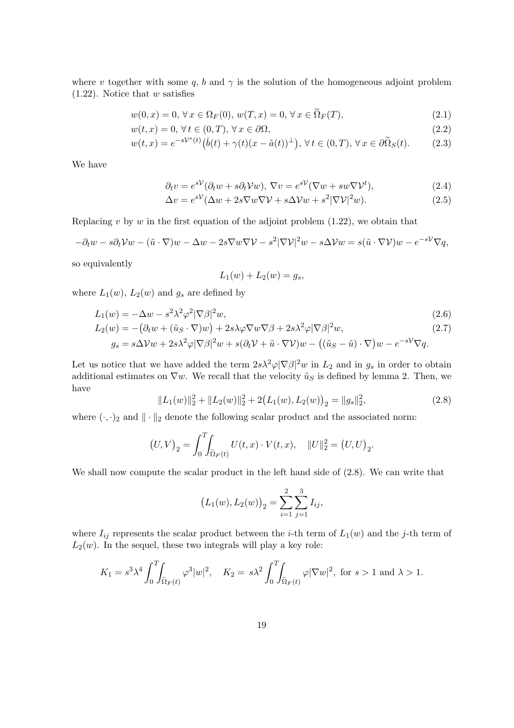where $v$ together with some $q$, $b$ and $\gamma$ is the solution of the homogeneous adjoint problem (1.22). Notice that $w$ satisfies

$$w(0,x) = 0,\ \forall\, x \in \Omega_F(0),\ w(T,x) = 0,\ \forall\, x \in \widetilde{\Omega}_F(T), \tag{2.1}$$

$$w(t,x) = 0,\ \forall\, t \in (0,T),\ \forall\, x \in \partial\Omega, \tag{2.2}$$

$$w(t,x) = e^{-s\mathcal{V}^*(t)}\big(\dot{b}(t) + \gamma(t)(x - \tilde{a}(t))^\perp\big),\ \forall\, t \in (0,T),\ \forall\, x \in \partial\widetilde{\Omega}_S(t). \tag{2.3}$$

We have

$$\partial_t v = e^{s\mathcal{V}}(\partial_t w + s\partial_t \mathcal{V} w),\ \nabla v = e^{s\mathcal{V}}(\nabla w + s w \nabla \mathcal{V}^t), \tag{2.4}$$

$$\Delta v = e^{s\mathcal{V}}(\Delta w + 2s\nabla w \nabla \mathcal{V} + s\Delta\mathcal{V} w + s^2|\nabla\mathcal{V}|^2 w). \tag{2.5}$$

Replacing $v$ by $w$ in the first equation of the adjoint problem (1.22), we obtain that

$$-\partial_t w - s\partial_t\mathcal{V} w - (\tilde{u}\cdot\nabla)w - \Delta w - 2s\nabla w\nabla\mathcal{V} - s^2|\nabla\mathcal{V}|^2 w - s\Delta\mathcal{V} w = s(\tilde{u}\cdot\nabla\mathcal{V})w - e^{-s\mathcal{V}}\nabla q,$$

so equivalently

$$L_1(w) + L_2(w) = g_s,$$

where $L_1(w)$, $L_2(w)$ and $g_s$ are defined by

$$L_1(w) = -\Delta w - s^2\lambda^2\varphi^2|\nabla\beta|^2 w, \tag{2.6}$$

$$L_2(w) = -\big(\partial_t w + (\tilde{u}_S\cdot\nabla)w\big) + 2s\lambda\varphi\nabla w\nabla\beta + 2s\lambda^2\varphi|\nabla\beta|^2 w, \tag{2.7}$$

$$g_s = s\Delta\mathcal{V} w + 2s\lambda^2\varphi|\nabla\beta|^2 w + s(\partial_t\mathcal{V} + \tilde{u}\cdot\nabla\mathcal{V})w - \big((\tilde{u}_S - \tilde{u})\cdot\nabla\big)w - e^{-s\mathcal{V}}\nabla q.$$

Let us notice that we have added the term $2s\lambda^2\varphi|\nabla\beta|^2 w$ in $L_2$ and in $g_s$ in order to obtain additional estimates on $\nabla w$. We recall that the velocity $\tilde{u}_S$ is defined by lemma 2. Then, we have

$$\|L_1(w)\|_2^2 + \|L_2(w)\|_2^2 + 2\big(L_1(w), L_2(w)\big)_2 = \|g_s\|_2^2, \tag{2.8}$$

where $(\cdot,\cdot)_2$ and $\|\cdot\|_2$ denote the following scalar product and the associated norm:

$$\big(U,V\big)_2 = \int_0^T\!\!\int_{\widetilde{\Omega}_F(t)} U(t,x)\cdot V(t,x), \quad \|U\|_2^2 = \big(U,U\big)_2.$$

We shall now compute the scalar product in the left hand side of (2.8). We can write that

$$\big(L_1(w), L_2(w)\big)_2 = \sum_{i=1}^{2}\sum_{j=1}^{3} I_{ij},$$

where $I_{ij}$ represents the scalar product between the $i$-th term of $L_1(w)$ and the $j$-th term of $L_2(w)$. In the sequel, these two integrals will play a key role:

$$K_1 = s^3\lambda^4\int_0^T\!\!\int_{\widetilde{\Omega}_F(t)} \varphi^3|w|^2, \quad K_2 = s\lambda^2\int_0^T\!\!\int_{\widetilde{\Omega}_F(t)} \varphi|\nabla w|^2, \text{ for } s > 1 \text{ and } \lambda > 1.$$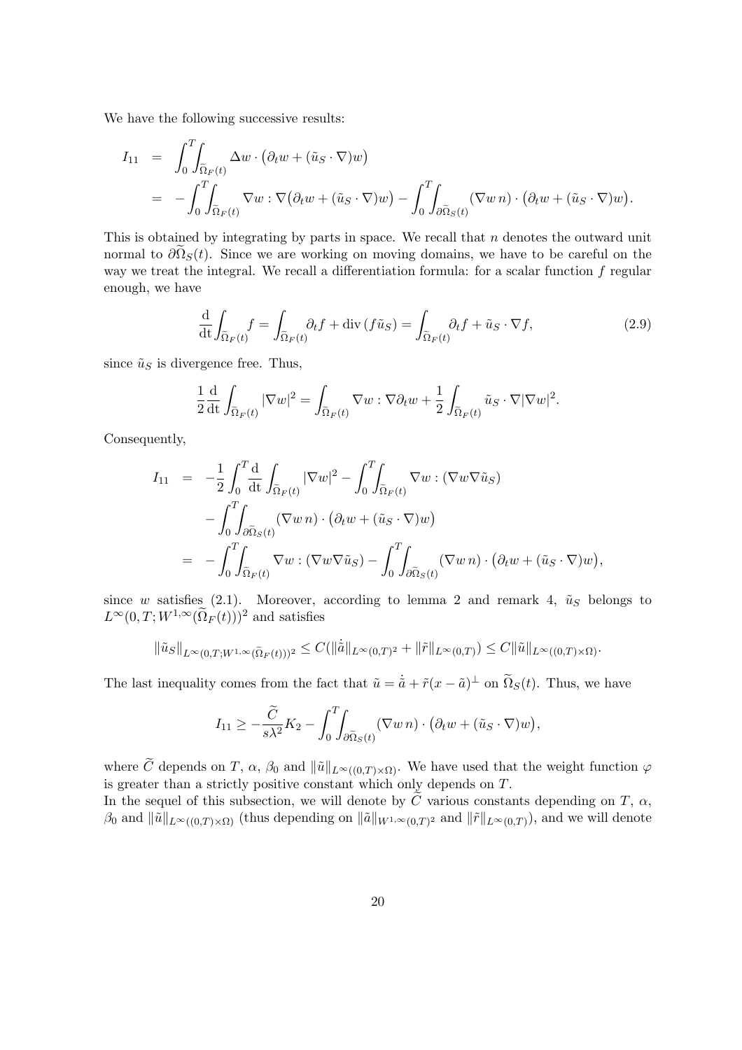We have the following successive results:

$$
\begin{aligned}
I_{11} &= \int_0^T\!\!\int_{\widetilde{\Omega}_F(t)} \Delta w \cdot \big(\partial_t w + (\tilde{u}_S \cdot \nabla) w\big) \\
&= -\int_0^T\!\!\int_{\widetilde{\Omega}_F(t)} \nabla w : \nabla\big(\partial_t w + (\tilde{u}_S \cdot \nabla) w\big) - \int_0^T\!\!\int_{\partial\widetilde{\Omega}_S(t)} (\nabla w\, n) \cdot \big(\partial_t w + (\tilde{u}_S \cdot \nabla) w\big).
\end{aligned}
$$

This is obtained by integrating by parts in space. We recall that $n$ denotes the outward unit normal to $\partial\widetilde{\Omega}_S(t)$. Since we are working on moving domains, we have to be careful on the way we treat the integral. We recall a differentiation formula: for a scalar function $f$ regular enough, we have

$$
\frac{\mathrm{d}}{\mathrm{dt}}\int_{\widetilde{\Omega}_F(t)} f = \int_{\widetilde{\Omega}_F(t)} \partial_t f + \operatorname{div}(f \tilde{u}_S) = \int_{\widetilde{\Omega}_F(t)} \partial_t f + \tilde{u}_S \cdot \nabla f, \tag{2.9}
$$

since $\tilde{u}_S$ is divergence free. Thus,

$$
\frac{1}{2}\frac{\mathrm{d}}{\mathrm{dt}}\int_{\widetilde{\Omega}_F(t)} |\nabla w|^2 = \int_{\widetilde{\Omega}_F(t)} \nabla w : \nabla \partial_t w + \frac{1}{2}\int_{\widetilde{\Omega}_F(t)} \tilde{u}_S \cdot \nabla |\nabla w|^2.
$$

Consequently,

$$
\begin{aligned}
I_{11} &= -\frac{1}{2}\int_0^T \frac{\mathrm{d}}{\mathrm{dt}}\int_{\widetilde{\Omega}_F(t)} |\nabla w|^2 - \int_0^T\!\!\int_{\widetilde{\Omega}_F(t)} \nabla w : (\nabla w \nabla \tilde{u}_S) \\
&\quad - \int_0^T\!\!\int_{\partial\widetilde{\Omega}_S(t)} (\nabla w\, n) \cdot \big(\partial_t w + (\tilde{u}_S \cdot \nabla) w\big) \\
&= -\int_0^T\!\!\int_{\widetilde{\Omega}_F(t)} \nabla w : (\nabla w \nabla \tilde{u}_S) - \int_0^T\!\!\int_{\partial\widetilde{\Omega}_S(t)} (\nabla w\, n) \cdot \big(\partial_t w + (\tilde{u}_S \cdot \nabla) w\big),
\end{aligned}
$$

since $w$ satisfies (2.1). Moreover, according to lemma 2 and remark 4, $\tilde{u}_S$ belongs to $L^\infty(0,T;W^{1,\infty}(\widetilde{\Omega}_F(t)))^2$ and satisfies

$$
\|\tilde{u}_S\|_{L^\infty(0,T;W^{1,\infty}(\widetilde{\Omega}_F(t)))^2} \leq C(\|\dot{\tilde{a}}\|_{L^\infty(0,T)^2} + \|\tilde{r}\|_{L^\infty(0,T)}) \leq C\|\tilde{u}\|_{L^\infty((0,T)\times\Omega)}.
$$

The last inequality comes from the fact that $\tilde{u} = \dot{\tilde{a}} + \tilde{r}(x - \tilde{a})^\perp$ on $\widetilde{\Omega}_S(t)$. Thus, we have

$$
I_{11} \geq -\frac{\widetilde{C}}{s\lambda^2}K_2 - \int_0^T\!\!\int_{\partial\widetilde{\Omega}_S(t)} (\nabla w\, n) \cdot \big(\partial_t w + (\tilde{u}_S \cdot \nabla) w\big),
$$

where $\widetilde{C}$ depends on $T$, $\alpha$, $\beta_0$ and $\|\tilde{u}\|_{L^\infty((0,T)\times\Omega)}$. We have used that the weight function $\varphi$ is greater than a strictly positive constant which only depends on $T$.

In the sequel of this subsection, we will denote by $\widetilde{C}$ various constants depending on $T$, $\alpha$, $\beta_0$ and $\|\tilde{u}\|_{L^\infty((0,T)\times\Omega)}$ (thus depending on $\|\tilde{a}\|_{W^{1,\infty}(0,T)^2}$ and $\|\tilde{r}\|_{L^\infty(0,T)}$), and we will denote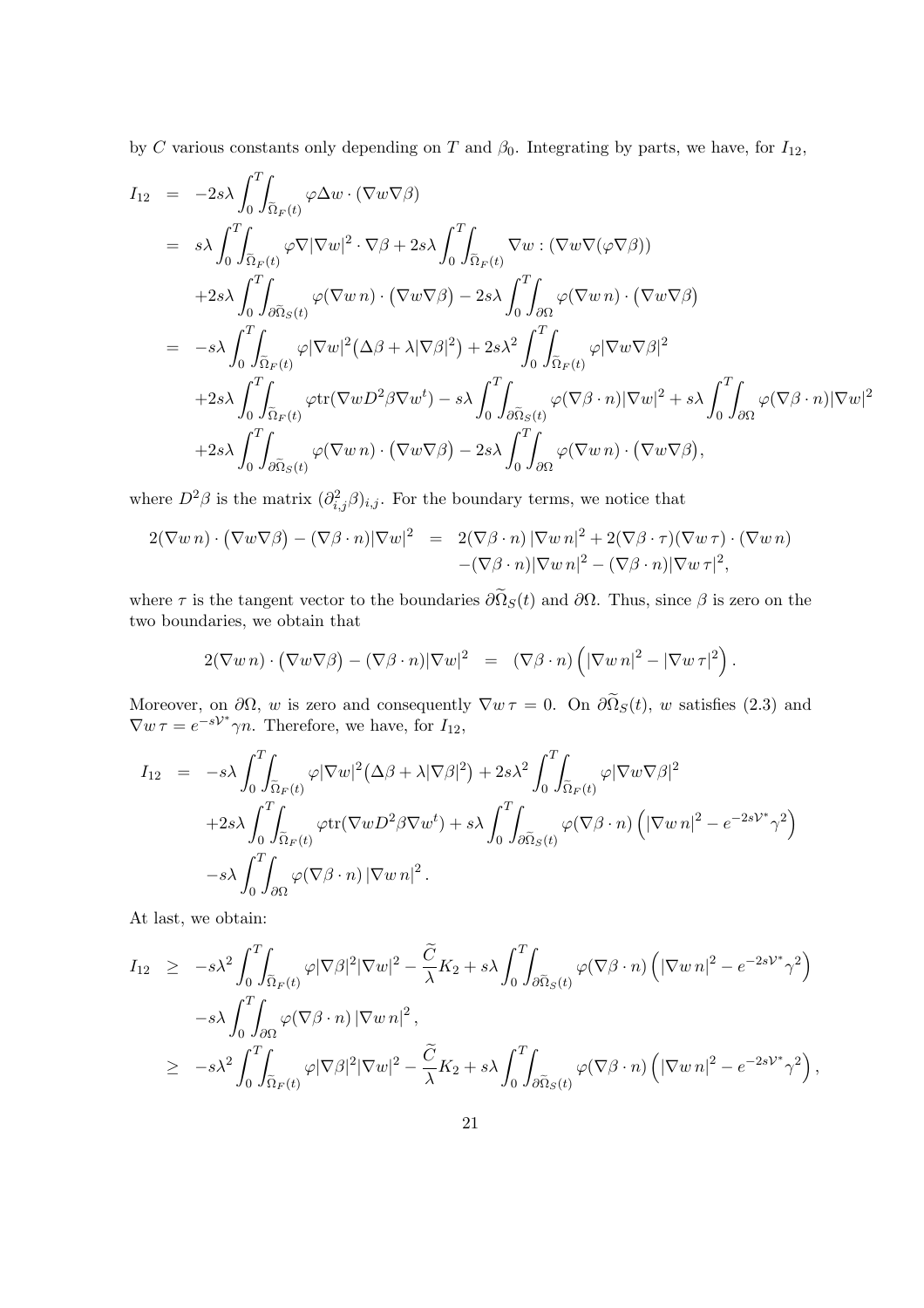by $C$ various constants only depending on $T$ and $\beta_0$. Integrating by parts, we have, for $I_{12}$,

$$
\begin{aligned}
I_{12} &= -2s\lambda \int_0^T\!\!\int_{\widetilde{\Omega}_F(t)} \varphi \Delta w \cdot (\nabla w \nabla \beta) \\
&= s\lambda \int_0^T\!\!\int_{\widetilde{\Omega}_F(t)} \varphi \nabla |\nabla w|^2 \cdot \nabla \beta + 2s\lambda \int_0^T\!\!\int_{\widetilde{\Omega}_F(t)} \nabla w : (\nabla w \nabla(\varphi \nabla \beta)) \\
&\quad + 2s\lambda \int_0^T\!\!\int_{\partial\widetilde{\Omega}_S(t)} \varphi(\nabla w\, n) \cdot \big(\nabla w \nabla \beta\big) - 2s\lambda \int_0^T\!\!\int_{\partial\Omega} \varphi(\nabla w\, n) \cdot \big(\nabla w \nabla \beta\big) \\
&= -s\lambda \int_0^T\!\!\int_{\widetilde{\Omega}_F(t)} \varphi |\nabla w|^2 \big(\Delta \beta + \lambda |\nabla \beta|^2\big) + 2s\lambda^2 \int_0^T\!\!\int_{\widetilde{\Omega}_F(t)} \varphi |\nabla w \nabla \beta|^2 \\
&\quad + 2s\lambda \int_0^T\!\!\int_{\widetilde{\Omega}_F(t)} \varphi \operatorname{tr}(\nabla w D^2 \beta \nabla w^t) - s\lambda \int_0^T\!\!\int_{\partial\widetilde{\Omega}_S(t)} \varphi (\nabla \beta \cdot n) |\nabla w|^2 + s\lambda \int_0^T\!\!\int_{\partial\Omega} \varphi (\nabla \beta \cdot n) |\nabla w|^2 \\
&\quad + 2s\lambda \int_0^T\!\!\int_{\partial\widetilde{\Omega}_S(t)} \varphi(\nabla w\, n) \cdot \big(\nabla w \nabla \beta\big) - 2s\lambda \int_0^T\!\!\int_{\partial\Omega} \varphi(\nabla w\, n) \cdot \big(\nabla w \nabla \beta\big),
\end{aligned}
$$

where $D^2\beta$ is the matrix $(\partial^2_{i,j}\beta)_{i,j}$. For the boundary terms, we notice that

$$
\begin{aligned}
2(\nabla w\, n) \cdot \big(\nabla w \nabla \beta\big) - (\nabla \beta \cdot n)|\nabla w|^2 &= 2(\nabla \beta \cdot n)\, |\nabla w\, n|^2 + 2(\nabla \beta \cdot \tau)(\nabla w\, \tau) \cdot (\nabla w\, n) \\
&\quad - (\nabla \beta \cdot n)|\nabla w\, n|^2 - (\nabla \beta \cdot n)|\nabla w\, \tau|^2,
\end{aligned}
$$

where $\tau$ is the tangent vector to the boundaries $\partial\widetilde{\Omega}_S(t)$ and $\partial\Omega$. Thus, since $\beta$ is zero on the two boundaries, we obtain that

$$
2(\nabla w\, n) \cdot \big(\nabla w \nabla \beta\big) - (\nabla \beta \cdot n)|\nabla w|^2 = (\nabla \beta \cdot n) \left( |\nabla w\, n|^2 - |\nabla w\, \tau|^2 \right).
$$

Moreover, on $\partial\Omega$, $w$ is zero and consequently $\nabla w\, \tau = 0$. On $\partial\widetilde{\Omega}_S(t)$, $w$ satisfies (2.3) and $\nabla w\, \tau = e^{-s\mathcal{V}^*}\gamma n$. Therefore, we have, for $I_{12}$,

$$
\begin{aligned}
I_{12} &= -s\lambda \int_0^T\!\!\int_{\widetilde{\Omega}_F(t)} \varphi |\nabla w|^2 \big(\Delta \beta + \lambda |\nabla \beta|^2\big) + 2s\lambda^2 \int_0^T\!\!\int_{\widetilde{\Omega}_F(t)} \varphi |\nabla w \nabla \beta|^2 \\
&\quad + 2s\lambda \int_0^T\!\!\int_{\widetilde{\Omega}_F(t)} \varphi \operatorname{tr}(\nabla w D^2 \beta \nabla w^t) + s\lambda \int_0^T\!\!\int_{\partial\widetilde{\Omega}_S(t)} \varphi (\nabla \beta \cdot n) \left( |\nabla w\, n|^2 - e^{-2s\mathcal{V}^*}\gamma^2 \right) \\
&\quad - s\lambda \int_0^T\!\!\int_{\partial\Omega} \varphi (\nabla \beta \cdot n)\, |\nabla w\, n|^2 .
\end{aligned}
$$

At last, we obtain:

$$
\begin{aligned}
I_{12} &\geq -s\lambda^2 \int_0^T\!\!\int_{\widetilde{\Omega}_F(t)} \varphi |\nabla \beta|^2 |\nabla w|^2 - \frac{\widetilde{C}}{\lambda} K_2 + s\lambda \int_0^T\!\!\int_{\partial\widetilde{\Omega}_S(t)} \varphi (\nabla \beta \cdot n) \left( |\nabla w\, n|^2 - e^{-2s\mathcal{V}^*}\gamma^2 \right) \\
&\quad - s\lambda \int_0^T\!\!\int_{\partial\Omega} \varphi (\nabla \beta \cdot n)\, |\nabla w\, n|^2 , \\
&\geq -s\lambda^2 \int_0^T\!\!\int_{\widetilde{\Omega}_F(t)} \varphi |\nabla \beta|^2 |\nabla w|^2 - \frac{\widetilde{C}}{\lambda} K_2 + s\lambda \int_0^T\!\!\int_{\partial\widetilde{\Omega}_S(t)} \varphi (\nabla \beta \cdot n) \left( |\nabla w\, n|^2 - e^{-2s\mathcal{V}^*}\gamma^2 \right),
\end{aligned}
$$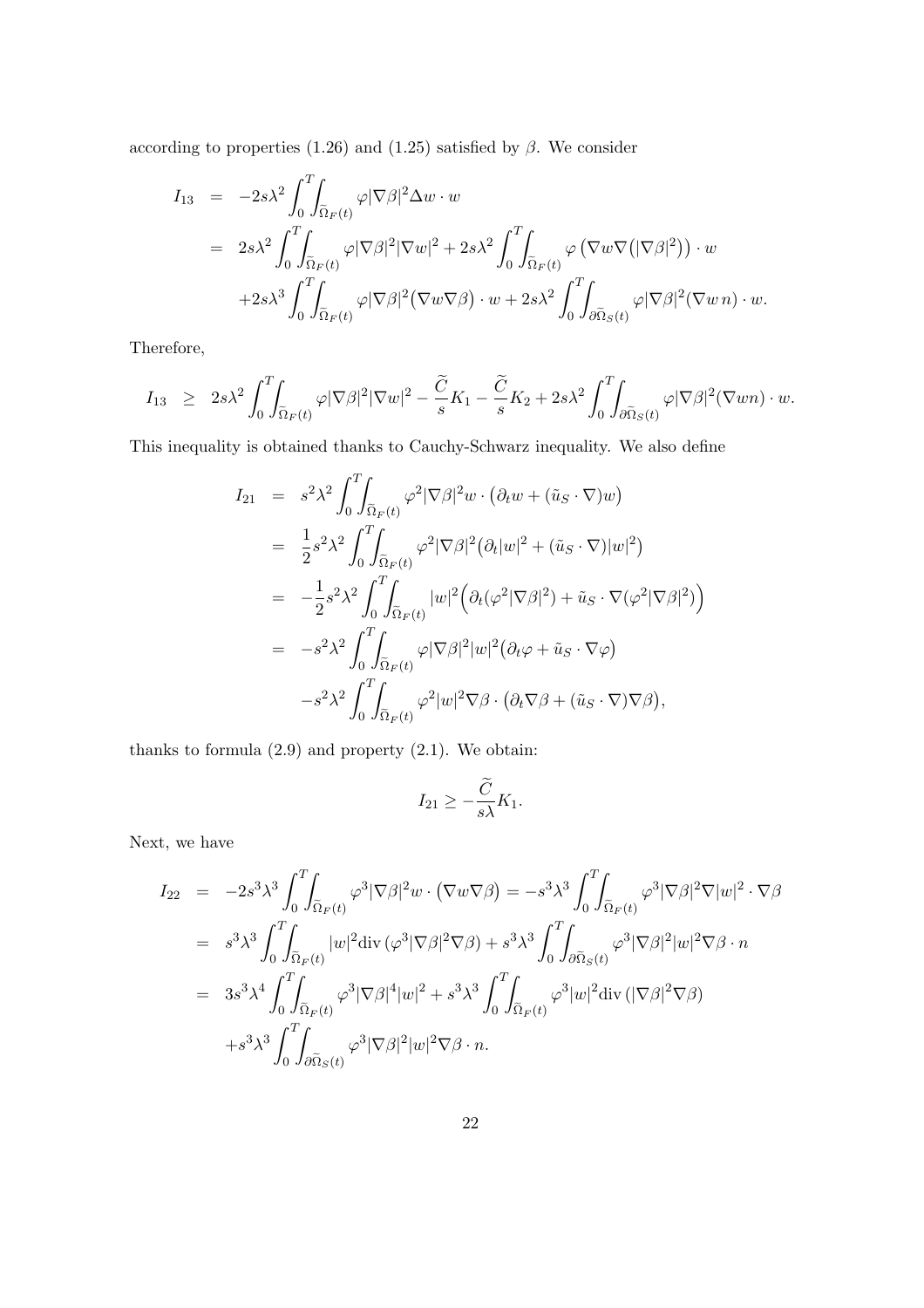according to properties (1.26) and (1.25) satisfied by $\beta$. We consider

$$
\begin{aligned}
I_{13} &= -2s\lambda^2 \int_0^T\!\!\int_{\widetilde{\Omega}_F(t)} \varphi |\nabla\beta|^2 \Delta w \cdot w \\
&= 2s\lambda^2 \int_0^T\!\!\int_{\widetilde{\Omega}_F(t)} \varphi |\nabla\beta|^2 |\nabla w|^2 + 2s\lambda^2 \int_0^T\!\!\int_{\widetilde{\Omega}_F(t)} \varphi \left(\nabla w \nabla\big(|\nabla\beta|^2\big)\right) \cdot w \\
&\quad + 2s\lambda^3 \int_0^T\!\!\int_{\widetilde{\Omega}_F(t)} \varphi |\nabla\beta|^2 \big(\nabla w \nabla\beta\big) \cdot w + 2s\lambda^2 \int_0^T\!\!\int_{\partial\widetilde{\Omega}_S(t)} \varphi |\nabla\beta|^2 (\nabla w\, n) \cdot w.
\end{aligned}
$$

Therefore,

$$
I_{13} \;\geq\; 2s\lambda^2 \int_0^T\!\!\int_{\widetilde{\Omega}_F(t)} \varphi |\nabla\beta|^2 |\nabla w|^2 - \frac{\widetilde{C}}{s} K_1 - \frac{\widetilde{C}}{s} K_2 + 2s\lambda^2 \int_0^T\!\!\int_{\partial\widetilde{\Omega}_S(t)} \varphi |\nabla\beta|^2 (\nabla w n) \cdot w.
$$

This inequality is obtained thanks to Cauchy-Schwarz inequality. We also define

$$
\begin{aligned}
I_{21} &= s^2\lambda^2 \int_0^T\!\!\int_{\widetilde{\Omega}_F(t)} \varphi^2 |\nabla\beta|^2 w \cdot \big(\partial_t w + (\tilde{u}_S \cdot \nabla) w\big) \\
&= \frac{1}{2} s^2\lambda^2 \int_0^T\!\!\int_{\widetilde{\Omega}_F(t)} \varphi^2 |\nabla\beta|^2 \big(\partial_t |w|^2 + (\tilde{u}_S \cdot \nabla)|w|^2\big) \\
&= -\frac{1}{2} s^2\lambda^2 \int_0^T\!\!\int_{\widetilde{\Omega}_F(t)} |w|^2 \Big(\partial_t(\varphi^2 |\nabla\beta|^2) + \tilde{u}_S \cdot \nabla(\varphi^2 |\nabla\beta|^2)\Big) \\
&= -s^2\lambda^2 \int_0^T\!\!\int_{\widetilde{\Omega}_F(t)} \varphi |\nabla\beta|^2 |w|^2 \big(\partial_t \varphi + \tilde{u}_S \cdot \nabla\varphi\big) \\
&\quad - s^2\lambda^2 \int_0^T\!\!\int_{\widetilde{\Omega}_F(t)} \varphi^2 |w|^2 \nabla\beta \cdot \big(\partial_t \nabla\beta + (\tilde{u}_S \cdot \nabla)\nabla\beta\big),
\end{aligned}
$$

thanks to formula (2.9) and property (2.1). We obtain:

$$
I_{21} \geq -\frac{\widetilde{C}}{s\lambda} K_1.
$$

Next, we have

$$
\begin{aligned}
I_{22} &= -2s^3\lambda^3 \int_0^T\!\!\int_{\widetilde{\Omega}_F(t)} \varphi^3 |\nabla\beta|^2 w \cdot \big(\nabla w \nabla\beta\big) = -s^3\lambda^3 \int_0^T\!\!\int_{\widetilde{\Omega}_F(t)} \varphi^3 |\nabla\beta|^2 \nabla |w|^2 \cdot \nabla\beta \\
&= s^3\lambda^3 \int_0^T\!\!\int_{\widetilde{\Omega}_F(t)} |w|^2 \mathrm{div}\left(\varphi^3 |\nabla\beta|^2 \nabla\beta\right) + s^3\lambda^3 \int_0^T\!\!\int_{\partial\widetilde{\Omega}_S(t)} \varphi^3 |\nabla\beta|^2 |w|^2 \nabla\beta \cdot n \\
&= 3s^3\lambda^4 \int_0^T\!\!\int_{\widetilde{\Omega}_F(t)} \varphi^3 |\nabla\beta|^4 |w|^2 + s^3\lambda^3 \int_0^T\!\!\int_{\widetilde{\Omega}_F(t)} \varphi^3 |w|^2 \mathrm{div}\left(|\nabla\beta|^2 \nabla\beta\right) \\
&\quad + s^3\lambda^3 \int_0^T\!\!\int_{\partial\widetilde{\Omega}_S(t)} \varphi^3 |\nabla\beta|^2 |w|^2 \nabla\beta \cdot n.
\end{aligned}
$$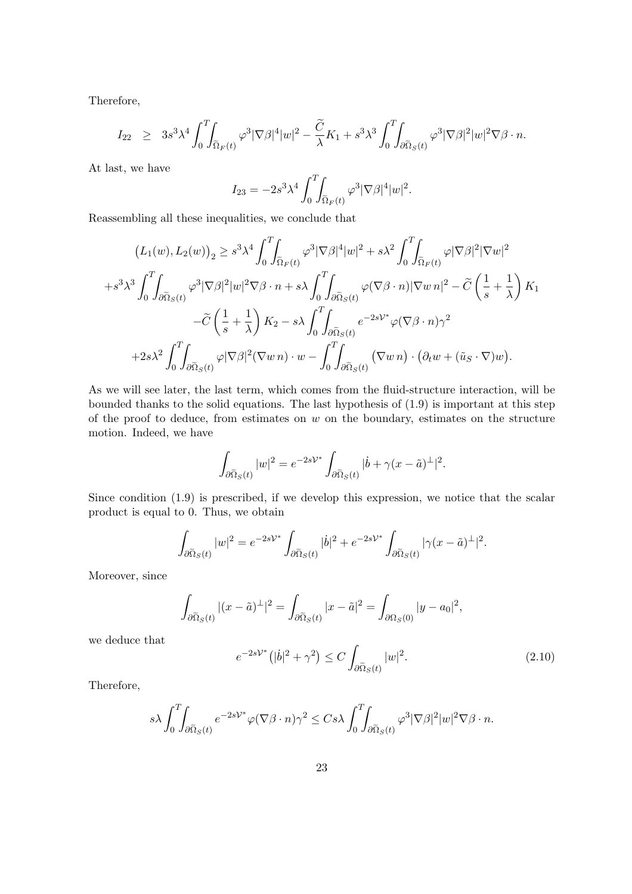Therefore,

$$I_{22} \;\; \geq \;\; 3s^3\lambda^4 \int_0^T\!\!\int_{\widetilde{\Omega}_F(t)} \varphi^3|\nabla\beta|^4|w|^2 - \frac{\widetilde{C}}{\lambda}K_1 + s^3\lambda^3 \int_0^T\!\!\int_{\partial\widetilde{\Omega}_S(t)} \varphi^3|\nabla\beta|^2|w|^2\nabla\beta\cdot n.$$

At last, we have

$$I_{23} = -2s^3\lambda^4 \int_0^T\!\!\int_{\widetilde{\Omega}_F(t)} \varphi^3|\nabla\beta|^4|w|^2.$$

Reassembling all these inequalities, we conclude that

$$\begin{gathered}
\big(L_1(w), L_2(w)\big)_2 \geq s^3\lambda^4 \int_0^T\!\!\int_{\widetilde{\Omega}_F(t)} \varphi^3|\nabla\beta|^4|w|^2 + s\lambda^2 \int_0^T\!\!\int_{\widetilde{\Omega}_F(t)} \varphi|\nabla\beta|^2|\nabla w|^2 \\
+s^3\lambda^3 \int_0^T\!\!\int_{\partial\widetilde{\Omega}_S(t)} \varphi^3|\nabla\beta|^2|w|^2\nabla\beta\cdot n + s\lambda \int_0^T\!\!\int_{\partial\widetilde{\Omega}_S(t)} \varphi(\nabla\beta\cdot n)|\nabla w\, n|^2 - \widetilde{C}\left(\frac{1}{s}+\frac{1}{\lambda}\right)K_1 \\
-\widetilde{C}\left(\frac{1}{s}+\frac{1}{\lambda}\right)K_2 - s\lambda \int_0^T\!\!\int_{\partial\widetilde{\Omega}_S(t)} e^{-2s\mathcal{V}^*}\varphi(\nabla\beta\cdot n)\gamma^2 \\
+2s\lambda^2 \int_0^T\!\!\int_{\partial\widetilde{\Omega}_S(t)} \varphi|\nabla\beta|^2(\nabla w\, n)\cdot w - \int_0^T\!\!\int_{\partial\widetilde{\Omega}_S(t)} \big(\nabla w\, n\big)\cdot\big(\partial_t w + (\tilde{u}_S\cdot\nabla)w\big).
\end{gathered}$$

As we will see later, the last term, which comes from the fluid-structure interaction, will be bounded thanks to the solid equations. The last hypothesis of (1.9) is important at this step of the proof to deduce, from estimates on $w$ on the boundary, estimates on the structure motion. Indeed, we have

$$\int_{\partial\widetilde{\Omega}_S(t)} |w|^2 = e^{-2s\mathcal{V}^*}\int_{\partial\widetilde{\Omega}_S(t)} |\dot{b} + \gamma(x-\tilde{a})^{\perp}|^2.$$

Since condition (1.9) is prescribed, if we develop this expression, we notice that the scalar product is equal to 0. Thus, we obtain

$$\int_{\partial\widetilde{\Omega}_S(t)} |w|^2 = e^{-2s\mathcal{V}^*}\int_{\partial\widetilde{\Omega}_S(t)} |\dot{b}|^2 + e^{-2s\mathcal{V}^*}\int_{\partial\widetilde{\Omega}_S(t)} |\gamma(x-\tilde{a})^{\perp}|^2.$$

Moreover, since

$$\int_{\partial\widetilde{\Omega}_S(t)} |(x-\tilde{a})^{\perp}|^2 = \int_{\partial\widetilde{\Omega}_S(t)} |x-\tilde{a}|^2 = \int_{\partial\Omega_S(0)} |y-a_0|^2,$$

we deduce that

$$e^{-2s\mathcal{V}^*}\big(|\dot{b}|^2+\gamma^2\big) \leq C\int_{\partial\widetilde{\Omega}_S(t)} |w|^2. \tag{2.10}$$

Therefore,

$$s\lambda \int_0^T\!\!\int_{\partial\widetilde{\Omega}_S(t)} e^{-2s\mathcal{V}^*}\varphi(\nabla\beta\cdot n)\gamma^2 \leq Cs\lambda \int_0^T\!\!\int_{\partial\widetilde{\Omega}_S(t)} \varphi^3|\nabla\beta|^2|w|^2\nabla\beta\cdot n.$$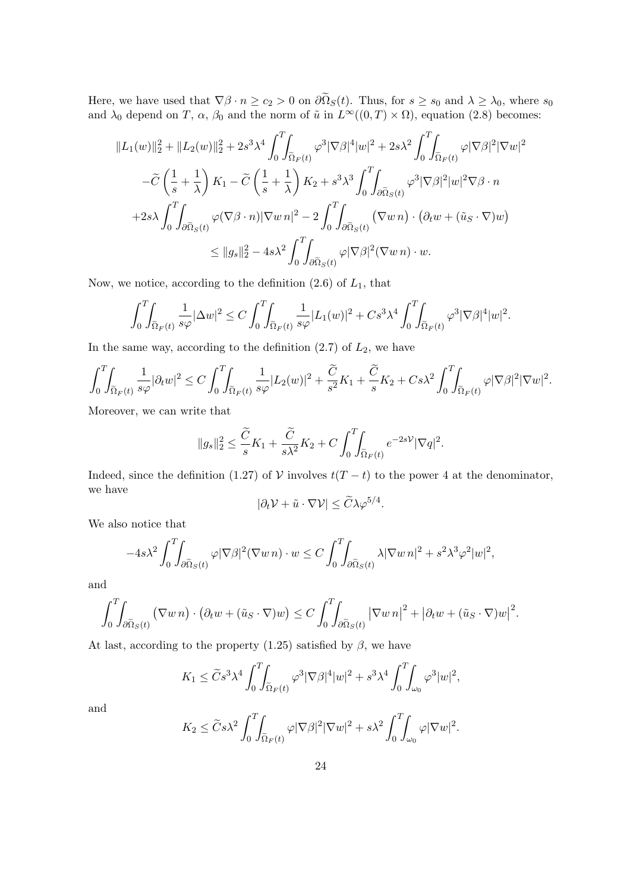Here, we have used that $\nabla\beta \cdot n \geq c_2 > 0$ on $\partial\widetilde{\Omega}_S(t)$. Thus, for $s \geq s_0$ and $\lambda \geq \lambda_0$, where $s_0$ and $\lambda_0$ depend on $T$, $\alpha$, $\beta_0$ and the norm of $\tilde{u}$ in $L^\infty((0,T)\times\Omega)$, equation (2.8) becomes:

$$
\begin{gathered}
\|L_1(w)\|_2^2 + \|L_2(w)\|_2^2 + 2s^3\lambda^4 \int_0^T\!\!\int_{\widetilde{\Omega}_F(t)} \varphi^3|\nabla\beta|^4|w|^2 + 2s\lambda^2\int_0^T\!\!\int_{\widetilde{\Omega}_F(t)} \varphi|\nabla\beta|^2|\nabla w|^2 \\
-\widetilde{C}\left(\frac{1}{s}+\frac{1}{\lambda}\right)K_1 - \widetilde{C}\left(\frac{1}{s}+\frac{1}{\lambda}\right)K_2 + s^3\lambda^3\int_0^T\!\!\int_{\partial\widetilde{\Omega}_S(t)} \varphi^3|\nabla\beta|^2|w|^2\nabla\beta\cdot n \\
+2s\lambda\int_0^T\!\!\int_{\partial\widetilde{\Omega}_S(t)} \varphi(\nabla\beta\cdot n)|\nabla w\, n|^2 - 2\int_0^T\!\!\int_{\partial\widetilde{\Omega}_S(t)} \left(\nabla w\, n\right)\cdot\left(\partial_t w + (\tilde{u}_S\cdot\nabla)w\right) \\
\leq \|g_s\|_2^2 - 4s\lambda^2\int_0^T\!\!\int_{\partial\widetilde{\Omega}_S(t)} \varphi|\nabla\beta|^2(\nabla w\, n)\cdot w.
\end{gathered}
$$

Now, we notice, according to the definition (2.6) of $L_1$, that

$$
\int_0^T\!\!\int_{\widetilde{\Omega}_F(t)} \frac{1}{s\varphi}|\Delta w|^2 \leq C\int_0^T\!\!\int_{\widetilde{\Omega}_F(t)} \frac{1}{s\varphi}|L_1(w)|^2 + Cs^3\lambda^4\int_0^T\!\!\int_{\widetilde{\Omega}_F(t)} \varphi^3|\nabla\beta|^4|w|^2.
$$

In the same way, according to the definition (2.7) of $L_2$, we have

$$
\int_0^T\!\!\int_{\widetilde{\Omega}_F(t)} \frac{1}{s\varphi}|\partial_t w|^2 \leq C\int_0^T\!\!\int_{\widetilde{\Omega}_F(t)} \frac{1}{s\varphi}|L_2(w)|^2 + \frac{\widetilde{C}}{s^2}K_1 + \frac{\widetilde{C}}{s}K_2 + Cs\lambda^2\int_0^T\!\!\int_{\widetilde{\Omega}_F(t)} \varphi|\nabla\beta|^2|\nabla w|^2.
$$

Moreover, we can write that

$$
\|g_s\|_2^2 \leq \frac{\widetilde{C}}{s}K_1 + \frac{\widetilde{C}}{s\lambda^2}K_2 + C\int_0^T\!\!\int_{\widetilde{\Omega}_F(t)} e^{-2s\mathcal{V}}|\nabla q|^2.
$$

Indeed, since the definition (1.27) of $\mathcal{V}$ involves $t(T-t)$ to the power 4 at the denominator, we have

$$
|\partial_t\mathcal{V} + \tilde{u}\cdot\nabla\mathcal{V}| \leq \widetilde{C}\lambda\varphi^{5/4}.
$$

We also notice that

$$
-4s\lambda^2\int_0^T\!\!\int_{\partial\widetilde{\Omega}_S(t)} \varphi|\nabla\beta|^2(\nabla w\, n)\cdot w \leq C\int_0^T\!\!\int_{\partial\widetilde{\Omega}_S(t)} \lambda|\nabla w\, n|^2 + s^2\lambda^3\varphi^2|w|^2,
$$

and

$$
\int_0^T\!\!\int_{\partial\widetilde{\Omega}_S(t)} \left(\nabla w\, n\right)\cdot\left(\partial_t w + (\tilde{u}_S\cdot\nabla)w\right) \leq C\int_0^T\!\!\int_{\partial\widetilde{\Omega}_S(t)} \left|\nabla w\, n\right|^2 + \left|\partial_t w + (\tilde{u}_S\cdot\nabla)w\right|^2.
$$

At last, according to the property (1.25) satisfied by $\beta$, we have

$$
K_1 \leq \widetilde{C}s^3\lambda^4\int_0^T\!\!\int_{\widetilde{\Omega}_F(t)} \varphi^3|\nabla\beta|^4|w|^2 + s^3\lambda^4\int_0^T\!\!\int_{\omega_0} \varphi^3|w|^2,
$$

and

$$
K_2 \leq \widetilde{C}s\lambda^2\int_0^T\!\!\int_{\widetilde{\Omega}_F(t)} \varphi|\nabla\beta|^2|\nabla w|^2 + s\lambda^2\int_0^T\!\!\int_{\omega_0} \varphi|\nabla w|^2.
$$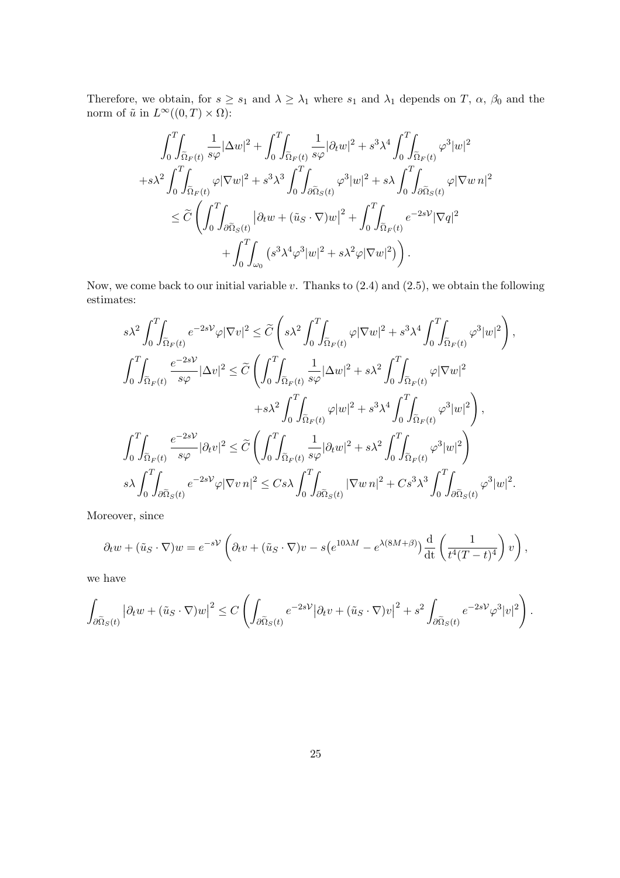Therefore, we obtain, for $s \geq s_1$ and $\lambda \geq \lambda_1$ where $s_1$ and $\lambda_1$ depends on $T$, $\alpha$, $\beta_0$ and the norm of $\tilde{u}$ in $L^\infty((0,T)\times\Omega)$:

$$
\begin{aligned}
&\int_0^T\!\!\int_{\widetilde{\Omega}_F(t)} \frac{1}{s\varphi}|\Delta w|^2 + \int_0^T\!\!\int_{\widetilde{\Omega}_F(t)} \frac{1}{s\varphi}|\partial_t w|^2 + s^3\lambda^4 \int_0^T\!\!\int_{\widetilde{\Omega}_F(t)} \varphi^3 |w|^2 \\
&+ s\lambda^2 \int_0^T\!\!\int_{\widetilde{\Omega}_F(t)} \varphi |\nabla w|^2 + s^3\lambda^3 \int_0^T\!\!\int_{\partial\widetilde{\Omega}_S(t)} \varphi^3 |w|^2 + s\lambda \int_0^T\!\!\int_{\partial\widetilde{\Omega}_S(t)} \varphi |\nabla w\, n|^2 \\
&\qquad \leq \widetilde{C} \left( \int_0^T\!\!\int_{\partial\widetilde{\Omega}_S(t)} \big|\partial_t w + (\tilde{u}_S\cdot\nabla)w\big|^2 + \int_0^T\!\!\int_{\widetilde{\Omega}_F(t)} e^{-2s\mathcal{V}} |\nabla q|^2 \right. \\
&\qquad\qquad \left. + \int_0^T\!\!\int_{\omega_0} \left( s^3\lambda^4 \varphi^3 |w|^2 + s\lambda^2 \varphi |\nabla w|^2 \right) \right).
\end{aligned}
$$

Now, we come back to our initial variable $v$. Thanks to (2.4) and (2.5), we obtain the following estimates:

$$
\begin{aligned}
& s\lambda^2 \int_0^T\!\!\int_{\widetilde{\Omega}_F(t)} e^{-2s\mathcal{V}} \varphi |\nabla v|^2 \leq \widetilde{C} \left( s\lambda^2 \int_0^T\!\!\int_{\widetilde{\Omega}_F(t)} \varphi |\nabla w|^2 + s^3\lambda^4 \int_0^T\!\!\int_{\widetilde{\Omega}_F(t)} \varphi^3 |w|^2 \right), \\
& \int_0^T\!\!\int_{\widetilde{\Omega}_F(t)} \frac{e^{-2s\mathcal{V}}}{s\varphi} |\Delta v|^2 \leq \widetilde{C} \left( \int_0^T\!\!\int_{\widetilde{\Omega}_F(t)} \frac{1}{s\varphi} |\Delta w|^2 + s\lambda^2 \int_0^T\!\!\int_{\widetilde{\Omega}_F(t)} \varphi |\nabla w|^2 \right. \\
&\qquad\qquad\qquad\qquad \left. + s\lambda^2 \int_0^T\!\!\int_{\widetilde{\Omega}_F(t)} \varphi |w|^2 + s^3\lambda^4 \int_0^T\!\!\int_{\widetilde{\Omega}_F(t)} \varphi^3 |w|^2 \right), \\
& \int_0^T\!\!\int_{\widetilde{\Omega}_F(t)} \frac{e^{-2s\mathcal{V}}}{s\varphi} |\partial_t v|^2 \leq \widetilde{C} \left( \int_0^T\!\!\int_{\widetilde{\Omega}_F(t)} \frac{1}{s\varphi} |\partial_t w|^2 + s\lambda^2 \int_0^T\!\!\int_{\widetilde{\Omega}_F(t)} \varphi^3 |w|^2 \right) \\
& s\lambda \int_0^T\!\!\int_{\partial\widetilde{\Omega}_S(t)} e^{-2s\mathcal{V}} \varphi |\nabla v\, n|^2 \leq Cs\lambda \int_0^T\!\!\int_{\partial\widetilde{\Omega}_S(t)} |\nabla w\, n|^2 + Cs^3\lambda^3 \int_0^T\!\!\int_{\partial\widetilde{\Omega}_S(t)} \varphi^3 |w|^2.
\end{aligned}
$$

Moreover, since

$$
\partial_t w + (\tilde{u}_S\cdot\nabla)w = e^{-s\mathcal{V}} \left( \partial_t v + (\tilde{u}_S\cdot\nabla)v - s\big(e^{10\lambda M} - e^{\lambda(8M+\beta)}\big) \frac{\mathrm{d}}{\mathrm{dt}} \left( \frac{1}{t^4(T-t)^4} \right) v \right),
$$

we have

$$
\int_{\partial\widetilde{\Omega}_S(t)} \big|\partial_t w + (\tilde{u}_S\cdot\nabla)w\big|^2 \leq C \left( \int_{\partial\widetilde{\Omega}_S(t)} e^{-2s\mathcal{V}} \big|\partial_t v + (\tilde{u}_S\cdot\nabla)v\big|^2 + s^2 \int_{\partial\widetilde{\Omega}_S(t)} e^{-2s\mathcal{V}} \varphi^3 |v|^2 \right).
$$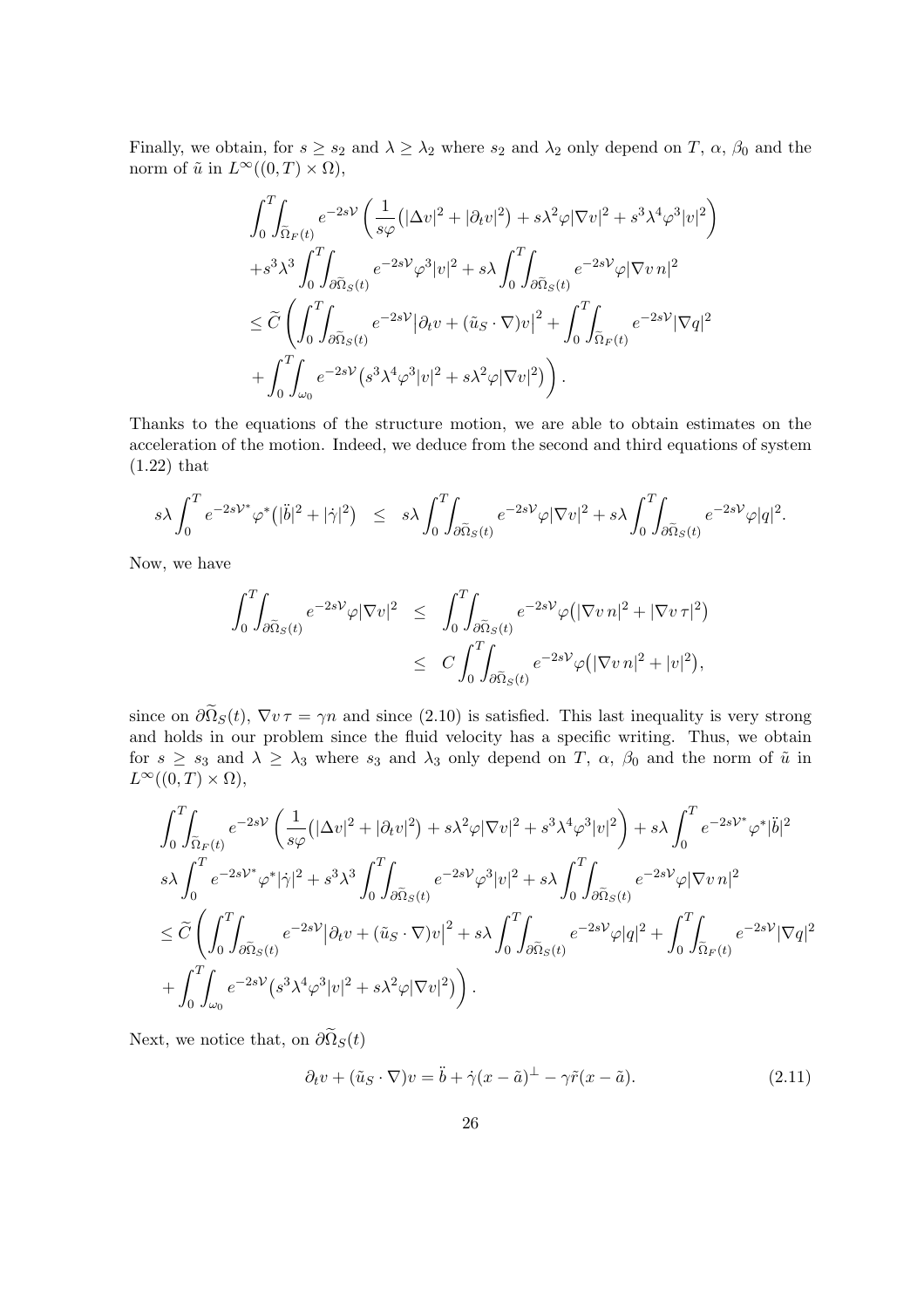Finally, we obtain, for $s \geq s_2$ and $\lambda \geq \lambda_2$ where $s_2$ and $\lambda_2$ only depend on $T$, $\alpha$, $\beta_0$ and the norm of $\tilde{u}$ in $L^\infty((0,T)\times\Omega)$,

$$
\begin{aligned}
&\int_0^T\!\!\int_{\widetilde{\Omega}_F(t)} e^{-2s\mathcal{V}} \left( \frac{1}{s\varphi}\big(|\Delta v|^2 + |\partial_t v|^2\big) + s\lambda^2\varphi|\nabla v|^2 + s^3\lambda^4\varphi^3|v|^2 \right) \\
&+ s^3\lambda^3 \int_0^T\!\!\int_{\partial\widetilde{\Omega}_S(t)} e^{-2s\mathcal{V}}\varphi^3|v|^2 + s\lambda\int_0^T\!\!\int_{\partial\widetilde{\Omega}_S(t)} e^{-2s\mathcal{V}}\varphi|\nabla v\, n|^2 \\
&\leq \widetilde{C}\left( \int_0^T\!\!\int_{\partial\widetilde{\Omega}_S(t)} e^{-2s\mathcal{V}}\big|\partial_t v + (\tilde{u}_S\cdot\nabla)v\big|^2 + \int_0^T\!\!\int_{\widetilde{\Omega}_F(t)} e^{-2s\mathcal{V}}|\nabla q|^2 \right. \\
&\left. + \int_0^T\!\!\int_{\omega_0} e^{-2s\mathcal{V}}\big(s^3\lambda^4\varphi^3|v|^2 + s\lambda^2\varphi|\nabla v|^2\big)\right).
\end{aligned}
$$

Thanks to the equations of the structure motion, we are able to obtain estimates on the acceleration of the motion. Indeed, we deduce from the second and third equations of system (1.22) that

$$
s\lambda\int_0^T e^{-2s\mathcal{V}^*}\varphi^*\big(|\ddot{b}|^2 + |\dot{\gamma}|^2\big) \;\; \leq \;\; s\lambda\int_0^T\!\!\int_{\partial\widetilde{\Omega}_S(t)} e^{-2s\mathcal{V}}\varphi|\nabla v|^2 + s\lambda\int_0^T\!\!\int_{\partial\widetilde{\Omega}_S(t)} e^{-2s\mathcal{V}}\varphi|q|^2.
$$

Now, we have

$$
\begin{aligned}
\int_0^T\!\!\int_{\partial\widetilde{\Omega}_S(t)} e^{-2s\mathcal{V}}\varphi|\nabla v|^2 \;\; &\leq \;\; \int_0^T\!\!\int_{\partial\widetilde{\Omega}_S(t)} e^{-2s\mathcal{V}}\varphi\big(|\nabla v\, n|^2 + |\nabla v\, \tau|^2\big) \\
&\leq \;\; C\int_0^T\!\!\int_{\partial\widetilde{\Omega}_S(t)} e^{-2s\mathcal{V}}\varphi\big(|\nabla v\, n|^2 + |v|^2\big),
\end{aligned}
$$

since on $\partial\widetilde{\Omega}_S(t)$, $\nabla v\,\tau = \gamma n$ and since (2.10) is satisfied. This last inequality is very strong and holds in our problem since the fluid velocity has a specific writing. Thus, we obtain for $s \geq s_3$ and $\lambda \geq \lambda_3$ where $s_3$ and $\lambda_3$ only depend on $T$, $\alpha$, $\beta_0$ and the norm of $\tilde{u}$ in $L^\infty((0,T)\times\Omega)$,

$$
\begin{aligned}
&\int_0^T\!\!\int_{\widetilde{\Omega}_F(t)} e^{-2s\mathcal{V}} \left( \frac{1}{s\varphi}\big(|\Delta v|^2 + |\partial_t v|^2\big) + s\lambda^2\varphi|\nabla v|^2 + s^3\lambda^4\varphi^3|v|^2 \right) + s\lambda\int_0^T e^{-2s\mathcal{V}^*}\varphi^*|\ddot{b}|^2 \\
&s\lambda\int_0^T e^{-2s\mathcal{V}^*}\varphi^*|\dot{\gamma}|^2 + s^3\lambda^3\int_0^T\!\!\int_{\partial\widetilde{\Omega}_S(t)} e^{-2s\mathcal{V}}\varphi^3|v|^2 + s\lambda\int_0^T\!\!\int_{\partial\widetilde{\Omega}_S(t)} e^{-2s\mathcal{V}}\varphi|\nabla v\, n|^2 \\
&\leq \widetilde{C}\left( \int_0^T\!\!\int_{\partial\widetilde{\Omega}_S(t)} e^{-2s\mathcal{V}}\big|\partial_t v + (\tilde{u}_S\cdot\nabla)v\big|^2 + s\lambda\int_0^T\!\!\int_{\partial\widetilde{\Omega}_S(t)} e^{-2s\mathcal{V}}\varphi|q|^2 + \int_0^T\!\!\int_{\widetilde{\Omega}_F(t)} e^{-2s\mathcal{V}}|\nabla q|^2 \right. \\
&\left. + \int_0^T\!\!\int_{\omega_0} e^{-2s\mathcal{V}}\big(s^3\lambda^4\varphi^3|v|^2 + s\lambda^2\varphi|\nabla v|^2\big)\right).
\end{aligned}
$$

Next, we notice that, on $\partial\widetilde{\Omega}_S(t)$

$$
\partial_t v + (\tilde{u}_S\cdot\nabla)v = \ddot{b} + \dot{\gamma}(x-\tilde{a})^\perp - \gamma\tilde{r}(x-\tilde{a}). \tag{2.11}
$$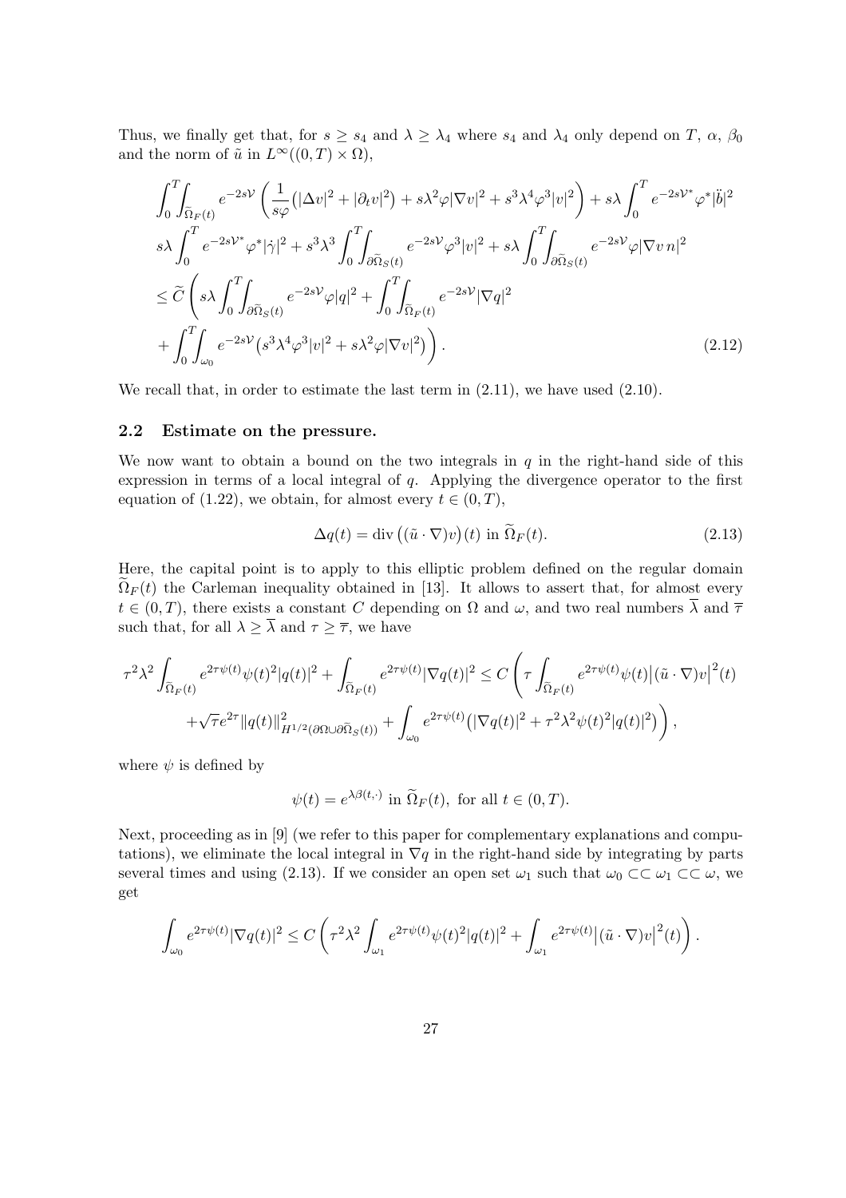Thus, we finally get that, for $s \geq s_4$ and $\lambda \geq \lambda_4$ where $s_4$ and $\lambda_4$ only depend on $T$, $\alpha$, $\beta_0$ and the norm of $\tilde{u}$ in $L^\infty((0,T)\times\Omega)$,

$$
\begin{aligned}
&\int_0^T\!\!\int_{\widetilde{\Omega}_F(t)} e^{-2s\mathcal{V}}\left(\frac{1}{s\varphi}\big(|\Delta v|^2+|\partial_t v|^2\big)+s\lambda^2\varphi|\nabla v|^2+s^3\lambda^4\varphi^3|v|^2\right)+s\lambda\int_0^T e^{-2s\mathcal{V}^*}\varphi^*|\ddot{b}|^2\\
&s\lambda\int_0^T e^{-2s\mathcal{V}^*}\varphi^*|\dot{\gamma}|^2+s^3\lambda^3\int_0^T\!\!\int_{\partial\widetilde{\Omega}_S(t)} e^{-2s\mathcal{V}}\varphi^3|v|^2+s\lambda\int_0^T\!\!\int_{\partial\widetilde{\Omega}_S(t)} e^{-2s\mathcal{V}}\varphi|\nabla v\, n|^2\\
&\leq \widetilde{C}\left(s\lambda\int_0^T\!\!\int_{\partial\widetilde{\Omega}_S(t)} e^{-2s\mathcal{V}}\varphi|q|^2+\int_0^T\!\!\int_{\widetilde{\Omega}_F(t)} e^{-2s\mathcal{V}}|\nabla q|^2\right.\\
&\left.\quad+\int_0^T\!\!\int_{\omega_0} e^{-2s\mathcal{V}}\big(s^3\lambda^4\varphi^3|v|^2+s\lambda^2\varphi|\nabla v|^2\big)\right). \qquad (2.12)
\end{aligned}
$$

We recall that, in order to estimate the last term in (2.11), we have used (2.10).

### 2.2 Estimate on the pressure.

We now want to obtain a bound on the two integrals in $q$ in the right-hand side of this expression in terms of a local integral of $q$. Applying the divergence operator to the first equation of (1.22), we obtain, for almost every $t \in (0,T)$,

$$
\Delta q(t) = \operatorname{div}\big((\tilde{u}\cdot\nabla)v\big)(t) \text{ in } \widetilde{\Omega}_F(t). \qquad (2.13)
$$

Here, the capital point is to apply to this elliptic problem defined on the regular domain $\widetilde{\Omega}_F(t)$ the Carleman inequality obtained in [13]. It allows to assert that, for almost every $t \in (0,T)$, there exists a constant $C$ depending on $\Omega$ and $\omega$, and two real numbers $\overline{\lambda}$ and $\overline{\tau}$ such that, for all $\lambda \geq \overline{\lambda}$ and $\tau \geq \overline{\tau}$, we have

$$
\begin{aligned}
\tau^2\lambda^2\int_{\widetilde{\Omega}_F(t)} e^{2\tau\psi(t)}\psi(t)^2|q(t)|^2+\int_{\widetilde{\Omega}_F(t)} e^{2\tau\psi(t)}|\nabla q(t)|^2 \leq C\Bigg(\tau\int_{\widetilde{\Omega}_F(t)} e^{2\tau\psi(t)}\psi(t)\big|(\tilde{u}\cdot\nabla)v\big|^2(t)\\
+\sqrt{\tau}e^{2\tau}\|q(t)\|^2_{H^{1/2}(\partial\Omega\cup\partial\widetilde{\Omega}_S(t))}+\int_{\omega_0} e^{2\tau\psi(t)}\big(|\nabla q(t)|^2+\tau^2\lambda^2\psi(t)^2|q(t)|^2\big)\Bigg),
\end{aligned}
$$

where $\psi$ is defined by

$$
\psi(t) = e^{\lambda\beta(t,\cdot)} \text{ in } \widetilde{\Omega}_F(t), \text{ for all } t \in (0,T).
$$

Next, proceeding as in [9] (we refer to this paper for complementary explanations and computations), we eliminate the local integral in $\nabla q$ in the right-hand side by integrating by parts several times and using (2.13). If we consider an open set $\omega_1$ such that $\omega_0 \subset\subset \omega_1 \subset\subset \omega$, we get

$$
\int_{\omega_0} e^{2\tau\psi(t)}|\nabla q(t)|^2 \leq C\left(\tau^2\lambda^2\int_{\omega_1} e^{2\tau\psi(t)}\psi(t)^2|q(t)|^2+\int_{\omega_1} e^{2\tau\psi(t)}\big|(\tilde{u}\cdot\nabla)v\big|^2(t)\right).
$$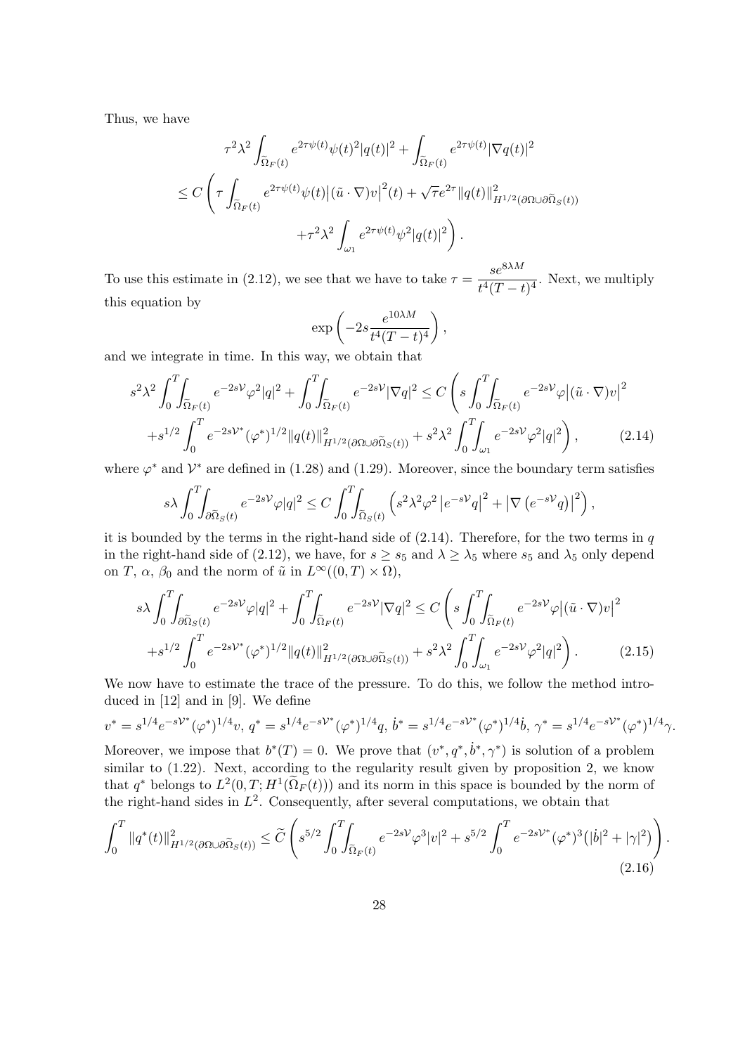Thus, we have

$$
\tau^2\lambda^2 \int_{\widetilde{\Omega}_F(t)} e^{2\tau\psi(t)}\psi(t)^2|q(t)|^2 + \int_{\widetilde{\Omega}_F(t)} e^{2\tau\psi(t)}|\nabla q(t)|^2
$$
$$
\leq C\left(\tau\int_{\widetilde{\Omega}_F(t)} e^{2\tau\psi(t)}\psi(t)\big|(\tilde{u}\cdot\nabla)v\big|^2(t) + \sqrt{\tau}e^{2\tau}\|q(t)\|^2_{H^{1/2}(\partial\Omega\cup\partial\widetilde{\Omega}_S(t))}\right.
$$
$$
\left. + \tau^2\lambda^2\int_{\omega_1} e^{2\tau\psi(t)}\psi^2|q(t)|^2\right).
$$

To use this estimate in (2.12), we see that we have to take $\tau = \dfrac{se^{8\lambda M}}{t^4(T-t)^4}$. Next, we multiply this equation by

$$
\exp\left(-2s\frac{e^{10\lambda M}}{t^4(T-t)^4}\right),
$$

and we integrate in time. In this way, we obtain that

$$
s^2\lambda^2\int_0^T\!\!\int_{\widetilde{\Omega}_F(t)} e^{-2s\mathcal{V}}\varphi^2|q|^2 + \int_0^T\!\!\int_{\widetilde{\Omega}_F(t)} e^{-2s\mathcal{V}}|\nabla q|^2 \leq C\left(s\int_0^T\!\!\int_{\widetilde{\Omega}_F(t)} e^{-2s\mathcal{V}}\varphi\big|(\tilde{u}\cdot\nabla)v\big|^2\right.
$$
$$
\left. + s^{1/2}\int_0^T e^{-2s\mathcal{V}^*}(\varphi^*)^{1/2}\|q(t)\|^2_{H^{1/2}(\partial\Omega\cup\partial\widetilde{\Omega}_S(t))} + s^2\lambda^2\int_0^T\!\!\int_{\omega_1} e^{-2s\mathcal{V}}\varphi^2|q|^2\right), \tag{2.14}
$$

where $\varphi^*$ and $\mathcal{V}^*$ are defined in (1.28) and (1.29). Moreover, since the boundary term satisfies

$$
s\lambda\int_0^T\!\!\int_{\partial\widetilde{\Omega}_S(t)} e^{-2s\mathcal{V}}\varphi|q|^2 \leq C\int_0^T\!\!\int_{\widetilde{\Omega}_S(t)}\left(s^2\lambda^2\varphi^2\left|e^{-s\mathcal{V}}q\right|^2 + \left|\nabla\left(e^{-s\mathcal{V}}q\right)\right|^2\right),
$$

it is bounded by the terms in the right-hand side of (2.14). Therefore, for the two terms in $q$ in the right-hand side of (2.12), we have, for $s \geq s_5$ and $\lambda \geq \lambda_5$ where $s_5$ and $\lambda_5$ only depend on $T$, $\alpha$, $\beta_0$ and the norm of $\tilde{u}$ in $L^\infty((0,T)\times\Omega)$,

$$
s\lambda\int_0^T\!\!\int_{\partial\widetilde{\Omega}_S(t)} e^{-2s\mathcal{V}}\varphi|q|^2 + \int_0^T\!\!\int_{\widetilde{\Omega}_F(t)} e^{-2s\mathcal{V}}|\nabla q|^2 \leq C\left(s\int_0^T\!\!\int_{\widetilde{\Omega}_F(t)} e^{-2s\mathcal{V}}\varphi\big|(\tilde{u}\cdot\nabla)v\big|^2\right.
$$
$$
\left. + s^{1/2}\int_0^T e^{-2s\mathcal{V}^*}(\varphi^*)^{1/2}\|q(t)\|^2_{H^{1/2}(\partial\Omega\cup\partial\widetilde{\Omega}_S(t))} + s^2\lambda^2\int_0^T\!\!\int_{\omega_1} e^{-2s\mathcal{V}}\varphi^2|q|^2\right). \tag{2.15}
$$

We now have to estimate the trace of the pressure. To do this, we follow the method introduced in [12] and in [9]. We define

$$
v^* = s^{1/4}e^{-s\mathcal{V}^*}(\varphi^*)^{1/4}v,\ q^* = s^{1/4}e^{-s\mathcal{V}^*}(\varphi^*)^{1/4}q,\ \dot{b}^* = s^{1/4}e^{-s\mathcal{V}^*}(\varphi^*)^{1/4}\dot{b},\ \gamma^* = s^{1/4}e^{-s\mathcal{V}^*}(\varphi^*)^{1/4}\gamma.
$$

Moreover, we impose that $b^*(T) = 0$. We prove that $(v^*, q^*, \dot{b}^*, \gamma^*)$ is solution of a problem similar to (1.22). Next, according to the regularity result given by proposition 2, we know that $q^*$ belongs to $L^2(0,T;H^1(\widetilde{\Omega}_F(t)))$ and its norm in this space is bounded by the norm of the right-hand sides in $L^2$. Consequently, after several computations, we obtain that

$$
\int_0^T \|q^*(t)\|^2_{H^{1/2}(\partial\Omega\cup\partial\widetilde{\Omega}_S(t))} \leq \widetilde{C}\left(s^{5/2}\int_0^T\!\!\int_{\widetilde{\Omega}_F(t)} e^{-2s\mathcal{V}}\varphi^3|v|^2 + s^{5/2}\int_0^T e^{-2s\mathcal{V}^*}(\varphi^*)^3\big(|\dot{b}|^2 + |\gamma|^2\big)\right). \tag{2.16}
$$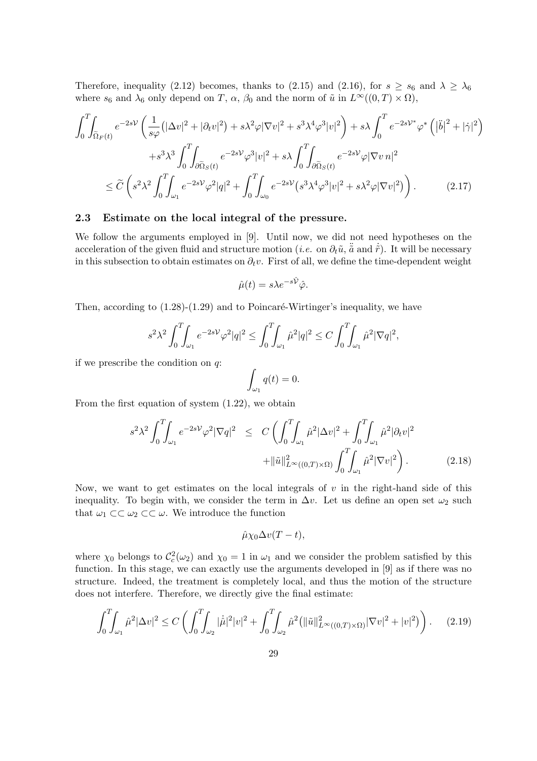Therefore, inequality (2.12) becomes, thanks to (2.15) and (2.16), for $s \geq s_6$ and $\lambda \geq \lambda_6$ where $s_6$ and $\lambda_6$ only depend on $T$, $\alpha$, $\beta_0$ and the norm of $\tilde{u}$ in $L^\infty((0,T) \times \Omega)$,

$$
\begin{aligned}
&\int_0^T\!\!\int_{\widetilde{\Omega}_F(t)} e^{-2s\mathcal{V}} \left( \frac{1}{s\varphi}\big(|\Delta v|^2 + |\partial_t v|^2\big) + s\lambda^2\varphi|\nabla v|^2 + s^3\lambda^4\varphi^3|v|^2 \right) + s\lambda \int_0^T e^{-2s\mathcal{V}^*}\varphi^* \left( \big|\ddot{b}\big|^2 + |\dot{\gamma}|^2 \right) \\
&\qquad + s^3\lambda^3 \int_0^T\!\!\int_{\partial\widetilde{\Omega}_S(t)} e^{-2s\mathcal{V}}\varphi^3|v|^2 + s\lambda \int_0^T\!\!\int_{\partial\widetilde{\Omega}_S(t)} e^{-2s\mathcal{V}}\varphi|\nabla v\, n|^2 \\
&\leq \widetilde{C} \left( s^2\lambda^2 \int_0^T\!\!\int_{\omega_1} e^{-2s\mathcal{V}}\varphi^2|q|^2 + \int_0^T\!\!\int_{\omega_0} e^{-2s\mathcal{V}}\big(s^3\lambda^4\varphi^3|v|^2 + s\lambda^2\varphi|\nabla v|^2\big) \right). \qquad (2.17)
\end{aligned}
$$

### 2.3 Estimate on the local integral of the pressure.

We follow the arguments employed in [9]. Until now, we did not need hypotheses on the acceleration of the given fluid and structure motion (*i.e.* on $\partial_t\tilde{u}$, $\ddot{\tilde{a}}$ and $\dot{\tilde{r}}$). It will be necessary in this subsection to obtain estimates on $\partial_t v$. First of all, we define the time-dependent weight

$$
\hat{\mu}(t) = s\lambda e^{-s\hat{\mathcal{V}}}\hat{\varphi}.
$$

Then, according to (1.28)-(1.29) and to Poincaré-Wirtinger's inequality, we have

$$
s^2\lambda^2 \int_0^T\!\!\int_{\omega_1} e^{-2s\mathcal{V}}\varphi^2|q|^2 \leq \int_0^T\!\!\int_{\omega_1} \hat{\mu}^2|q|^2 \leq C \int_0^T\!\!\int_{\omega_1} \hat{\mu}^2|\nabla q|^2,
$$

if we prescribe the condition on $q$:

$$
\int_{\omega_1} q(t) = 0.
$$

From the first equation of system (1.22), we obtain

$$
\begin{aligned}
s^2\lambda^2 \int_0^T\!\!\int_{\omega_1} e^{-2s\mathcal{V}}\varphi^2|\nabla q|^2 \;\; &\leq \;\; C \left( \int_0^T\!\!\int_{\omega_1} \hat{\mu}^2|\Delta v|^2 + \int_0^T\!\!\int_{\omega_1} \hat{\mu}^2|\partial_t v|^2 \right. \\
&\qquad \left. + \|\tilde{u}\|^2_{L^\infty((0,T)\times\Omega)} \int_0^T\!\!\int_{\omega_1} \hat{\mu}^2|\nabla v|^2 \right). \qquad (2.18)
\end{aligned}
$$

Now, we want to get estimates on the local integrals of $v$ in the right-hand side of this inequality. To begin with, we consider the term in $\Delta v$. Let us define an open set $\omega_2$ such that $\omega_1 \subset\subset \omega_2 \subset\subset \omega$. We introduce the function

$$
\hat{\mu}\chi_0\Delta v(T-t),
$$

where $\chi_0$ belongs to $\mathcal{C}^2_c(\omega_2)$ and $\chi_0 = 1$ in $\omega_1$ and we consider the problem satisfied by this function. In this stage, we can exactly use the arguments developed in [9] as if there was no structure. Indeed, the treatment is completely local, and thus the motion of the structure does not interfere. Therefore, we directly give the final estimate:

$$
\int_0^T\!\!\int_{\omega_1} \hat{\mu}^2|\Delta v|^2 \leq C \left( \int_0^T\!\!\int_{\omega_2} |\dot{\hat{\mu}}|^2|v|^2 + \int_0^T\!\!\int_{\omega_2} \hat{\mu}^2\big(\|\tilde{u}\|^2_{L^\infty((0,T)\times\Omega)}|\nabla v|^2 + |v|^2\big) \right). \qquad (2.19)
$$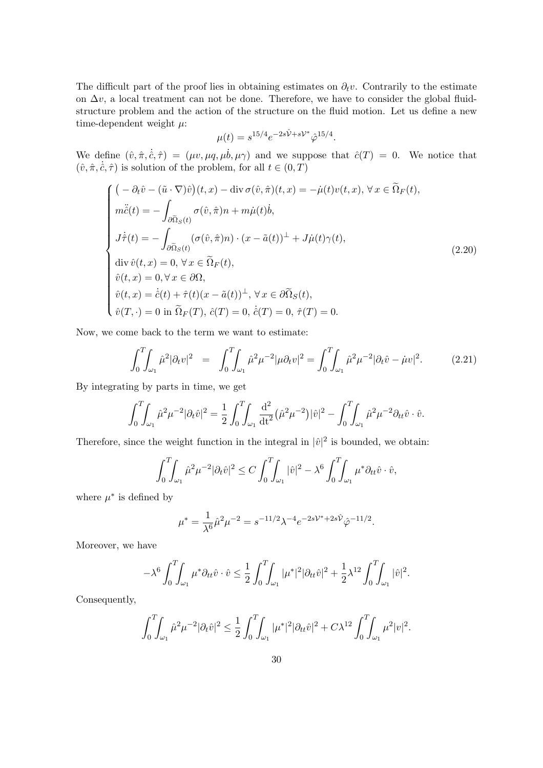The difficult part of the proof lies in obtaining estimates on $\partial_t v$. Contrarily to the estimate on $\Delta v$, a local treatment can not be done. Therefore, we have to consider the global fluid-structure problem and the action of the structure on the fluid motion. Let us define a new time-dependent weight $\mu$:

$$\mu(t) = s^{15/4} e^{-2s\hat{\mathcal{V}}+s\mathcal{V}^*}\hat{\varphi}^{15/4}.$$

We define $(\hat{v}, \hat{\pi}, \dot{\hat{c}}, \hat{\tau}) = (\mu v, \mu q, \mu \dot{b}, \mu\gamma)$ and we suppose that $\hat{c}(T) = 0$. We notice that $(\hat{v}, \hat{\pi}, \dot{\hat{c}}, \hat{\tau})$ is solution of the problem, for all $t \in (0, T)$

$$\begin{cases} \big(-\partial_t \hat{v} - (\tilde{u}\cdot\nabla)\hat{v}\big)(t,x) - \operatorname{div}\sigma(\hat{v},\hat{\pi})(t,x) = -\dot{\mu}(t)v(t,x), \; \forall\, x \in \widetilde{\Omega}_F(t), \\ m\ddot{\hat{c}}(t) = -\displaystyle\int_{\partial\widetilde{\Omega}_S(t)} \sigma(\hat{v},\hat{\pi})n + m\dot{\mu}(t)\dot{b}, \\ J\dot{\hat{\tau}}(t) = -\displaystyle\int_{\partial\widetilde{\Omega}_S(t)} (\sigma(\hat{v},\hat{\pi})n)\cdot(x-\tilde{a}(t))^\perp + J\dot{\mu}(t)\gamma(t), \\ \operatorname{div}\hat{v}(t,x) = 0, \; \forall\, x\in\widetilde{\Omega}_F(t), \\ \hat{v}(t,x) = 0, \forall\, x\in\partial\Omega, \\ \hat{v}(t,x) = \dot{\hat{c}}(t) + \hat{\tau}(t)(x-\tilde{a}(t))^\perp, \; \forall\, x\in\partial\widetilde{\Omega}_S(t), \\ \hat{v}(T,\cdot) = 0 \text{ in } \widetilde{\Omega}_F(T), \; \hat{c}(T) = 0, \; \dot{\hat{c}}(T) = 0, \; \hat{\tau}(T) = 0. \end{cases} \tag{2.20}$$

Now, we come back to the term we want to estimate:

$$\int_0^T\!\!\int_{\omega_1} \hat{\mu}^2|\partial_t v|^2 \;\;=\;\; \int_0^T\!\!\int_{\omega_1} \hat{\mu}^2\mu^{-2}|\mu\partial_t v|^2 = \int_0^T\!\!\int_{\omega_1} \hat{\mu}^2\mu^{-2}|\partial_t\hat{v} - \dot{\mu}v|^2. \tag{2.21}$$

By integrating by parts in time, we get

$$\int_0^T\!\!\int_{\omega_1} \hat{\mu}^2\mu^{-2}|\partial_t\hat{v}|^2 = \frac{1}{2}\int_0^T\!\!\int_{\omega_1} \frac{\mathrm{d}^2}{\mathrm{d}t^2}\big(\hat{\mu}^2\mu^{-2}\big)|\hat{v}|^2 - \int_0^T\!\!\int_{\omega_1} \hat{\mu}^2\mu^{-2}\partial_{tt}\hat{v}\cdot\hat{v}.$$

Therefore, since the weight function in the integral in $|\hat{v}|^2$ is bounded, we obtain:

$$\int_0^T\!\!\int_{\omega_1} \hat{\mu}^2\mu^{-2}|\partial_t\hat{v}|^2 \leq C\int_0^T\!\!\int_{\omega_1}|\hat{v}|^2 - \lambda^6\int_0^T\!\!\int_{\omega_1}\mu^*\partial_{tt}\hat{v}\cdot\hat{v},$$

where $\mu^*$ is defined by

$$\mu^* = \frac{1}{\lambda^6}\hat{\mu}^2\mu^{-2} = s^{-11/2}\lambda^{-4}e^{-2s\mathcal{V}^*+2s\hat{\mathcal{V}}}\hat{\varphi}^{-11/2}.$$

Moreover, we have

$$-\lambda^6\int_0^T\!\!\int_{\omega_1}\mu^*\partial_{tt}\hat{v}\cdot\hat{v} \leq \frac{1}{2}\int_0^T\!\!\int_{\omega_1}|\mu^*|^2|\partial_{tt}\hat{v}|^2 + \frac{1}{2}\lambda^{12}\int_0^T\!\!\int_{\omega_1}|\hat{v}|^2.$$

Consequently,

$$\int_0^T\!\!\int_{\omega_1}\hat{\mu}^2\mu^{-2}|\partial_t\hat{v}|^2 \leq \frac{1}{2}\int_0^T\!\!\int_{\omega_1}|\mu^*|^2|\partial_{tt}\hat{v}|^2 + C\lambda^{12}\int_0^T\!\!\int_{\omega_1}\mu^2|v|^2.$$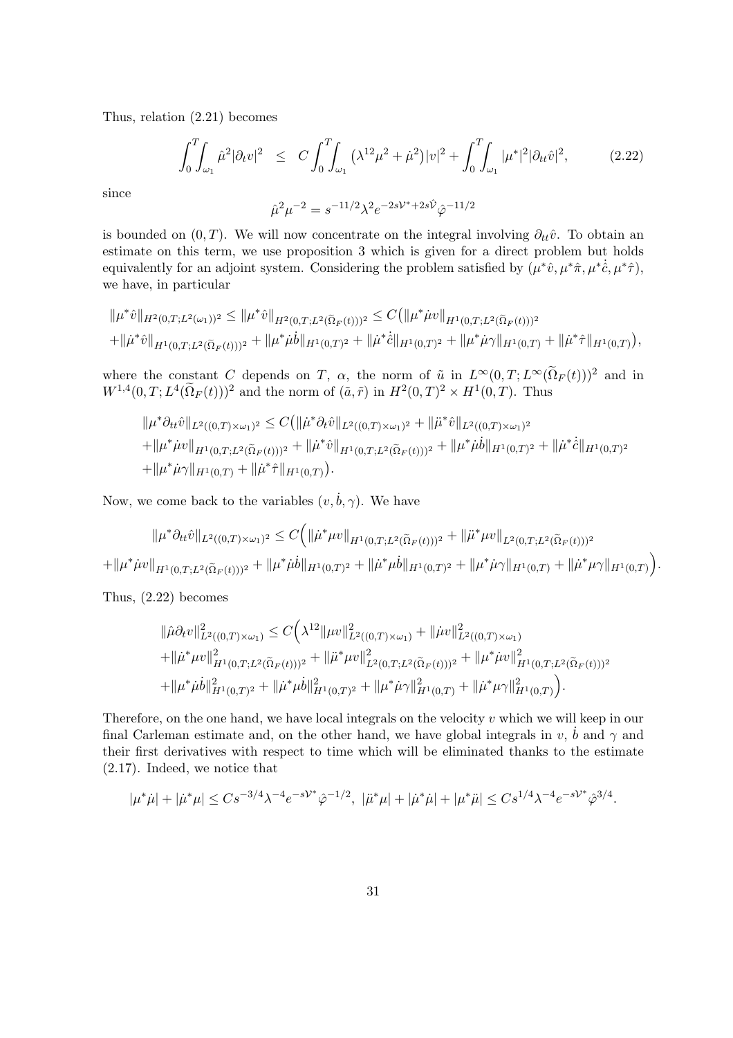Thus, relation (2.21) becomes

$$\int_0^T\int_{\omega_1} \hat{\mu}^2|\partial_t v|^2 \;\; \leq \;\; C\int_0^T\int_{\omega_1} \big(\lambda^{12}\mu^2 + \dot{\mu}^2\big)|v|^2 + \int_0^T\int_{\omega_1} |\mu^*|^2|\partial_{tt}\hat{v}|^2, \tag{2.22}$$

since

$$\hat{\mu}^2\mu^{-2} = s^{-11/2}\lambda^2 e^{-2s\mathcal{V}^*+2s\hat{\mathcal{V}}}\hat{\varphi}^{-11/2}$$

is bounded on $(0,T)$. We will now concentrate on the integral involving $\partial_{tt}\hat{v}$. To obtain an estimate on this term, we use proposition 3 which is given for a direct problem but holds equivalently for an adjoint system. Considering the problem satisfied by $(\mu^*\hat{v}, \mu^*\hat{\pi}, \mu^*\hat{\dot{c}}, \mu^*\hat{\tau})$, we have, in particular

$$\|\mu^*\hat{v}\|_{H^2(0,T;L^2(\omega_1))^2} \leq \|\mu^*\hat{v}\|_{H^2(0,T;L^2(\widetilde{\Omega}_F(t)))^2} \leq C\big(\|\mu^*\dot{\mu}v\|_{H^1(0,T;L^2(\widetilde{\Omega}_F(t)))^2}$$
$$+\|\dot{\mu}^*\hat{v}\|_{H^1(0,T;L^2(\widetilde{\Omega}_F(t)))^2} + \|\mu^*\dot{\mu}\dot{b}\|_{H^1(0,T)^2} + \|\dot{\mu}^*\hat{\dot{c}}\|_{H^1(0,T)^2} + \|\mu^*\dot{\mu}\gamma\|_{H^1(0,T)} + \|\dot{\mu}^*\hat{\tau}\|_{H^1(0,T)}\big),$$

where the constant $C$ depends on $T$, $\alpha$, the norm of $\tilde{u}$ in $L^\infty(0,T;L^\infty(\widetilde{\Omega}_F(t)))^2$ and in $W^{1,4}(0,T;L^4(\widetilde{\Omega}_F(t)))^2$ and the norm of $(\tilde{a},\tilde{r})$ in $H^2(0,T)^2 \times H^1(0,T)$. Thus

$$\|\mu^*\partial_{tt}\hat{v}\|_{L^2((0,T)\times\omega_1)^2} \leq C\big(\|\dot{\mu}^*\partial_t\hat{v}\|_{L^2((0,T)\times\omega_1)^2} + \|\ddot{\mu}^*\hat{v}\|_{L^2((0,T)\times\omega_1)^2}$$
$$+\|\mu^*\dot{\mu}v\|_{H^1(0,T;L^2(\widetilde{\Omega}_F(t)))^2} + \|\dot{\mu}^*\hat{v}\|_{H^1(0,T;L^2(\widetilde{\Omega}_F(t)))^2} + \|\mu^*\dot{\mu}\dot{b}\|_{H^1(0,T)^2} + \|\dot{\mu}^*\hat{\dot{c}}\|_{H^1(0,T)^2}$$
$$+\|\mu^*\dot{\mu}\gamma\|_{H^1(0,T)} + \|\dot{\mu}^*\hat{\tau}\|_{H^1(0,T)}\big).$$

Now, we come back to the variables $(v,\dot{b},\gamma)$. We have

$$\|\mu^*\partial_{tt}\hat{v}\|_{L^2((0,T)\times\omega_1)^2} \leq C\Big(\|\dot{\mu}^*\mu v\|_{H^1(0,T;L^2(\widetilde{\Omega}_F(t)))^2} + \|\ddot{\mu}^*\mu v\|_{L^2(0,T;L^2(\widetilde{\Omega}_F(t)))^2}$$
$$+\|\mu^*\dot{\mu}v\|_{H^1(0,T;L^2(\widetilde{\Omega}_F(t)))^2} + \|\mu^*\dot{\mu}\dot{b}\|_{H^1(0,T)^2} + \|\dot{\mu}^*\mu\dot{b}\|_{H^1(0,T)^2} + \|\mu^*\dot{\mu}\gamma\|_{H^1(0,T)} + \|\dot{\mu}^*\mu\gamma\|_{H^1(0,T)}\Big).$$

Thus, (2.22) becomes

$$\|\hat{\mu}\partial_t v\|^2_{L^2((0,T)\times\omega_1)} \leq C\Big(\lambda^{12}\|\mu v\|^2_{L^2((0,T)\times\omega_1)} + \|\dot{\mu}v\|^2_{L^2((0,T)\times\omega_1)}$$
$$+\|\dot{\mu}^*\mu v\|^2_{H^1(0,T;L^2(\widetilde{\Omega}_F(t)))^2} + \|\ddot{\mu}^*\mu v\|^2_{L^2(0,T;L^2(\widetilde{\Omega}_F(t)))^2} + \|\mu^*\dot{\mu}v\|^2_{H^1(0,T;L^2(\widetilde{\Omega}_F(t)))^2}$$
$$+\|\mu^*\dot{\mu}\dot{b}\|^2_{H^1(0,T)^2} + \|\dot{\mu}^*\mu\dot{b}\|^2_{H^1(0,T)^2} + \|\mu^*\dot{\mu}\gamma\|^2_{H^1(0,T)} + \|\dot{\mu}^*\mu\gamma\|^2_{H^1(0,T)}\Big).$$

Therefore, on the one hand, we have local integrals on the velocity $v$ which we will keep in our final Carleman estimate and, on the other hand, we have global integrals in $v$, $\dot{b}$ and $\gamma$ and their first derivatives with respect to time which will be eliminated thanks to the estimate (2.17). Indeed, we notice that

$$|\mu^*\dot{\mu}| + |\dot{\mu}^*\mu| \leq Cs^{-3/4}\lambda^{-4}e^{-s\mathcal{V}^*}\hat{\varphi}^{-1/2},\;\; |\ddot{\mu}^*\mu| + |\dot{\mu}^*\dot{\mu}| + |\mu^*\ddot{\mu}| \leq Cs^{1/4}\lambda^{-4}e^{-s\mathcal{V}^*}\hat{\varphi}^{3/4}.$$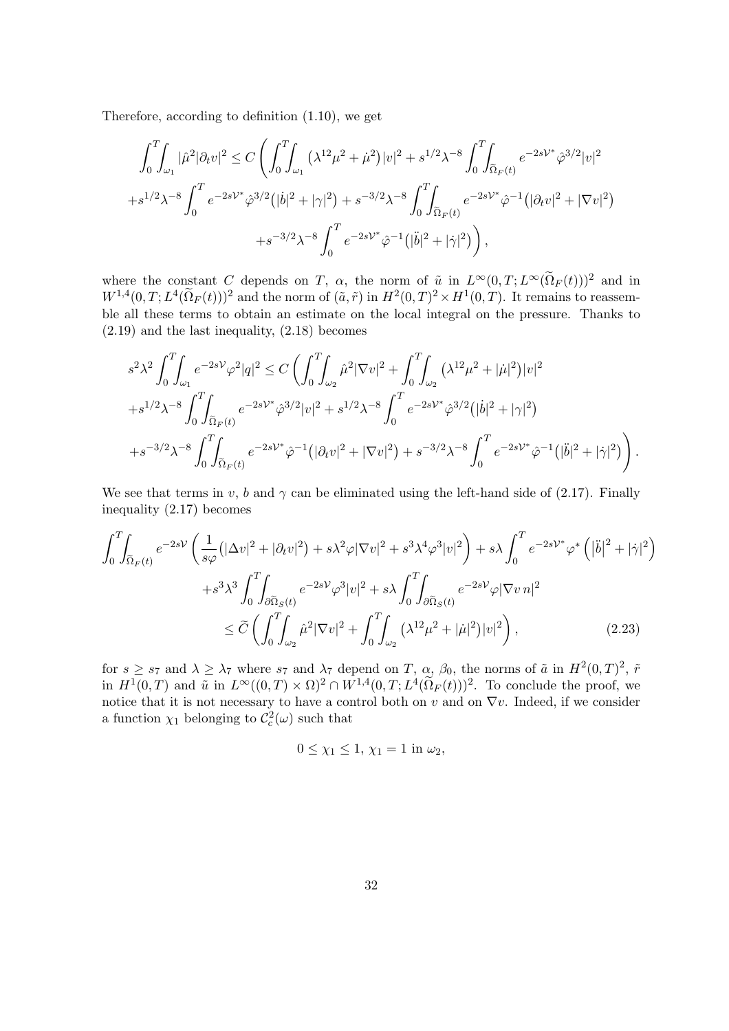Therefore, according to definition (1.10), we get

$$
\begin{aligned}
\int_0^T\!\!\int_{\omega_1} |\hat{\mu}^2|\partial_t v|^2 \le C \Bigg( &\int_0^T\!\!\int_{\omega_1} \big(\lambda^{12}\mu^2 + \dot{\mu}^2\big)|v|^2 + s^{1/2}\lambda^{-8}\int_0^T\!\!\int_{\widetilde{\Omega}_F(t)} e^{-2s\mathcal{V}^*}\hat{\varphi}^{3/2}|v|^2 \\
&+ s^{1/2}\lambda^{-8}\int_0^T e^{-2s\mathcal{V}^*}\hat{\varphi}^{3/2}\big(|\dot{b}|^2 + |\gamma|^2\big) + s^{-3/2}\lambda^{-8}\int_0^T\!\!\int_{\widetilde{\Omega}_F(t)} e^{-2s\mathcal{V}^*}\hat{\varphi}^{-1}\big(|\partial_t v|^2 + |\nabla v|^2\big) \\
&+ s^{-3/2}\lambda^{-8}\int_0^T e^{-2s\mathcal{V}^*}\hat{\varphi}^{-1}\big(|\ddot{b}|^2 + |\dot{\gamma}|^2\big)\Bigg),
\end{aligned}
$$

where the constant $C$ depends on $T$, $\alpha$, the norm of $\tilde{u}$ in $L^\infty(0,T;L^\infty(\widetilde{\Omega}_F(t)))^2$ and in $W^{1,4}(0,T;L^4(\widetilde{\Omega}_F(t)))^2$ and the norm of $(\tilde{a},\tilde{r})$ in $H^2(0,T)^2\times H^1(0,T)$. It remains to reassemble all these terms to obtain an estimate on the local integral on the pressure. Thanks to (2.19) and the last inequality, (2.18) becomes

$$
\begin{aligned}
s^2\lambda^2\int_0^T\!\!\int_{\omega_1} e^{-2s\mathcal{V}}\varphi^2|q|^2 \le C \Bigg( &\int_0^T\!\!\int_{\omega_2} \hat{\mu}^2|\nabla v|^2 + \int_0^T\!\!\int_{\omega_2} \big(\lambda^{12}\mu^2 + |\dot{\mu}|^2\big)|v|^2 \\
&+ s^{1/2}\lambda^{-8}\int_0^T\!\!\int_{\widetilde{\Omega}_F(t)} e^{-2s\mathcal{V}^*}\hat{\varphi}^{3/2}|v|^2 + s^{1/2}\lambda^{-8}\int_0^T e^{-2s\mathcal{V}^*}\hat{\varphi}^{3/2}\big(|\dot{b}|^2 + |\gamma|^2\big) \\
&+ s^{-3/2}\lambda^{-8}\int_0^T\!\!\int_{\widetilde{\Omega}_F(t)} e^{-2s\mathcal{V}^*}\hat{\varphi}^{-1}\big(|\partial_t v|^2 + |\nabla v|^2\big) + s^{-3/2}\lambda^{-8}\int_0^T e^{-2s\mathcal{V}^*}\hat{\varphi}^{-1}\big(|\ddot{b}|^2 + |\dot{\gamma}|^2\big)\Bigg).
\end{aligned}
$$

We see that terms in $v$, $b$ and $\gamma$ can be eliminated using the left-hand side of (2.17). Finally inequality (2.17) becomes

$$
\begin{aligned}
\int_0^T\!\!\int_{\widetilde{\Omega}_F(t)} e^{-2s\mathcal{V}}\left(\frac{1}{s\varphi}\big(|\Delta v|^2 + |\partial_t v|^2\big) + s\lambda^2\varphi|\nabla v|^2 + s^3\lambda^4\varphi^3|v|^2\right) + s\lambda\int_0^T e^{-2s\mathcal{V}^*}\varphi^*\left(\big|\ddot{b}\big|^2 + |\dot{\gamma}|^2\right) \\
+ s^3\lambda^3\int_0^T\!\!\int_{\partial\widetilde{\Omega}_S(t)} e^{-2s\mathcal{V}}\varphi^3|v|^2 + s\lambda\int_0^T\!\!\int_{\partial\widetilde{\Omega}_S(t)} e^{-2s\mathcal{V}}\varphi|\nabla v\, n|^2 \\
\le \widetilde{C}\left(\int_0^T\!\!\int_{\omega_2} \hat{\mu}^2|\nabla v|^2 + \int_0^T\!\!\int_{\omega_2} \big(\lambda^{12}\mu^2 + |\dot{\mu}|^2\big)|v|^2\right),
\end{aligned}
\tag{2.23}
$$

for $s \ge s_7$ and $\lambda \ge \lambda_7$ where $s_7$ and $\lambda_7$ depend on $T$, $\alpha$, $\beta_0$, the norms of $\tilde{a}$ in $H^2(0,T)^2$, $\tilde{r}$ in $H^1(0,T)$ and $\tilde{u}$ in $L^\infty((0,T)\times\Omega)^2 \cap W^{1,4}(0,T;L^4(\widetilde{\Omega}_F(t)))^2$. To conclude the proof, we notice that it is not necessary to have a control both on $v$ and on $\nabla v$. Indeed, if we consider a function $\chi_1$ belonging to $\mathcal{C}_c^2(\omega)$ such that

$$
0 \le \chi_1 \le 1,\ \chi_1 = 1 \text{ in } \omega_2,
$$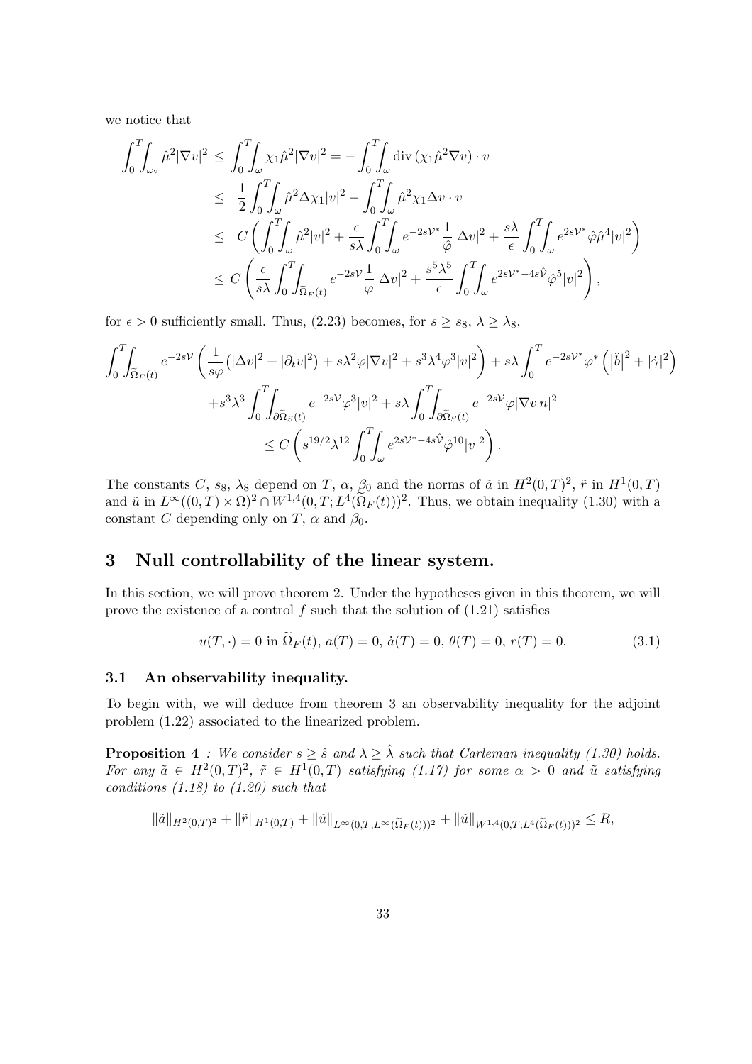we notice that

$$
\begin{aligned}
\int_0^T\!\!\int_{\omega_2} \hat{\mu}^2 |\nabla v|^2 &\leq \int_0^T\!\!\int_{\omega} \chi_1 \hat{\mu}^2 |\nabla v|^2 = -\int_0^T\!\!\int_{\omega} \operatorname{div}(\chi_1 \hat{\mu}^2 \nabla v)\cdot v \\
&\leq \frac{1}{2}\int_0^T\!\!\int_{\omega} \hat{\mu}^2 \Delta\chi_1 |v|^2 - \int_0^T\!\!\int_{\omega} \hat{\mu}^2 \chi_1 \Delta v \cdot v \\
&\leq C\left( \int_0^T\!\!\int_{\omega} \hat{\mu}^2 |v|^2 + \frac{\epsilon}{s\lambda}\int_0^T\!\!\int_{\omega} e^{-2s\mathcal{V}^*}\frac{1}{\hat{\varphi}}|\Delta v|^2 + \frac{s\lambda}{\epsilon}\int_0^T\!\!\int_{\omega} e^{2s\mathcal{V}^*}\hat{\varphi}\hat{\mu}^4|v|^2 \right) \\
&\leq C\left( \frac{\epsilon}{s\lambda}\int_0^T\!\!\int_{\widetilde{\Omega}_F(t)} e^{-2s\mathcal{V}}\frac{1}{\varphi}|\Delta v|^2 + \frac{s^5\lambda^5}{\epsilon}\int_0^T\!\!\int_{\omega} e^{2s\mathcal{V}^*-4s\hat{\mathcal{V}}}\hat{\varphi}^5|v|^2 \right),
\end{aligned}
$$

for $\epsilon > 0$ sufficiently small. Thus, (2.23) becomes, for $s \geq s_8$, $\lambda \geq \lambda_8$,

$$
\begin{aligned}
\int_0^T\!\!\int_{\widetilde{\Omega}_F(t)} e^{-2s\mathcal{V}}\left( \frac{1}{s\varphi}\left(|\Delta v|^2 + |\partial_t v|^2\right) + s\lambda^2\varphi|\nabla v|^2 + s^3\lambda^4\varphi^3|v|^2 \right) + s\lambda\int_0^T e^{-2s\mathcal{V}^*}\varphi^*\left(\left|\ddot{b}\right|^2 + |\dot{\gamma}|^2\right) \\
+ s^3\lambda^3\int_0^T\!\!\int_{\partial\widetilde{\Omega}_S(t)} e^{-2s\mathcal{V}}\varphi^3|v|^2 + s\lambda\int_0^T\!\!\int_{\partial\widetilde{\Omega}_S(t)} e^{-2s\mathcal{V}}\varphi|\nabla v\, n|^2 \\
\leq C\left( s^{19/2}\lambda^{12}\int_0^T\!\!\int_{\omega} e^{2s\mathcal{V}^*-4s\hat{\mathcal{V}}}\hat{\varphi}^{10}|v|^2 \right).
\end{aligned}
$$

The constants $C$, $s_8$, $\lambda_8$ depend on $T$, $\alpha$, $\beta_0$ and the norms of $\tilde{a}$ in $H^2(0,T)^2$, $\tilde{r}$ in $H^1(0,T)$ and $\tilde{u}$ in $L^\infty((0,T)\times\Omega)^2 \cap W^{1,4}(0,T;L^4(\widetilde{\Omega}_F(t)))^2$. Thus, we obtain inequality (1.30) with a constant $C$ depending only on $T$, $\alpha$ and $\beta_0$.

# 3 Null controllability of the linear system.

In this section, we will prove theorem 2. Under the hypotheses given in this theorem, we will prove the existence of a control $f$ such that the solution of (1.21) satisfies

$$
u(T,\cdot) = 0 \text{ in } \widetilde{\Omega}_F(t),\ a(T) = 0,\ \dot{a}(T) = 0,\ \theta(T) = 0,\ r(T) = 0. \tag{3.1}
$$

## 3.1 An observability inequality.

To begin with, we will deduce from theorem 3 an observability inequality for the adjoint problem (1.22) associated to the linearized problem.

**Proposition 4** *: We consider $s \geq \hat{s}$ and $\lambda \geq \hat{\lambda}$ such that Carleman inequality (1.30) holds. For any $\tilde{a} \in H^2(0,T)^2$, $\tilde{r} \in H^1(0,T)$ satisfying (1.17) for some $\alpha > 0$ and $\tilde{u}$ satisfying conditions (1.18) to (1.20) such that*

$$
\|\tilde{a}\|_{H^2(0,T)^2} + \|\tilde{r}\|_{H^1(0,T)} + \|\tilde{u}\|_{L^\infty(0,T;L^\infty(\widetilde{\Omega}_F(t)))^2} + \|\tilde{u}\|_{W^{1,4}(0,T;L^4(\widetilde{\Omega}_F(t)))^2} \leq R,
$$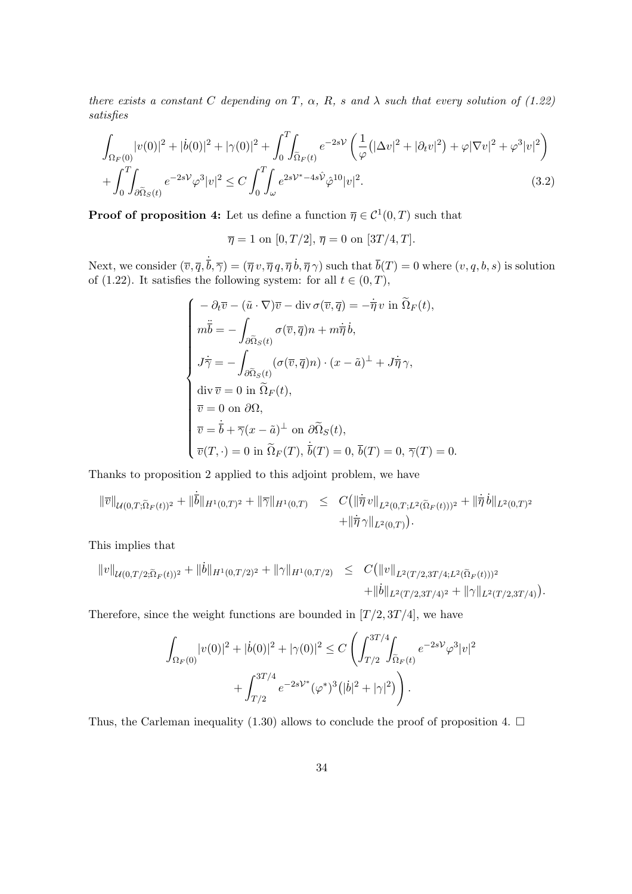*there exists a constant $C$ depending on $T$, $\alpha$, $R$, $s$ and $\lambda$ such that every solution of (1.22) satisfies*

$$\int_{\Omega_F(0)} |v(0)|^2 + |\dot{b}(0)|^2 + |\gamma(0)|^2 + \int_0^T\!\!\int_{\widetilde{\Omega}_F(t)} e^{-2s\mathcal{V}} \left( \frac{1}{\varphi}\big(|\Delta v|^2 + |\partial_t v|^2\big) + \varphi |\nabla v|^2 + \varphi^3 |v|^2 \right)$$
$$+ \int_0^T\!\!\int_{\partial\widetilde{\Omega}_S(t)} e^{-2s\mathcal{V}} \varphi^3 |v|^2 \leq C \int_0^T\!\!\int_\omega e^{2s\mathcal{V}^* - 4s\hat{\mathcal{V}}} \hat{\varphi}^{10} |v|^2. \tag{3.2}$$

**Proof of proposition 4:** Let us define a function $\overline{\eta} \in \mathcal{C}^1(0,T)$ such that

$$\overline{\eta} = 1 \text{ on } [0, T/2],\ \overline{\eta} = 0 \text{ on } [3T/4, T].$$

Next, we consider $(\overline{v}, \overline{q}, \dot{\overline{b}}, \overline{\gamma}) = (\overline{\eta}\, v, \overline{\eta}\, q, \overline{\eta}\, \dot{b}, \overline{\eta}\, \gamma)$ such that $\overline{b}(T) = 0$ where $(v, q, b, s)$ is solution of (1.22). It satisfies the following system: for all $t \in (0,T)$,

$$\begin{cases} -\partial_t \overline{v} - (\tilde{u}\cdot\nabla)\overline{v} - \operatorname{div}\sigma(\overline{v}, \overline{q}) = -\dot{\overline{\eta}}\, v \text{ in } \widetilde{\Omega}_F(t), \\ m\ddot{\overline{b}} = -\displaystyle\int_{\partial\widetilde{\Omega}_S(t)} \sigma(\overline{v}, \overline{q}) n + m\dot{\overline{\eta}}\, \dot{b}, \\ J\dot{\overline{\gamma}} = -\displaystyle\int_{\partial\widetilde{\Omega}_S(t)} (\sigma(\overline{v}, \overline{q})n)\cdot(x - \tilde{a})^\perp + J\dot{\overline{\eta}}\, \gamma, \\ \operatorname{div}\overline{v} = 0 \text{ in } \widetilde{\Omega}_F(t), \\ \overline{v} = 0 \text{ on } \partial\Omega, \\ \overline{v} = \dot{\overline{b}} + \overline{\gamma}(x - \tilde{a})^\perp \text{ on } \partial\widetilde{\Omega}_S(t), \\ \overline{v}(T, \cdot) = 0 \text{ in } \widetilde{\Omega}_F(T),\ \dot{\overline{b}}(T) = 0,\ \overline{b}(T) = 0,\ \overline{\gamma}(T) = 0. \end{cases}$$

Thanks to proposition 2 applied to this adjoint problem, we have

$$\begin{aligned} \|\overline{v}\|_{\mathcal{U}(0,T;\widetilde{\Omega}_F(t))^2} + \|\dot{\overline{b}}\|_{H^1(0,T)^2} + \|\overline{\gamma}\|_{H^1(0,T)} \quad \leq \quad & C\big(\|\dot{\overline{\eta}}\, v\|_{L^2(0,T;L^2(\widetilde{\Omega}_F(t)))^2} + \|\dot{\overline{\eta}}\, \dot{b}\|_{L^2(0,T)^2} \\ & + \|\dot{\overline{\eta}}\, \gamma\|_{L^2(0,T)}\big). \end{aligned}$$

This implies that

$$\begin{aligned} \|v\|_{\mathcal{U}(0,T/2;\widetilde{\Omega}_F(t))^2} + \|\dot{b}\|_{H^1(0,T/2)^2} + \|\gamma\|_{H^1(0,T/2)} \quad \leq \quad & C\big(\|v\|_{L^2(T/2,3T/4;L^2(\widetilde{\Omega}_F(t)))^2} \\ & + \|\dot{b}\|_{L^2(T/2,3T/4)^2} + \|\gamma\|_{L^2(T/2,3T/4)}\big). \end{aligned}$$

Therefore, since the weight functions are bounded in $[T/2, 3T/4]$, we have

$$\int_{\Omega_F(0)} |v(0)|^2 + |\dot{b}(0)|^2 + |\gamma(0)|^2 \leq C \left( \int_{T/2}^{3T/4}\!\!\int_{\widetilde{\Omega}_F(t)} e^{-2s\mathcal{V}} \varphi^3 |v|^2 \right.$$
$$\left. + \int_{T/2}^{3T/4} e^{-2s\mathcal{V}^*} (\varphi^*)^3 \big(|\dot{b}|^2 + |\gamma|^2\big) \right).$$

Thus, the Carleman inequality (1.30) allows to conclude the proof of proposition 4. $\square$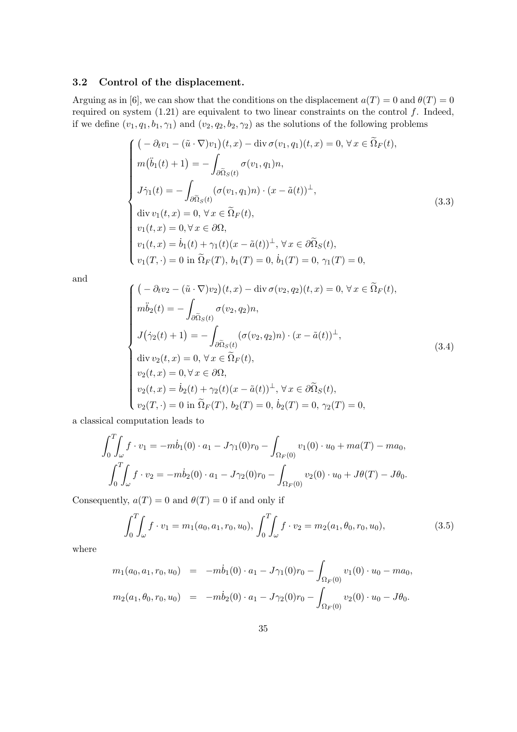### 3.2 Control of the displacement.

Arguing as in [6], we can show that the conditions on the displacement $a(T) = 0$ and $\theta(T) = 0$ required on system (1.21) are equivalent to two linear constraints on the control $f$. Indeed, if we define $(v_1, q_1, b_1, \gamma_1)$ and $(v_2, q_2, b_2, \gamma_2)$ as the solutions of the following problems

$$
\begin{cases}
\big( -\partial_t v_1 - (\tilde{u}\cdot\nabla) v_1\big)(t,x) - \operatorname{div}\sigma(v_1,q_1)(t,x) = 0, \,\forall\, x\in \widetilde{\Omega}_F(t),\\
m\big(\ddot{b}_1(t) + 1\big) = -\displaystyle\int_{\partial\widetilde{\Omega}_S(t)} \sigma(v_1,q_1)n,\\
J\dot{\gamma}_1(t) = -\displaystyle\int_{\partial\widetilde{\Omega}_S(t)} (\sigma(v_1,q_1)n)\cdot (x-\tilde{a}(t))^{\perp},\\
\operatorname{div} v_1(t,x) = 0, \,\forall\, x\in\widetilde{\Omega}_F(t),\\
v_1(t,x) = 0, \forall\, x\in\partial\Omega,\\
v_1(t,x) = \dot{b}_1(t) + \gamma_1(t)(x-\tilde{a}(t))^{\perp}, \,\forall\, x\in\partial\widetilde{\Omega}_S(t),\\
v_1(T,\cdot) = 0 \text{ in } \widetilde{\Omega}_F(T),\, b_1(T) = 0,\, \dot{b}_1(T) = 0,\, \gamma_1(T) = 0,
\end{cases}
\tag{3.3}
$$

and

$$
\begin{cases}
\big( -\partial_t v_2 - (\tilde{u}\cdot\nabla) v_2\big)(t,x) - \operatorname{div}\sigma(v_2,q_2)(t,x) = 0, \,\forall\, x\in \widetilde{\Omega}_F(t),\\
m\ddot{b}_2(t) = -\displaystyle\int_{\partial\widetilde{\Omega}_S(t)} \sigma(v_2,q_2)n,\\
J\big(\dot{\gamma}_2(t) + 1\big) = -\displaystyle\int_{\partial\widetilde{\Omega}_S(t)} (\sigma(v_2,q_2)n)\cdot (x-\tilde{a}(t))^{\perp},\\
\operatorname{div} v_2(t,x) = 0, \,\forall\, x\in\widetilde{\Omega}_F(t),\\
v_2(t,x) = 0, \forall\, x\in\partial\Omega,\\
v_2(t,x) = \dot{b}_2(t) + \gamma_2(t)(x-\tilde{a}(t))^{\perp}, \,\forall\, x\in\partial\widetilde{\Omega}_S(t),\\
v_2(T,\cdot) = 0 \text{ in } \widetilde{\Omega}_F(T),\, b_2(T) = 0,\, \dot{b}_2(T) = 0,\, \gamma_2(T) = 0,
\end{cases}
\tag{3.4}
$$

a classical computation leads to

$$
\int_0^T\!\!\int_\omega f\cdot v_1 = -m\dot{b}_1(0)\cdot a_1 - J\gamma_1(0)r_0 - \int_{\Omega_F(0)} v_1(0)\cdot u_0 + ma(T) - ma_0,
$$
$$
\int_0^T\!\!\int_\omega f\cdot v_2 = -m\dot{b}_2(0)\cdot a_1 - J\gamma_2(0)r_0 - \int_{\Omega_F(0)} v_2(0)\cdot u_0 + J\theta(T) - J\theta_0.
$$

Consequently, $a(T) = 0$ and $\theta(T) = 0$ if and only if

$$
\int_0^T\!\!\int_\omega f\cdot v_1 = m_1(a_0,a_1,r_0,u_0),\; \int_0^T\!\!\int_\omega f\cdot v_2 = m_2(a_1,\theta_0,r_0,u_0),
\tag{3.5}
$$

where

$$
\begin{aligned}
m_1(a_0,a_1,r_0,u_0) &= -m\dot{b}_1(0)\cdot a_1 - J\gamma_1(0)r_0 - \int_{\Omega_F(0)} v_1(0)\cdot u_0 - ma_0,\\
m_2(a_1,\theta_0,r_0,u_0) &= -m\dot{b}_2(0)\cdot a_1 - J\gamma_2(0)r_0 - \int_{\Omega_F(0)} v_2(0)\cdot u_0 - J\theta_0.
\end{aligned}
$$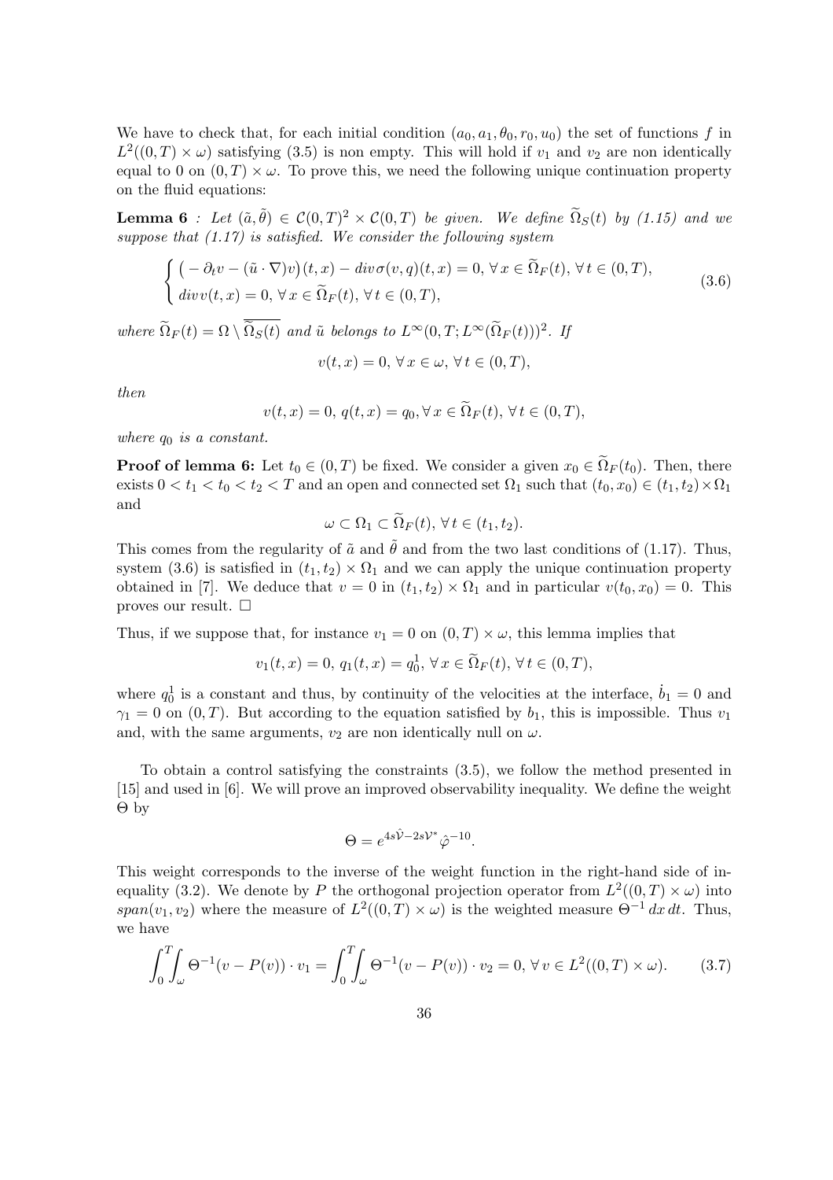We have to check that, for each initial condition $(a_0, a_1, \theta_0, r_0, u_0)$ the set of functions $f$ in $L^2((0,T) \times \omega)$ satisfying (3.5) is non empty. This will hold if $v_1$ and $v_2$ are non identically equal to 0 on $(0,T) \times \omega$. To prove this, we need the following unique continuation property on the fluid equations:

**Lemma 6** *: Let $(\tilde{a}, \tilde{\theta}) \in \mathcal{C}(0,T)^2 \times \mathcal{C}(0,T)$ be given. We define $\widetilde{\Omega}_S(t)$ by (1.15) and we suppose that (1.17) is satisfied. We consider the following system*

$$
\begin{cases}
\big( -\partial_t v - (\tilde{u} \cdot \nabla) v \big)(t,x) - div\, \sigma(v,q)(t,x) = 0, \; \forall\, x \in \widetilde{\Omega}_F(t), \; \forall\, t \in (0,T), \\
div\, v(t,x) = 0, \; \forall\, x \in \widetilde{\Omega}_F(t), \; \forall\, t \in (0,T),
\end{cases}
\tag{3.6}
$$

*where $\widetilde{\Omega}_F(t) = \Omega \setminus \overline{\widetilde{\Omega}_S(t)}$ and $\tilde{u}$ belongs to $L^\infty(0,T; L^\infty(\widetilde{\Omega}_F(t)))^2$. If*

$$
v(t,x) = 0, \; \forall\, x \in \omega, \; \forall\, t \in (0,T),
$$

*then*

$$
v(t,x) = 0, \; q(t,x) = q_0, \forall\, x \in \widetilde{\Omega}_F(t), \; \forall\, t \in (0,T),
$$

*where $q_0$ is a constant.*

**Proof of lemma 6:** Let $t_0 \in (0,T)$ be fixed. We consider a given $x_0 \in \widetilde{\Omega}_F(t_0)$. Then, there exists $0 < t_1 < t_0 < t_2 < T$ and an open and connected set $\Omega_1$ such that $(t_0, x_0) \in (t_1, t_2) \times \Omega_1$ and

$$
\omega \subset \Omega_1 \subset \widetilde{\Omega}_F(t), \; \forall\, t \in (t_1, t_2).
$$

This comes from the regularity of $\tilde{a}$ and $\tilde{\theta}$ and from the two last conditions of (1.17). Thus, system (3.6) is satisfied in $(t_1, t_2) \times \Omega_1$ and we can apply the unique continuation property obtained in [7]. We deduce that $v = 0$ in $(t_1, t_2) \times \Omega_1$ and in particular $v(t_0, x_0) = 0$. This proves our result. □

Thus, if we suppose that, for instance $v_1 = 0$ on $(0,T) \times \omega$, this lemma implies that

$$
v_1(t,x) = 0, \; q_1(t,x) = q_0^1, \; \forall\, x \in \widetilde{\Omega}_F(t), \; \forall\, t \in (0,T),
$$

where $q_0^1$ is a constant and thus, by continuity of the velocities at the interface, $\dot{b}_1 = 0$ and $\gamma_1 = 0$ on $(0,T)$. But according to the equation satisfied by $b_1$, this is impossible. Thus $v_1$ and, with the same arguments, $v_2$ are non identically null on $\omega$.

To obtain a control satisfying the constraints (3.5), we follow the method presented in [15] and used in [6]. We will prove an improved observability inequality. We define the weight $\Theta$ by

$$
\Theta = e^{4s\hat{\mathcal{V}} - 2s\mathcal{V}^*} \hat{\varphi}^{-10}.
$$

This weight corresponds to the inverse of the weight function in the right-hand side of inequality (3.2). We denote by $P$ the orthogonal projection operator from $L^2((0,T) \times \omega)$ into $span(v_1, v_2)$ where the measure of $L^2((0,T) \times \omega)$ is the weighted measure $\Theta^{-1}\, dx\, dt$. Thus, we have

$$
\int_0^T \!\! \int_\omega \Theta^{-1}(v - P(v)) \cdot v_1 = \int_0^T \!\! \int_\omega \Theta^{-1}(v - P(v)) \cdot v_2 = 0, \; \forall\, v \in L^2((0,T) \times \omega).
\tag{3.7}
$$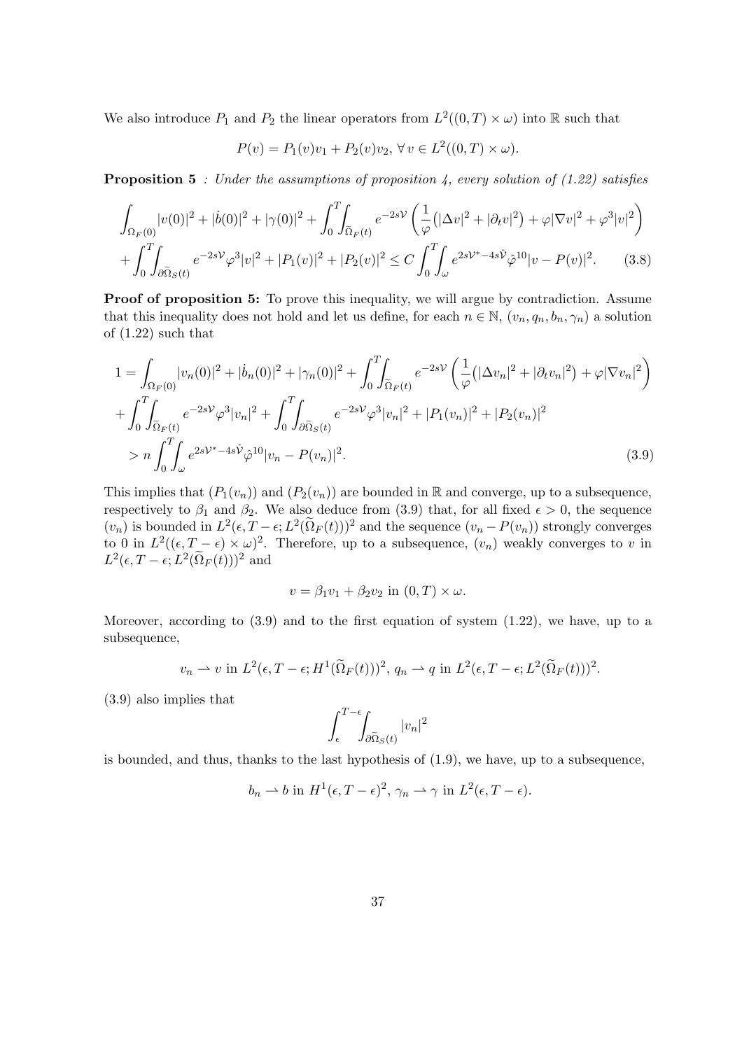We also introduce $P_1$ and $P_2$ the linear operators from $L^2((0,T)\times\omega)$ into $\mathbb{R}$ such that

$$P(v) = P_1(v)v_1 + P_2(v)v_2,\ \forall\, v \in L^2((0,T)\times\omega).$$

**Proposition 5** *: Under the assumptions of proposition 4, every solution of (1.22) satisfies*

$$\int_{\Omega_F(0)} |v(0)|^2 + |\dot{b}(0)|^2 + |\gamma(0)|^2 + \int_0^T\!\!\int_{\widetilde{\Omega}_F(t)} e^{-2s\mathcal{V}} \left( \frac{1}{\varphi}\big(|\Delta v|^2 + |\partial_t v|^2\big) + \varphi|\nabla v|^2 + \varphi^3|v|^2 \right)$$
$$+ \int_0^T\!\!\int_{\partial\widetilde{\Omega}_S(t)} e^{-2s\mathcal{V}} \varphi^3 |v|^2 + |P_1(v)|^2 + |P_2(v)|^2 \leq C \int_0^T\!\!\int_{\omega} e^{2s\mathcal{V}^* - 4s\hat{\mathcal{V}}} \hat{\varphi}^{10} |v - P(v)|^2. \qquad (3.8)$$

**Proof of proposition 5:** To prove this inequality, we will argue by contradiction. Assume that this inequality does not hold and let us define, for each $n\in\mathbb{N}$, $(v_n, q_n, b_n, \gamma_n)$ a solution of (1.22) such that

$$1 = \int_{\Omega_F(0)} |v_n(0)|^2 + |\dot{b}_n(0)|^2 + |\gamma_n(0)|^2 + \int_0^T\!\!\int_{\widetilde{\Omega}_F(t)} e^{-2s\mathcal{V}} \left( \frac{1}{\varphi}\big(|\Delta v_n|^2 + |\partial_t v_n|^2\big) + \varphi|\nabla v_n|^2 \right)$$
$$+ \int_0^T\!\!\int_{\widetilde{\Omega}_F(t)} e^{-2s\mathcal{V}} \varphi^3 |v_n|^2 + \int_0^T\!\!\int_{\partial\widetilde{\Omega}_S(t)} e^{-2s\mathcal{V}} \varphi^3 |v_n|^2 + |P_1(v_n)|^2 + |P_2(v_n)|^2$$
$$> n \int_0^T\!\!\int_{\omega} e^{2s\mathcal{V}^* - 4s\hat{\mathcal{V}}} \hat{\varphi}^{10} |v_n - P(v_n)|^2. \qquad (3.9)$$

This implies that $(P_1(v_n))$ and $(P_2(v_n))$ are bounded in $\mathbb{R}$ and converge, up to a subsequence, respectively to $\beta_1$ and $\beta_2$. We also deduce from (3.9) that, for all fixed $\epsilon > 0$, the sequence $(v_n)$ is bounded in $L^2(\epsilon, T-\epsilon; L^2(\widetilde{\Omega}_F(t)))^2$ and the sequence $(v_n - P(v_n))$ strongly converges to 0 in $L^2((\epsilon, T-\epsilon)\times\omega)^2$. Therefore, up to a subsequence, $(v_n)$ weakly converges to $v$ in $L^2(\epsilon, T-\epsilon; L^2(\widetilde{\Omega}_F(t)))^2$ and

$$v = \beta_1 v_1 + \beta_2 v_2 \text{ in } (0,T)\times\omega.$$

Moreover, according to (3.9) and to the first equation of system (1.22), we have, up to a subsequence,

$$v_n \rightharpoonup v \text{ in } L^2(\epsilon, T-\epsilon; H^1(\widetilde{\Omega}_F(t)))^2,\ q_n \rightharpoonup q \text{ in } L^2(\epsilon, T-\epsilon; L^2(\widetilde{\Omega}_F(t)))^2.$$

(3.9) also implies that

$$\int_\epsilon^{T-\epsilon}\!\!\int_{\partial\widetilde{\Omega}_S(t)} |v_n|^2$$

is bounded, and thus, thanks to the last hypothesis of (1.9), we have, up to a subsequence,

$$b_n \rightharpoonup b \text{ in } H^1(\epsilon, T-\epsilon)^2,\ \gamma_n \rightharpoonup \gamma \text{ in } L^2(\epsilon, T-\epsilon).$$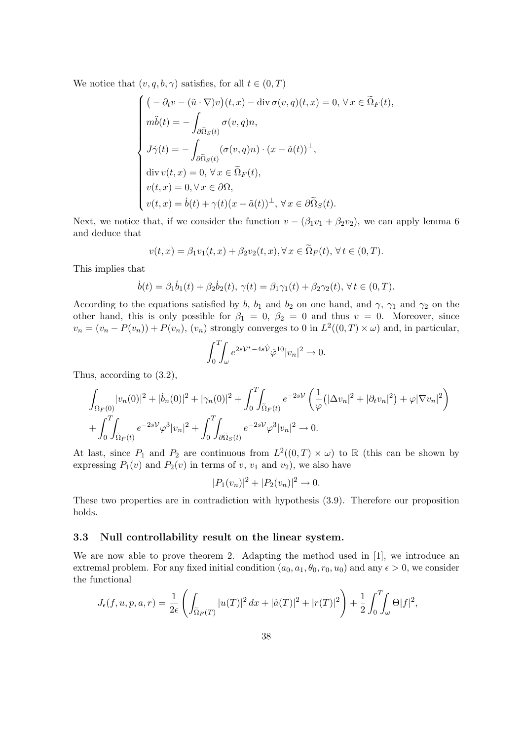We notice that $(v, q, b, \gamma)$ satisfies, for all $t \in (0,T)$

$$
\begin{cases}
\big(-\partial_t v - (\tilde{u}\cdot\nabla)v\big)(t,x) - \operatorname{div}\sigma(v,q)(t,x) = 0, \; \forall\, x \in \widetilde{\Omega}_F(t),\\
m\ddot{b}(t) = -\displaystyle\int_{\partial\widetilde{\Omega}_S(t)} \sigma(v,q)n,\\
J\dot{\gamma}(t) = -\displaystyle\int_{\partial\widetilde{\Omega}_S(t)} (\sigma(v,q)n)\cdot(x-\tilde{a}(t))^{\perp},\\
\operatorname{div} v(t,x) = 0, \; \forall\, x \in \widetilde{\Omega}_F(t),\\
v(t,x) = 0, \forall\, x \in \partial\Omega,\\
v(t,x) = \dot{b}(t) + \gamma(t)(x-\tilde{a}(t))^{\perp}, \; \forall\, x \in \partial\widetilde{\Omega}_S(t).
\end{cases}
$$

Next, we notice that, if we consider the function $v - (\beta_1 v_1 + \beta_2 v_2)$, we can apply lemma 6 and deduce that

$$
v(t,x) = \beta_1 v_1(t,x) + \beta_2 v_2(t,x), \forall\, x \in \widetilde{\Omega}_F(t), \; \forall\, t \in (0,T).
$$

This implies that

$$
\dot{b}(t) = \beta_1 \dot{b}_1(t) + \beta_2 \dot{b}_2(t), \; \gamma(t) = \beta_1 \gamma_1(t) + \beta_2 \gamma_2(t), \; \forall\, t \in (0,T).
$$

According to the equations satisfied by $b$, $b_1$ and $b_2$ on one hand, and $\gamma$, $\gamma_1$ and $\gamma_2$ on the other hand, this is only possible for $\beta_1 = 0$, $\beta_2 = 0$ and thus $v = 0$. Moreover, since $v_n = (v_n - P(v_n)) + P(v_n)$, $(v_n)$ strongly converges to 0 in $L^2((0,T)\times\omega)$ and, in particular,

$$
\int_0^T\!\!\int_\omega e^{2s\mathcal{V}^* - 4s\hat{\mathcal{V}}} \hat{\varphi}^{10} |v_n|^2 \to 0.
$$

Thus, according to (3.2),

$$
\int_{\Omega_F(0)} |v_n(0)|^2 + |\dot{b}_n(0)|^2 + |\gamma_n(0)|^2 + \int_0^T\!\!\int_{\widetilde{\Omega}_F(t)} e^{-2s\mathcal{V}} \left( \frac{1}{\varphi}\big(|\Delta v_n|^2 + |\partial_t v_n|^2\big) + \varphi |\nabla v_n|^2 \right)
$$
$$
+ \int_0^T\!\!\int_{\widetilde{\Omega}_F(t)} e^{-2s\mathcal{V}} \varphi^3 |v_n|^2 + \int_0^T\!\!\int_{\partial\widetilde{\Omega}_S(t)} e^{-2s\mathcal{V}} \varphi^3 |v_n|^2 \to 0.
$$

At last, since $P_1$ and $P_2$ are continuous from $L^2((0,T)\times\omega)$ to $\mathbb{R}$ (this can be shown by expressing $P_1(v)$ and $P_2(v)$ in terms of $v$, $v_1$ and $v_2$), we also have

$$
|P_1(v_n)|^2 + |P_2(v_n)|^2 \to 0.
$$

These two properties are in contradiction with hypothesis (3.9). Therefore our proposition holds.

### 3.3 Null controllability result on the linear system.

We are now able to prove theorem 2. Adapting the method used in [1], we introduce an extremal problem. For any fixed initial condition $(a_0, a_1, \theta_0, r_0, u_0)$ and any $\epsilon > 0$, we consider the functional

$$
J_\epsilon(f,u,p,a,r) = \frac{1}{2\epsilon}\left( \int_{\widetilde{\Omega}_F(T)} |u(T)|^2\,dx + |\dot{a}(T)|^2 + |r(T)|^2 \right) + \frac{1}{2}\int_0^T\!\!\int_\omega \Theta |f|^2,
$$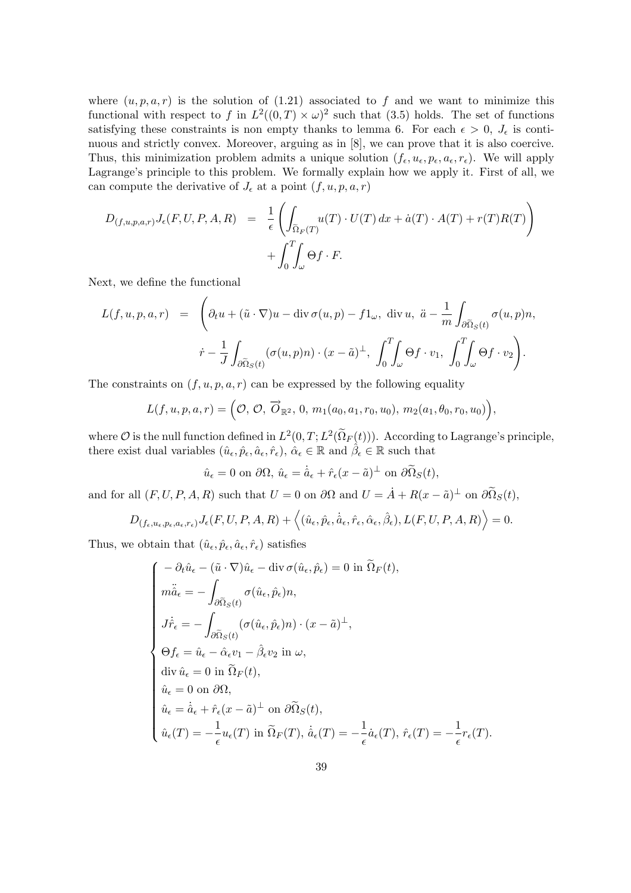where $(u, p, a, r)$ is the solution of (1.21) associated to $f$ and we want to minimize this functional with respect to $f$ in $L^2((0,T)\times\omega)^2$ such that (3.5) holds. The set of functions satisfying these constraints is non empty thanks to lemma 6. For each $\epsilon > 0$, $J_\epsilon$ is continuous and strictly convex. Moreover, arguing as in [8], we can prove that it is also coercive. Thus, this minimization problem admits a unique solution $(f_\epsilon, u_\epsilon, p_\epsilon, a_\epsilon, r_\epsilon)$. We will apply Lagrange's principle to this problem. We formally explain how we apply it. First of all, we can compute the derivative of $J_\epsilon$ at a point $(f, u, p, a, r)$

$$
\begin{aligned}
D_{(f,u,p,a,r)} J_\epsilon(F, U, P, A, R) &= \frac{1}{\epsilon}\left(\int_{\widetilde{\Omega}_F(T)} u(T)\cdot U(T)\,dx + \dot{a}(T)\cdot A(T) + r(T)R(T)\right) \\
&\quad + \int_0^T\!\!\int_\omega \Theta f\cdot F.
\end{aligned}
$$

Next, we define the functional

$$
\begin{aligned}
L(f,u,p,a,r) &= \Bigg(\partial_t u + (\tilde{u}\cdot\nabla)u - \operatorname{div}\sigma(u,p) - f1_\omega,\ \operatorname{div} u,\ \ddot{a} - \frac{1}{m}\int_{\partial\widetilde{\Omega}_S(t)} \sigma(u,p)n, \\
&\qquad \dot{r} - \frac{1}{J}\int_{\partial\widetilde{\Omega}_S(t)} (\sigma(u,p)n)\cdot(x-\tilde{a})^\perp,\ \int_0^T\!\!\int_\omega \Theta f\cdot v_1,\ \int_0^T\!\!\int_\omega \Theta f\cdot v_2\Bigg).
\end{aligned}
$$

The constraints on $(f, u, p, a, r)$ can be expressed by the following equality

$$
L(f,u,p,a,r) = \Big(\mathcal{O},\ \mathcal{O},\ \overrightarrow{O}_{\mathbb{R}^2},\ 0,\ m_1(a_0, a_1, r_0, u_0),\ m_2(a_1, \theta_0, r_0, u_0)\Big),
$$

where $\mathcal{O}$ is the null function defined in $L^2(0,T; L^2(\widetilde{\Omega}_F(t)))$. According to Lagrange's principle, there exist dual variables $(\hat{u}_\epsilon, \hat{p}_\epsilon, \hat{a}_\epsilon, \hat{r}_\epsilon)$, $\hat{\alpha}_\epsilon \in \mathbb{R}$ and $\hat{\beta}_\epsilon \in \mathbb{R}$ such that

$$
\hat{u}_\epsilon = 0 \text{ on } \partial\Omega,\ \hat{u}_\epsilon = \dot{\hat{a}}_\epsilon + \hat{r}_\epsilon(x-\tilde{a})^\perp \text{ on } \partial\widetilde{\Omega}_S(t),
$$

and for all $(F, U, P, A, R)$ such that $U = 0$ on $\partial\Omega$ and $U = \dot{A} + R(x-\tilde{a})^\perp$ on $\partial\widetilde{\Omega}_S(t)$,

$$
D_{(f_\epsilon,u_\epsilon,p_\epsilon,a_\epsilon,r_\epsilon)} J_\epsilon(F,U,P,A,R) + \Big\langle (\hat{u}_\epsilon, \hat{p}_\epsilon, \dot{\hat{a}}_\epsilon, \hat{r}_\epsilon, \hat{\alpha}_\epsilon, \hat{\beta}_\epsilon), L(F,U,P,A,R)\Big\rangle = 0.
$$

Thus, we obtain that $(\hat{u}_\epsilon, \hat{p}_\epsilon, \hat{a}_\epsilon, \hat{r}_\epsilon)$ satisfies

$$
\begin{cases}
-\partial_t \hat{u}_\epsilon - (\tilde{u}\cdot\nabla)\hat{u}_\epsilon - \operatorname{div}\sigma(\hat{u}_\epsilon, \hat{p}_\epsilon) = 0 \text{ in } \widetilde{\Omega}_F(t), \\
m\ddot{\hat{a}}_\epsilon = -\displaystyle\int_{\partial\widetilde{\Omega}_S(t)} \sigma(\hat{u}_\epsilon, \hat{p}_\epsilon)n, \\
J\dot{\hat{r}}_\epsilon = -\displaystyle\int_{\partial\widetilde{\Omega}_S(t)} (\sigma(\hat{u}_\epsilon, \hat{p}_\epsilon)n)\cdot(x-\tilde{a})^\perp, \\
\Theta f_\epsilon = \hat{u}_\epsilon - \hat{\alpha}_\epsilon v_1 - \hat{\beta}_\epsilon v_2 \text{ in } \omega, \\
\operatorname{div}\hat{u}_\epsilon = 0 \text{ in } \widetilde{\Omega}_F(t), \\
\hat{u}_\epsilon = 0 \text{ on } \partial\Omega, \\
\hat{u}_\epsilon = \dot{\hat{a}}_\epsilon + \hat{r}_\epsilon(x-\tilde{a})^\perp \text{ on } \partial\widetilde{\Omega}_S(t), \\
\hat{u}_\epsilon(T) = -\dfrac{1}{\epsilon}u_\epsilon(T) \text{ in } \widetilde{\Omega}_F(T),\ \dot{\hat{a}}_\epsilon(T) = -\dfrac{1}{\epsilon}\dot{a}_\epsilon(T),\ \hat{r}_\epsilon(T) = -\dfrac{1}{\epsilon}r_\epsilon(T).
\end{cases}
$$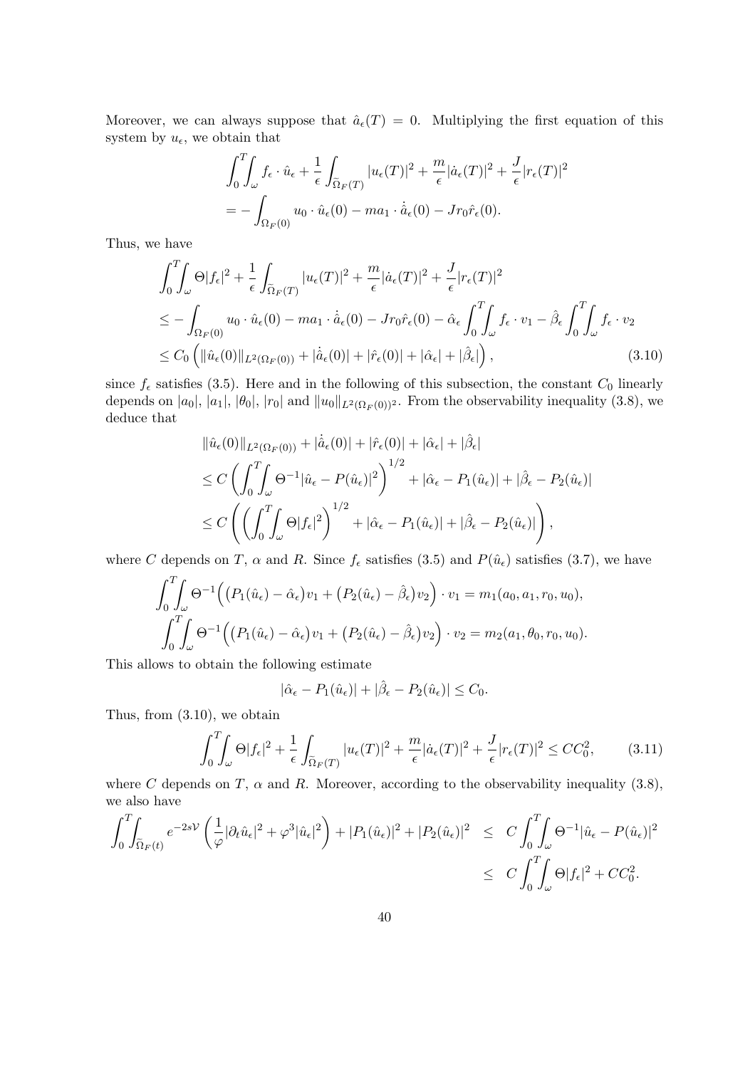Moreover, we can always suppose that $\hat{a}_\epsilon(T) = 0$. Multiplying the first equation of this system by $u_\epsilon$, we obtain that

$$
\int_0^T\!\!\int_\omega f_\epsilon \cdot \hat{u}_\epsilon + \frac{1}{\epsilon}\int_{\widetilde{\Omega}_F(T)} |u_\epsilon(T)|^2 + \frac{m}{\epsilon}|\dot{a}_\epsilon(T)|^2 + \frac{J}{\epsilon}|r_\epsilon(T)|^2
$$
$$
= -\int_{\Omega_F(0)} u_0 \cdot \hat{u}_\epsilon(0) - ma_1 \cdot \dot{\hat{a}}_\epsilon(0) - Jr_0\hat{r}_\epsilon(0).
$$

Thus, we have

$$
\begin{aligned}
&\int_0^T\!\!\int_\omega \Theta|f_\epsilon|^2 + \frac{1}{\epsilon}\int_{\widetilde{\Omega}_F(T)} |u_\epsilon(T)|^2 + \frac{m}{\epsilon}|\dot{a}_\epsilon(T)|^2 + \frac{J}{\epsilon}|r_\epsilon(T)|^2 \\
&\leq -\int_{\Omega_F(0)} u_0 \cdot \hat{u}_\epsilon(0) - ma_1 \cdot \dot{\hat{a}}_\epsilon(0) - Jr_0\hat{r}_\epsilon(0) - \hat{\alpha}_\epsilon \int_0^T\!\!\int_\omega f_\epsilon \cdot v_1 - \hat{\beta}_\epsilon \int_0^T\!\!\int_\omega f_\epsilon \cdot v_2 \\
&\leq C_0\left(\|\hat{u}_\epsilon(0)\|_{L^2(\Omega_F(0))} + |\dot{\hat{a}}_\epsilon(0)| + |\hat{r}_\epsilon(0)| + |\hat{\alpha}_\epsilon| + |\hat{\beta}_\epsilon|\right),
\end{aligned}
\tag{3.10}
$$

since $f_\epsilon$ satisfies (3.5). Here and in the following of this subsection, the constant $C_0$ linearly depends on $|a_0|$, $|a_1|$, $|\theta_0|$, $|r_0|$ and $\|u_0\|_{L^2(\Omega_F(0))^2}$. From the observability inequality (3.8), we deduce that

$$
\begin{aligned}
&\|\hat{u}_\epsilon(0)\|_{L^2(\Omega_F(0))} + |\dot{\hat{a}}_\epsilon(0)| + |\hat{r}_\epsilon(0)| + |\hat{\alpha}_\epsilon| + |\hat{\beta}_\epsilon| \\
&\leq C\left(\int_0^T\!\!\int_\omega \Theta^{-1}|\hat{u}_\epsilon - P(\hat{u}_\epsilon)|^2\right)^{1/2} + |\hat{\alpha}_\epsilon - P_1(\hat{u}_\epsilon)| + |\hat{\beta}_\epsilon - P_2(\hat{u}_\epsilon)| \\
&\leq C\left(\left(\int_0^T\!\!\int_\omega \Theta|f_\epsilon|^2\right)^{1/2} + |\hat{\alpha}_\epsilon - P_1(\hat{u}_\epsilon)| + |\hat{\beta}_\epsilon - P_2(\hat{u}_\epsilon)|\right),
\end{aligned}
$$

where $C$ depends on $T$, $\alpha$ and $R$. Since $f_\epsilon$ satisfies (3.5) and $P(\hat{u}_\epsilon)$ satisfies (3.7), we have

$$
\int_0^T\!\!\int_\omega \Theta^{-1}\Big(\big(P_1(\hat{u}_\epsilon) - \hat{\alpha}_\epsilon\big)v_1 + \big(P_2(\hat{u}_\epsilon) - \hat{\beta}_\epsilon\big)v_2\Big) \cdot v_1 = m_1(a_0, a_1, r_0, u_0),
$$
$$
\int_0^T\!\!\int_\omega \Theta^{-1}\Big(\big(P_1(\hat{u}_\epsilon) - \hat{\alpha}_\epsilon\big)v_1 + \big(P_2(\hat{u}_\epsilon) - \hat{\beta}_\epsilon\big)v_2\Big) \cdot v_2 = m_2(a_1, \theta_0, r_0, u_0).
$$

This allows to obtain the following estimate

$$
|\hat{\alpha}_\epsilon - P_1(\hat{u}_\epsilon)| + |\hat{\beta}_\epsilon - P_2(\hat{u}_\epsilon)| \leq C_0.
$$

Thus, from (3.10), we obtain

$$
\int_0^T\!\!\int_\omega \Theta|f_\epsilon|^2 + \frac{1}{\epsilon}\int_{\widetilde{\Omega}_F(T)} |u_\epsilon(T)|^2 + \frac{m}{\epsilon}|\dot{a}_\epsilon(T)|^2 + \frac{J}{\epsilon}|r_\epsilon(T)|^2 \leq CC_0^2,
\tag{3.11}
$$

where $C$ depends on $T$, $\alpha$ and $R$. Moreover, according to the observability inequality (3.8), we also have

$$
\begin{aligned}
\int_0^T\!\!\int_{\widetilde{\Omega}_F(t)} e^{-2s\mathcal{V}}\left(\frac{1}{\varphi}|\partial_t\hat{u}_\epsilon|^2 + \varphi^3|\hat{u}_\epsilon|^2\right) + |P_1(\hat{u}_\epsilon)|^2 + |P_2(\hat{u}_\epsilon)|^2 \;&\leq\; C\int_0^T\!\!\int_\omega \Theta^{-1}|\hat{u}_\epsilon - P(\hat{u}_\epsilon)|^2 \\
&\leq\; C\int_0^T\!\!\int_\omega \Theta|f_\epsilon|^2 + CC_0^2.
\end{aligned}
$$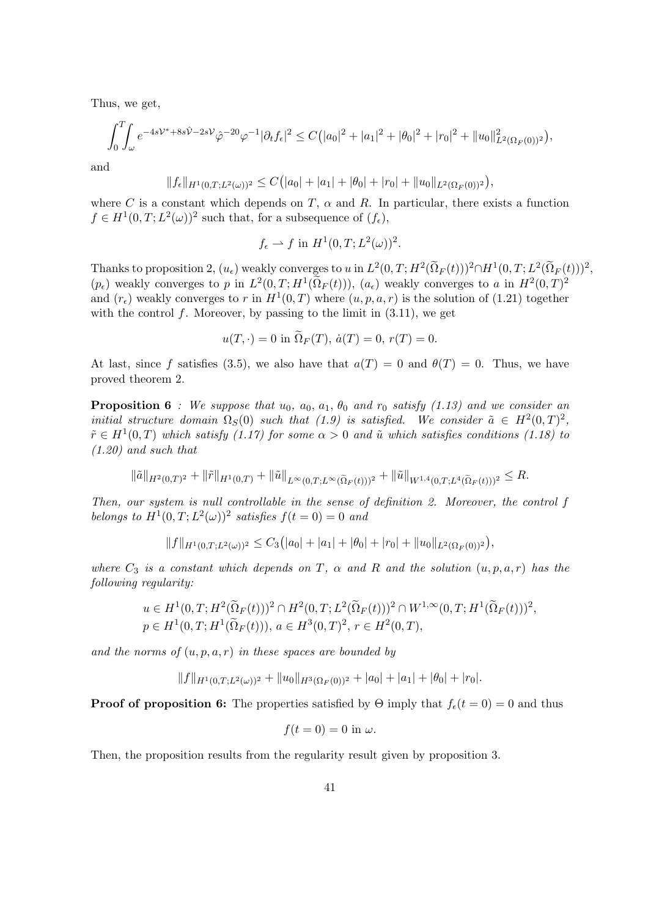Thus, we get,

$$\int_0^T\int_\omega e^{-4s\mathcal{V}^*+8s\hat{\mathcal{V}}-2s\mathcal{V}}\hat{\varphi}^{-20}\varphi^{-1}|\partial_t f_\epsilon|^2 \leq C\big(|a_0|^2+|a_1|^2+|\theta_0|^2+|r_0|^2+\|u_0\|^2_{L^2(\Omega_F(0))^2}\big),$$

and

$$\|f_\epsilon\|_{H^1(0,T;L^2(\omega))^2} \leq C\big(|a_0|+|a_1|+|\theta_0|+|r_0|+\|u_0\|_{L^2(\Omega_F(0))^2}\big),$$

where $C$ is a constant which depends on $T$, $\alpha$ and $R$. In particular, there exists a function $f \in H^1(0,T;L^2(\omega))^2$ such that, for a subsequence of $(f_\epsilon)$,

$$f_\epsilon \rightharpoonup f \text{ in } H^1(0,T;L^2(\omega))^2.$$

Thanks to proposition 2, $(u_\epsilon)$ weakly converges to $u$ in $L^2(0,T;H^2(\widetilde{\Omega}_F(t)))^2 \cap H^1(0,T;L^2(\widetilde{\Omega}_F(t)))^2$, $(p_\epsilon)$ weakly converges to $p$ in $L^2(0,T;H^1(\widetilde{\Omega}_F(t)))$, $(a_\epsilon)$ weakly converges to $a$ in $H^2(0,T)^2$ and $(r_\epsilon)$ weakly converges to $r$ in $H^1(0,T)$ where $(u,p,a,r)$ is the solution of (1.21) together with the control $f$. Moreover, by passing to the limit in (3.11), we get

$$u(T,\cdot)=0 \text{ in } \widetilde{\Omega}_F(T),\ \dot{a}(T)=0,\ r(T)=0.$$

At last, since $f$ satisfies (3.5), we also have that $a(T)=0$ and $\theta(T)=0$. Thus, we have proved theorem 2.

**Proposition 6** *: We suppose that $u_0$, $a_0$, $a_1$, $\theta_0$ and $r_0$ satisfy (1.13) and we consider an initial structure domain $\Omega_S(0)$ such that (1.9) is satisfied. We consider $\tilde{a} \in H^2(0,T)^2$, $\tilde{r} \in H^1(0,T)$ which satisfy (1.17) for some $\alpha > 0$ and $\tilde{u}$ which satisfies conditions (1.18) to (1.20) and such that*

$$\|\tilde{a}\|_{H^2(0,T)^2}+\|\tilde{r}\|_{H^1(0,T)}+\|\tilde{u}\|_{L^\infty(0,T;L^\infty(\widetilde{\Omega}_F(t)))^2}+\|\tilde{u}\|_{W^{1,4}(0,T;L^4(\widetilde{\Omega}_F(t)))^2} \leq R.$$

*Then, our system is null controllable in the sense of definition 2. Moreover, the control $f$ belongs to $H^1(0,T;L^2(\omega))^2$ satisfies $f(t=0)=0$ and*

$$\|f\|_{H^1(0,T;L^2(\omega))^2} \leq C_3\big(|a_0|+|a_1|+|\theta_0|+|r_0|+\|u_0\|_{L^2(\Omega_F(0))^2}\big),$$

*where $C_3$ is a constant which depends on $T$, $\alpha$ and $R$ and the solution $(u,p,a,r)$ has the following regularity:*

$$u \in H^1(0,T;H^2(\widetilde{\Omega}_F(t)))^2 \cap H^2(0,T;L^2(\widetilde{\Omega}_F(t)))^2 \cap W^{1,\infty}(0,T;H^1(\widetilde{\Omega}_F(t)))^2,$$
$$p \in H^1(0,T;H^1(\widetilde{\Omega}_F(t))),\ a \in H^3(0,T)^2,\ r \in H^2(0,T),$$

*and the norms of $(u,p,a,r)$ in these spaces are bounded by*

$$\|f\|_{H^1(0,T;L^2(\omega))^2}+\|u_0\|_{H^3(\Omega_F(0))^2}+|a_0|+|a_1|+|\theta_0|+|r_0|.$$

**Proof of proposition 6:** The properties satisfied by $\Theta$ imply that $f_\epsilon(t=0)=0$ and thus

$$f(t=0)=0 \text{ in } \omega.$$

Then, the proposition results from the regularity result given by proposition 3.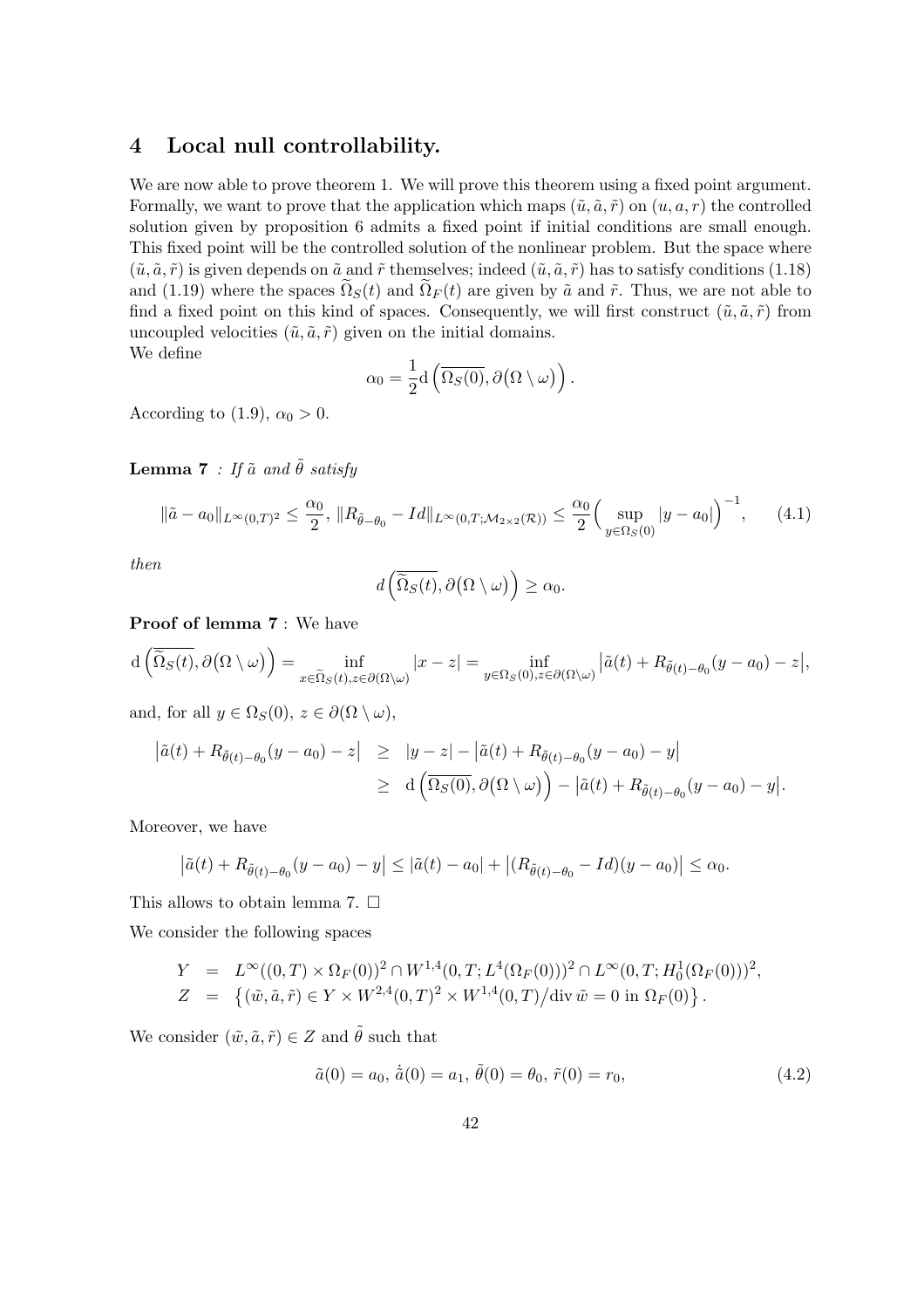## 4 Local null controllability.

We are now able to prove theorem 1. We will prove this theorem using a fixed point argument. Formally, we want to prove that the application which maps $(\tilde{u}, \tilde{a}, \tilde{r})$ on $(u, a, r)$ the controlled solution given by proposition 6 admits a fixed point if initial conditions are small enough. This fixed point will be the controlled solution of the nonlinear problem. But the space where $(\tilde{u}, \tilde{a}, \tilde{r})$ is given depends on $\tilde{a}$ and $\tilde{r}$ themselves; indeed $(\tilde{u}, \tilde{a}, \tilde{r})$ has to satisfy conditions (1.18) and (1.19) where the spaces $\widetilde{\Omega}_S(t)$ and $\widetilde{\Omega}_F(t)$ are given by $\tilde{a}$ and $\tilde{r}$. Thus, we are not able to find a fixed point on this kind of spaces. Consequently, we will first construct $(\tilde{u}, \tilde{a}, \tilde{r})$ from uncoupled velocities $(\tilde{u}, \tilde{a}, \tilde{r})$ given on the initial domains.
We define

$$\alpha_0 = \frac{1}{2}\mathrm{d}\left(\overline{\Omega_S(0)}, \partial\big(\Omega \setminus \omega\big)\right).$$

According to (1.9), $\alpha_0 > 0$.

**Lemma 7** *: If $\tilde{a}$ and $\tilde{\theta}$ satisfy*

$$\|\tilde{a} - a_0\|_{L^\infty(0,T)^2} \leq \frac{\alpha_0}{2},\ \|R_{\tilde{\theta}-\theta_0} - Id\|_{L^\infty(0,T;\mathcal{M}_{2\times 2}(\mathcal{R}))} \leq \frac{\alpha_0}{2}\Big(\sup_{y\in\Omega_S(0)}|y - a_0|\Big)^{-1}, \tag{4.1}$$

*then*

$$d\left(\overline{\widetilde{\Omega}_S(t)}, \partial\big(\Omega \setminus \omega\big)\right) \geq \alpha_0.$$

**Proof of lemma 7** : We have

$$\mathrm{d}\left(\overline{\widetilde{\Omega}_S(t)}, \partial\big(\Omega \setminus \omega\big)\right) = \inf_{x\in\widetilde{\Omega}_S(t), z\in\partial(\Omega\setminus\omega)} |x - z| = \inf_{y\in\Omega_S(0), z\in\partial(\Omega\setminus\omega)} \big|\tilde{a}(t) + R_{\tilde{\theta}(t)-\theta_0}(y - a_0) - z\big|,$$

and, for all $y \in \Omega_S(0)$, $z \in \partial(\Omega \setminus \omega)$,

$$\begin{aligned}
\big|\tilde{a}(t) + R_{\tilde{\theta}(t)-\theta_0}(y - a_0) - z\big| &\geq |y - z| - \big|\tilde{a}(t) + R_{\tilde{\theta}(t)-\theta_0}(y - a_0) - y\big| \\
&\geq \mathrm{d}\left(\overline{\Omega_S(0)}, \partial\big(\Omega \setminus \omega\big)\right) - \big|\tilde{a}(t) + R_{\tilde{\theta}(t)-\theta_0}(y - a_0) - y\big|.
\end{aligned}$$

Moreover, we have

$$\big|\tilde{a}(t) + R_{\tilde{\theta}(t)-\theta_0}(y - a_0) - y\big| \leq |\tilde{a}(t) - a_0| + \big|(R_{\tilde{\theta}(t)-\theta_0} - Id)(y - a_0)\big| \leq \alpha_0.$$

This allows to obtain lemma 7. □

We consider the following spaces

$$\begin{aligned}
Y &= L^\infty((0,T)\times\Omega_F(0))^2 \cap W^{1,4}(0,T;L^4(\Omega_F(0)))^2 \cap L^\infty(0,T;H_0^1(\Omega_F(0)))^2, \\
Z &= \left\{(\tilde{w}, \tilde{a}, \tilde{r}) \in Y \times W^{2,4}(0,T)^2 \times W^{1,4}(0,T) \big/ \mathrm{div}\, \tilde{w} = 0 \text{ in } \Omega_F(0)\right\}.
\end{aligned}$$

We consider $(\tilde{w}, \tilde{a}, \tilde{r}) \in Z$ and $\tilde{\theta}$ such that

$$\tilde{a}(0) = a_0,\ \dot{\tilde{a}}(0) = a_1,\ \tilde{\theta}(0) = \theta_0,\ \tilde{r}(0) = r_0, \tag{4.2}$$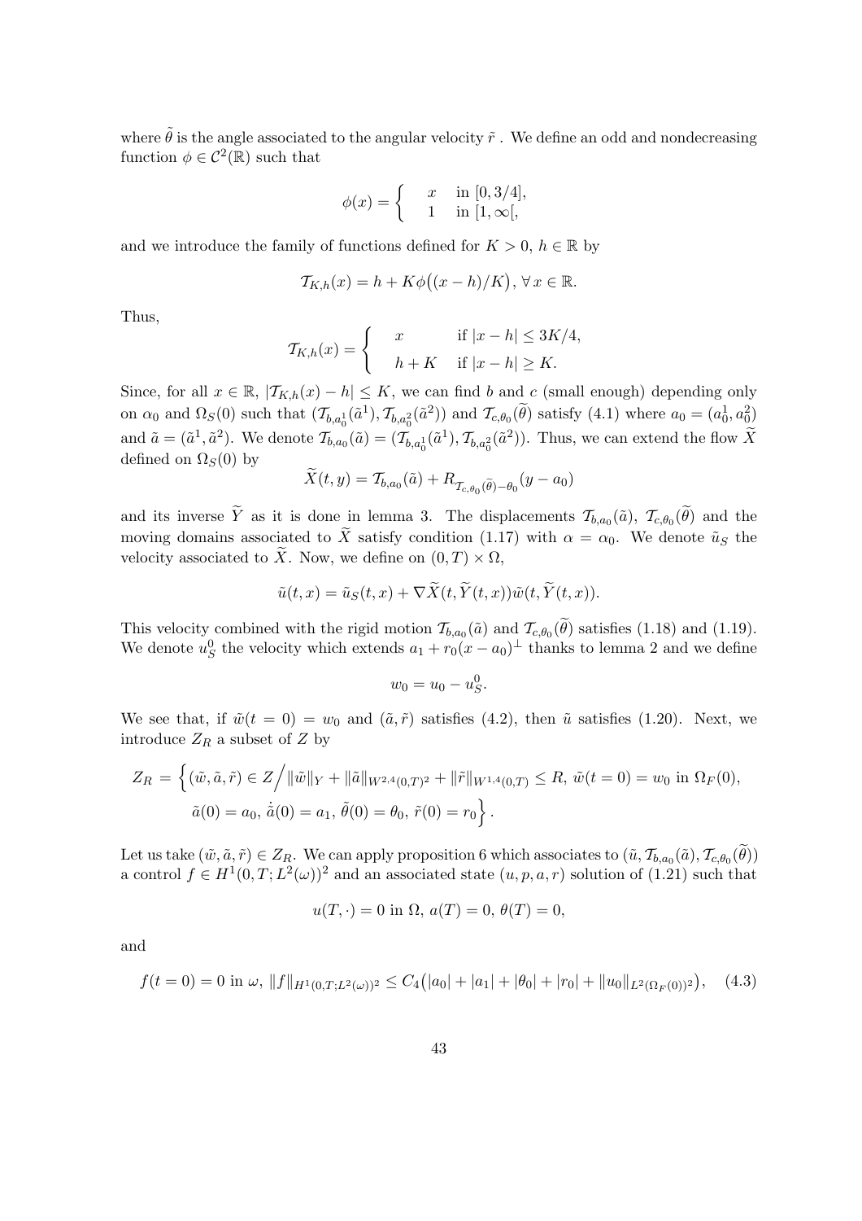where $\tilde{\theta}$ is the angle associated to the angular velocity $\tilde{r}$ . We define an odd and nondecreasing function $\phi \in \mathcal{C}^2(\mathbb{R})$ such that

$$
\phi(x) = \begin{cases} \quad x & \text{in } [0, 3/4], \\ \quad 1 & \text{in } [1, \infty[, \end{cases}
$$

and we introduce the family of functions defined for $K > 0$, $h \in \mathbb{R}$ by

$$
\mathcal{T}_{K,h}(x) = h + K\phi\big((x-h)/K\big), \, \forall\, x \in \mathbb{R}.
$$

Thus,

$$
\mathcal{T}_{K,h}(x) = \begin{cases} \quad x & \text{if } |x-h| \le 3K/4, \\ \quad h+K & \text{if } |x-h| \ge K. \end{cases}
$$

Since, for all $x \in \mathbb{R}$, $|\mathcal{T}_{K,h}(x) - h| \le K$, we can find $b$ and $c$ (small enough) depending only on $\alpha_0$ and $\Omega_S(0)$ such that $(\mathcal{T}_{b,a_0^1}(\tilde{a}^1), \mathcal{T}_{b,a_0^2}(\tilde{a}^2))$ and $\mathcal{T}_{c,\theta_0}(\widetilde{\theta})$ satisfy (4.1) where $a_0 = (a_0^1, a_0^2)$ and $\tilde{a} = (\tilde{a}^1, \tilde{a}^2)$. We denote $\mathcal{T}_{b,a_0}(\tilde{a}) = (\mathcal{T}_{b,a_0^1}(\tilde{a}^1), \mathcal{T}_{b,a_0^2}(\tilde{a}^2))$. Thus, we can extend the flow $\widetilde{X}$ defined on $\Omega_S(0)$ by

$$
\widetilde{X}(t,y) = \mathcal{T}_{b,a_0}(\tilde{a}) + R_{\mathcal{T}_{c,\theta_0}(\widetilde{\theta}) - \theta_0}(y - a_0)
$$

and its inverse $\widetilde{Y}$ as it is done in lemma 3. The displacements $\mathcal{T}_{b,a_0}(\tilde{a})$, $\mathcal{T}_{c,\theta_0}(\widetilde{\theta})$ and the moving domains associated to $\widetilde{X}$ satisfy condition (1.17) with $\alpha = \alpha_0$. We denote $\tilde{u}_S$ the velocity associated to $\widetilde{X}$. Now, we define on $(0,T) \times \Omega$,

$$
\tilde{u}(t,x) = \tilde{u}_S(t,x) + \nabla \widetilde{X}(t, \widetilde{Y}(t,x)) \tilde{w}(t, \widetilde{Y}(t,x)).
$$

This velocity combined with the rigid motion $\mathcal{T}_{b,a_0}(\tilde{a})$ and $\mathcal{T}_{c,\theta_0}(\widetilde{\theta})$ satisfies (1.18) and (1.19). We denote $u_S^0$ the velocity which extends $a_1 + r_0(x - a_0)^\perp$ thanks to lemma 2 and we define

$$
w_0 = u_0 - u_S^0.
$$

We see that, if $\tilde{w}(t=0) = w_0$ and $(\tilde{a}, \tilde{r})$ satisfies (4.2), then $\tilde{u}$ satisfies (1.20). Next, we introduce $Z_R$ a subset of $Z$ by

$$
\begin{aligned}
Z_R = \Big\{ & (\tilde{w}, \tilde{a}, \tilde{r}) \in Z \Big/ \|\tilde{w}\|_Y + \|\tilde{a}\|_{W^{2,4}(0,T)^2} + \|\tilde{r}\|_{W^{1,4}(0,T)} \le R, \; \tilde{w}(t=0) = w_0 \text{ in } \Omega_F(0), \\
& \tilde{a}(0) = a_0, \; \dot{\tilde{a}}(0) = a_1, \; \tilde{\theta}(0) = \theta_0, \; \tilde{r}(0) = r_0 \Big\}.
\end{aligned}
$$

Let us take $(\tilde{w}, \tilde{a}, \tilde{r}) \in Z_R$. We can apply proposition 6 which associates to $(\tilde{u}, \mathcal{T}_{b,a_0}(\tilde{a}), \mathcal{T}_{c,\theta_0}(\widetilde{\theta}))$ a control $f \in H^1(0,T; L^2(\omega))^2$ and an associated state $(u, p, a, r)$ solution of (1.21) such that

$$
u(T, \cdot) = 0 \text{ in } \Omega, \; a(T) = 0, \; \theta(T) = 0,
$$

and

$$
f(t=0) = 0 \text{ in } \omega, \; \|f\|_{H^1(0,T;L^2(\omega))^2} \le C_4\big(|a_0| + |a_1| + |\theta_0| + |r_0| + \|u_0\|_{L^2(\Omega_F(0))^2}\big), \quad (4.3)
$$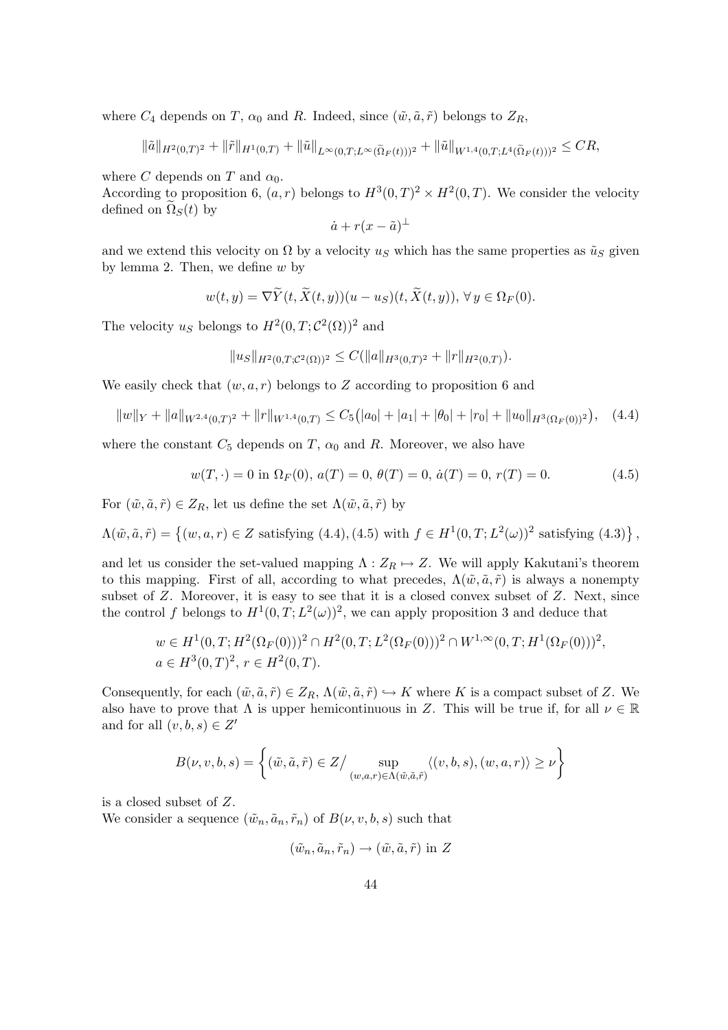where $C_4$ depends on $T$, $\alpha_0$ and $R$. Indeed, since $(\tilde{w}, \tilde{a}, \tilde{r})$ belongs to $Z_R$,

$$\|\tilde{a}\|_{H^2(0,T)^2} + \|\tilde{r}\|_{H^1(0,T)} + \|\tilde{u}\|_{L^\infty(0,T;L^\infty(\widetilde{\Omega}_F(t)))^2} + \|\tilde{u}\|_{W^{1,4}(0,T;L^4(\widetilde{\Omega}_F(t)))^2} \leq CR,$$

where $C$ depends on $T$ and $\alpha_0$.
According to proposition 6, $(a, r)$ belongs to $H^3(0,T)^2 \times H^2(0,T)$. We consider the velocity defined on $\widetilde{\Omega}_S(t)$ by

$$\dot{a} + r(x - \tilde{a})^\perp$$

and we extend this velocity on $\Omega$ by a velocity $u_S$ which has the same properties as $\tilde{u}_S$ given by lemma 2. Then, we define $w$ by

$$w(t, y) = \nabla \widetilde{Y}(t, \widetilde{X}(t, y))(u - u_S)(t, \widetilde{X}(t, y)), \, \forall \, y \in \Omega_F(0).$$

The velocity $u_S$ belongs to $H^2(0,T;\mathcal{C}^2(\Omega))^2$ and

$$\|u_S\|_{H^2(0,T;\mathcal{C}^2(\Omega))^2} \leq C(\|a\|_{H^3(0,T)^2} + \|r\|_{H^2(0,T)}).$$

We easily check that $(w, a, r)$ belongs to $Z$ according to proposition 6 and

$$\|w\|_Y + \|a\|_{W^{2,4}(0,T)^2} + \|r\|_{W^{1,4}(0,T)} \leq C_5\big(|a_0| + |a_1| + |\theta_0| + |r_0| + \|u_0\|_{H^3(\Omega_F(0))^2}\big), \quad (4.4)$$

where the constant $C_5$ depends on $T$, $\alpha_0$ and $R$. Moreover, we also have

$$w(T, \cdot) = 0 \text{ in } \Omega_F(0), \, a(T) = 0, \, \theta(T) = 0, \, \dot{a}(T) = 0, \, r(T) = 0. \quad (4.5)$$

For $(\tilde{w}, \tilde{a}, \tilde{r}) \in Z_R$, let us define the set $\Lambda(\tilde{w}, \tilde{a}, \tilde{r})$ by

$$\Lambda(\tilde{w}, \tilde{a}, \tilde{r}) = \left\{(w, a, r) \in Z \text{ satisfying } (4.4), (4.5) \text{ with } f \in H^1(0,T;L^2(\omega))^2 \text{ satisfying } (4.3)\right\},$$

and let us consider the set-valued mapping $\Lambda : Z_R \mapsto Z$. We will apply Kakutani's theorem to this mapping. First of all, according to what precedes, $\Lambda(\tilde{w}, \tilde{a}, \tilde{r})$ is always a nonempty subset of $Z$. Moreover, it is easy to see that it is a closed convex subset of $Z$. Next, since the control $f$ belongs to $H^1(0,T;L^2(\omega))^2$, we can apply proposition 3 and deduce that

$$w \in H^1(0,T;H^2(\Omega_F(0)))^2 \cap H^2(0,T;L^2(\Omega_F(0)))^2 \cap W^{1,\infty}(0,T;H^1(\Omega_F(0)))^2,$$
$$a \in H^3(0,T)^2, \, r \in H^2(0,T).$$

Consequently, for each $(\tilde{w}, \tilde{a}, \tilde{r}) \in Z_R$, $\Lambda(\tilde{w}, \tilde{a}, \tilde{r}) \hookrightarrow K$ where $K$ is a compact subset of $Z$. We also have to prove that $\Lambda$ is upper hemicontinuous in $Z$. This will be true if, for all $\nu \in \mathbb{R}$ and for all $(v, b, s) \in Z'$

$$B(\nu, v, b, s) = \left\{(\tilde{w}, \tilde{a}, \tilde{r}) \in Z \Big/ \sup_{(w,a,r) \in \Lambda(\tilde{w}, \tilde{a}, \tilde{r})} \langle (v, b, s), (w, a, r) \rangle \geq \nu \right\}$$

is a closed subset of $Z$.
We consider a sequence $(\tilde{w}_n, \tilde{a}_n, \tilde{r}_n)$ of $B(\nu, v, b, s)$ such that

$$(\tilde{w}_n, \tilde{a}_n, \tilde{r}_n) \to (\tilde{w}, \tilde{a}, \tilde{r}) \text{ in } Z$$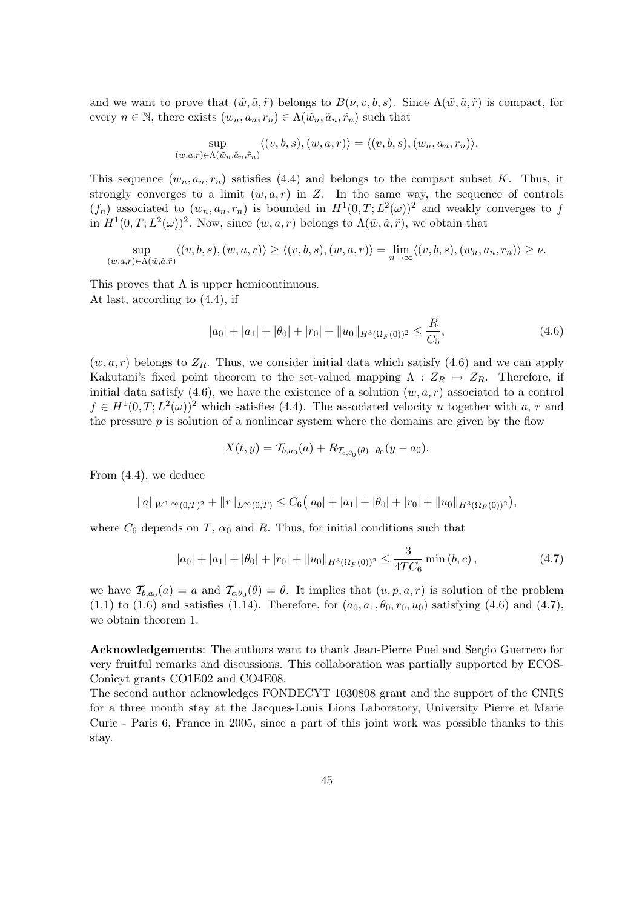and we want to prove that $(\tilde{w}, \tilde{a}, \tilde{r})$ belongs to $B(\nu, v, b, s)$. Since $\Lambda(\tilde{w}, \tilde{a}, \tilde{r})$ is compact, for every $n \in \mathbb{N}$, there exists $(w_n, a_n, r_n) \in \Lambda(\tilde{w}_n, \tilde{a}_n, \tilde{r}_n)$ such that

$$\sup_{(w,a,r) \in \Lambda(\tilde{w}_n, \tilde{a}_n, \tilde{r}_n)} \langle (v, b, s), (w, a, r) \rangle = \langle (v, b, s), (w_n, a_n, r_n) \rangle.$$

This sequence $(w_n, a_n, r_n)$ satisfies (4.4) and belongs to the compact subset $K$. Thus, it strongly converges to a limit $(w, a, r)$ in $Z$. In the same way, the sequence of controls $(f_n)$ associated to $(w_n, a_n, r_n)$ is bounded in $H^1(0, T; L^2(\omega))^2$ and weakly converges to $f$ in $H^1(0, T; L^2(\omega))^2$. Now, since $(w, a, r)$ belongs to $\Lambda(\tilde{w}, \tilde{a}, \tilde{r})$, we obtain that

$$\sup_{(w,a,r) \in \Lambda(\tilde{w}, \tilde{a}, \tilde{r})} \langle (v, b, s), (w, a, r) \rangle \geq \langle (v, b, s), (w, a, r) \rangle = \lim_{n \to \infty} \langle (v, b, s), (w_n, a_n, r_n) \rangle \geq \nu.$$

This proves that $\Lambda$ is upper hemicontinuous.
At last, according to (4.4), if

$$|a_0| + |a_1| + |\theta_0| + |r_0| + \|u_0\|_{H^3(\Omega_F(0))^2} \leq \frac{R}{C_5}, \tag{4.6}$$

$(w, a, r)$ belongs to $Z_R$. Thus, we consider initial data which satisfy (4.6) and we can apply Kakutani's fixed point theorem to the set-valued mapping $\Lambda : Z_R \mapsto Z_R$. Therefore, if initial data satisfy (4.6), we have the existence of a solution $(w, a, r)$ associated to a control $f \in H^1(0, T; L^2(\omega))^2$ which satisfies (4.4). The associated velocity $u$ together with $a$, $r$ and the pressure $p$ is solution of a nonlinear system where the domains are given by the flow

$$X(t, y) = \mathcal{T}_{b,a_0}(a) + R_{\mathcal{T}_{c,\theta_0}(\theta) - \theta_0}(y - a_0).$$

From (4.4), we deduce

$$\|a\|_{W^{1,\infty}(0,T)^2} + \|r\|_{L^\infty(0,T)} \leq C_6 \big( |a_0| + |a_1| + |\theta_0| + |r_0| + \|u_0\|_{H^3(\Omega_F(0))^2} \big),$$

where $C_6$ depends on $T$, $\alpha_0$ and $R$. Thus, for initial conditions such that

$$|a_0| + |a_1| + |\theta_0| + |r_0| + \|u_0\|_{H^3(\Omega_F(0))^2} \leq \frac{3}{4TC_6} \min (b, c), \tag{4.7}$$

we have $\mathcal{T}_{b,a_0}(a) = a$ and $\mathcal{T}_{c,\theta_0}(\theta) = \theta$. It implies that $(u, p, a, r)$ is solution of the problem (1.1) to (1.6) and satisfies (1.14). Therefore, for $(a_0, a_1, \theta_0, r_0, u_0)$ satisfying (4.6) and (4.7), we obtain theorem 1.

**Acknowledgements**: The authors want to thank Jean-Pierre Puel and Sergio Guerrero for very fruitful remarks and discussions. This collaboration was partially supported by ECOS-Conicyt grants CO1E02 and CO4E08.
The second author acknowledges FONDECYT 1030808 grant and the support of the CNRS for a three month stay at the Jacques-Louis Lions Laboratory, University Pierre et Marie Curie - Paris 6, France in 2005, since a part of this joint work was possible thanks to this stay.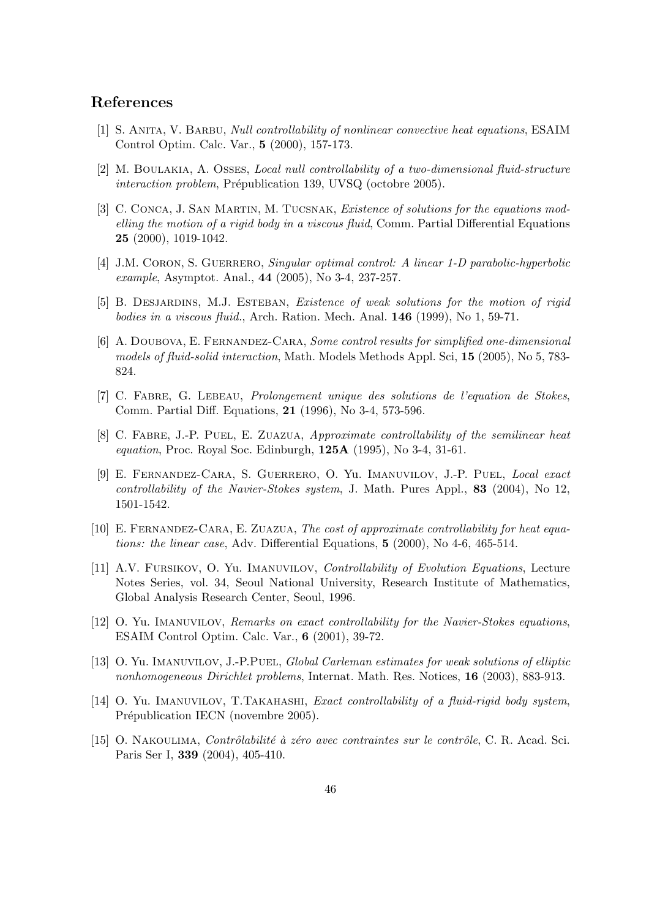## References

[1] S. Anita, V. Barbu, *Null controllability of nonlinear convective heat equations*, ESAIM Control Optim. Calc. Var., **5** (2000), 157-173.

[2] M. Boulakia, A. Osses, *Local null controllability of a two-dimensional fluid-structure interaction problem*, Prépublication 139, UVSQ (octobre 2005).

[3] C. Conca, J. San Martin, M. Tucsnak, *Existence of solutions for the equations modelling the motion of a rigid body in a viscous fluid*, Comm. Partial Differential Equations **25** (2000), 1019-1042.

[4] J.M. Coron, S. Guerrero, *Singular optimal control: A linear 1-D parabolic-hyperbolic example*, Asymptot. Anal., **44** (2005), No 3-4, 237-257.

[5] B. Desjardins, M.J. Esteban, *Existence of weak solutions for the motion of rigid bodies in a viscous fluid.*, Arch. Ration. Mech. Anal. **146** (1999), No 1, 59-71.

[6] A. Doubova, E. Fernandez-Cara, *Some control results for simplified one-dimensional models of fluid-solid interaction*, Math. Models Methods Appl. Sci, **15** (2005), No 5, 783-824.

[7] C. Fabre, G. Lebeau, *Prolongement unique des solutions de l'equation de Stokes*, Comm. Partial Diff. Equations, **21** (1996), No 3-4, 573-596.

[8] C. Fabre, J.-P. Puel, E. Zuazua, *Approximate controllability of the semilinear heat equation*, Proc. Royal Soc. Edinburgh, **125A** (1995), No 3-4, 31-61.

[9] E. Fernandez-Cara, S. Guerrero, O. Yu. Imanuvilov, J.-P. Puel, *Local exact controllability of the Navier-Stokes system*, J. Math. Pures Appl., **83** (2004), No 12, 1501-1542.

[10] E. Fernandez-Cara, E. Zuazua, *The cost of approximate controllability for heat equations: the linear case*, Adv. Differential Equations, **5** (2000), No 4-6, 465-514.

[11] A.V. Fursikov, O. Yu. Imanuvilov, *Controllability of Evolution Equations*, Lecture Notes Series, vol. 34, Seoul National University, Research Institute of Mathematics, Global Analysis Research Center, Seoul, 1996.

[12] O. Yu. Imanuvilov, *Remarks on exact controllability for the Navier-Stokes equations*, ESAIM Control Optim. Calc. Var., **6** (2001), 39-72.

[13] O. Yu. Imanuvilov, J.-P.Puel, *Global Carleman estimates for weak solutions of elliptic nonhomogeneous Dirichlet problems*, Internat. Math. Res. Notices, **16** (2003), 883-913.

[14] O. Yu. Imanuvilov, T.Takahashi, *Exact controllability of a fluid-rigid body system*, Prépublication IECN (novembre 2005).

[15] O. Nakoulima, *Contrôlabilité à zéro avec contraintes sur le contrôle*, C. R. Acad. Sci. Paris Ser I, **339** (2004), 405-410.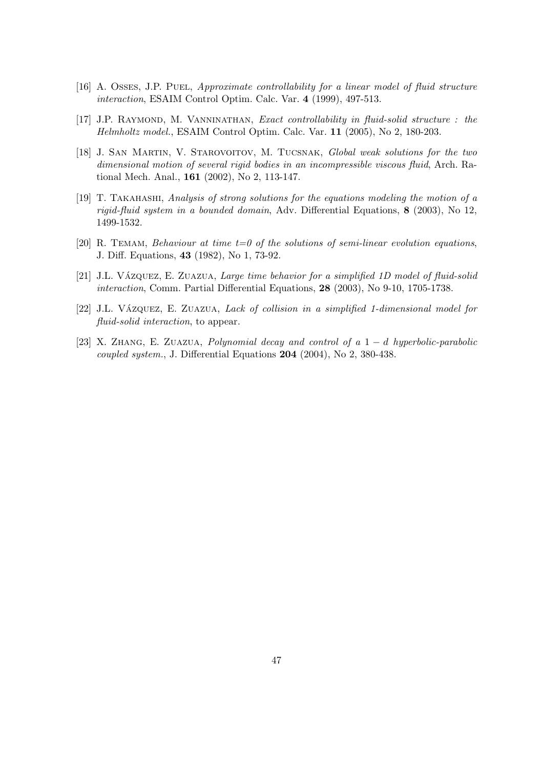[16] A. Osses, J.P. Puel, *Approximate controllability for a linear model of fluid structure interaction*, ESAIM Control Optim. Calc. Var. **4** (1999), 497-513.

[17] J.P. Raymond, M. Vanninathan, *Exact controllability in fluid-solid structure : the Helmholtz model.*, ESAIM Control Optim. Calc. Var. **11** (2005), No 2, 180-203.

[18] J. San Martin, V. Starovoitov, M. Tucsnak, *Global weak solutions for the two dimensional motion of several rigid bodies in an incompressible viscous fluid*, Arch. Rational Mech. Anal., **161** (2002), No 2, 113-147.

[19] T. Takahashi, *Analysis of strong solutions for the equations modeling the motion of a rigid-fluid system in a bounded domain*, Adv. Differential Equations, **8** (2003), No 12, 1499-1532.

[20] R. Temam, *Behaviour at time t=0 of the solutions of semi-linear evolution equations*, J. Diff. Equations, **43** (1982), No 1, 73-92.

[21] J.L. Vázquez, E. Zuazua, *Large time behavior for a simplified 1D model of fluid-solid interaction*, Comm. Partial Differential Equations, **28** (2003), No 9-10, 1705-1738.

[22] J.L. Vázquez, E. Zuazua, *Lack of collision in a simplified 1-dimensional model for fluid-solid interaction*, to appear.

[23] X. Zhang, E. Zuazua, *Polynomial decay and control of a $1-d$ hyperbolic-parabolic coupled system.*, J. Differential Equations **204** (2004), No 2, 380-438.